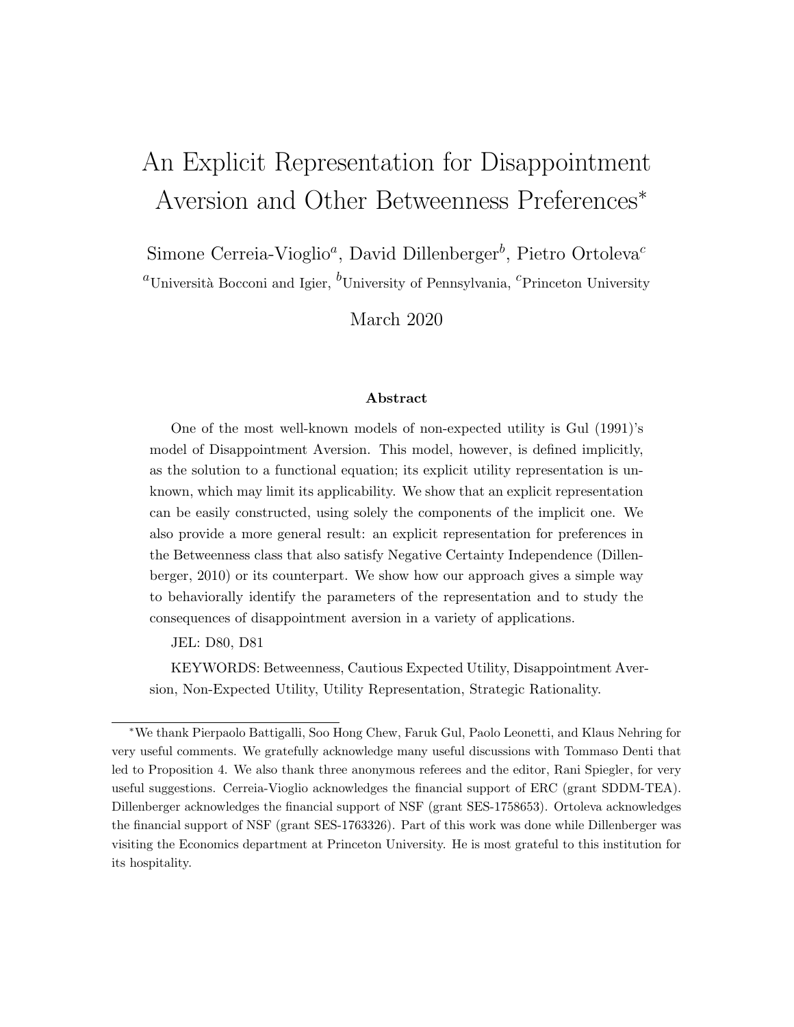# An Explicit Representation for Disappointment Aversion and Other Betweenness Preferences*

Simone Cerreia-Vioglio[a], David Dillenberger[b], Pietro Ortoleva[c]

[a]Università Bocconi and Igier, [b]University of Pennsylvania, [c]Princeton University

March 2020

### Abstract

One of the most well-known models of non-expected utility is Gul (1991)'s model of Disappointment Aversion. This model, however, is defined implicitly, as the solution to a functional equation; its explicit utility representation is unknown, which may limit its applicability. We show that an explicit representation can be easily constructed, using solely the components of the implicit one. We also provide a more general result: an explicit representation for preferences in the Betweenness class that also satisfy Negative Certainty Independence (Dillenberger, 2010) or its counterpart. We show how our approach gives a simple way to behaviorally identify the parameters of the representation and to study the consequences of disappointment aversion in a variety of applications.

JEL: D80, D81

KEYWORDS: Betweenness, Cautious Expected Utility, Disappointment Aversion, Non-Expected Utility, Utility Representation, Strategic Rationality.

---

*We thank Pierpaolo Battigalli, Soo Hong Chew, Faruk Gul, Paolo Leonetti, and Klaus Nehring for very useful comments. We gratefully acknowledge many useful discussions with Tommaso Denti that led to Proposition 4. We also thank three anonymous referees and the editor, Rani Spiegler, for very useful suggestions. Cerreia-Vioglio acknowledges the financial support of ERC (grant SDDM-TEA). Dillenberger acknowledges the financial support of NSF (grant SES-1758653). Ortoleva acknowledges the financial support of NSF (grant SES-1763326). Part of this work was done while Dillenberger was visiting the Economics department at Princeton University. He is most grateful to this institution for its hospitality.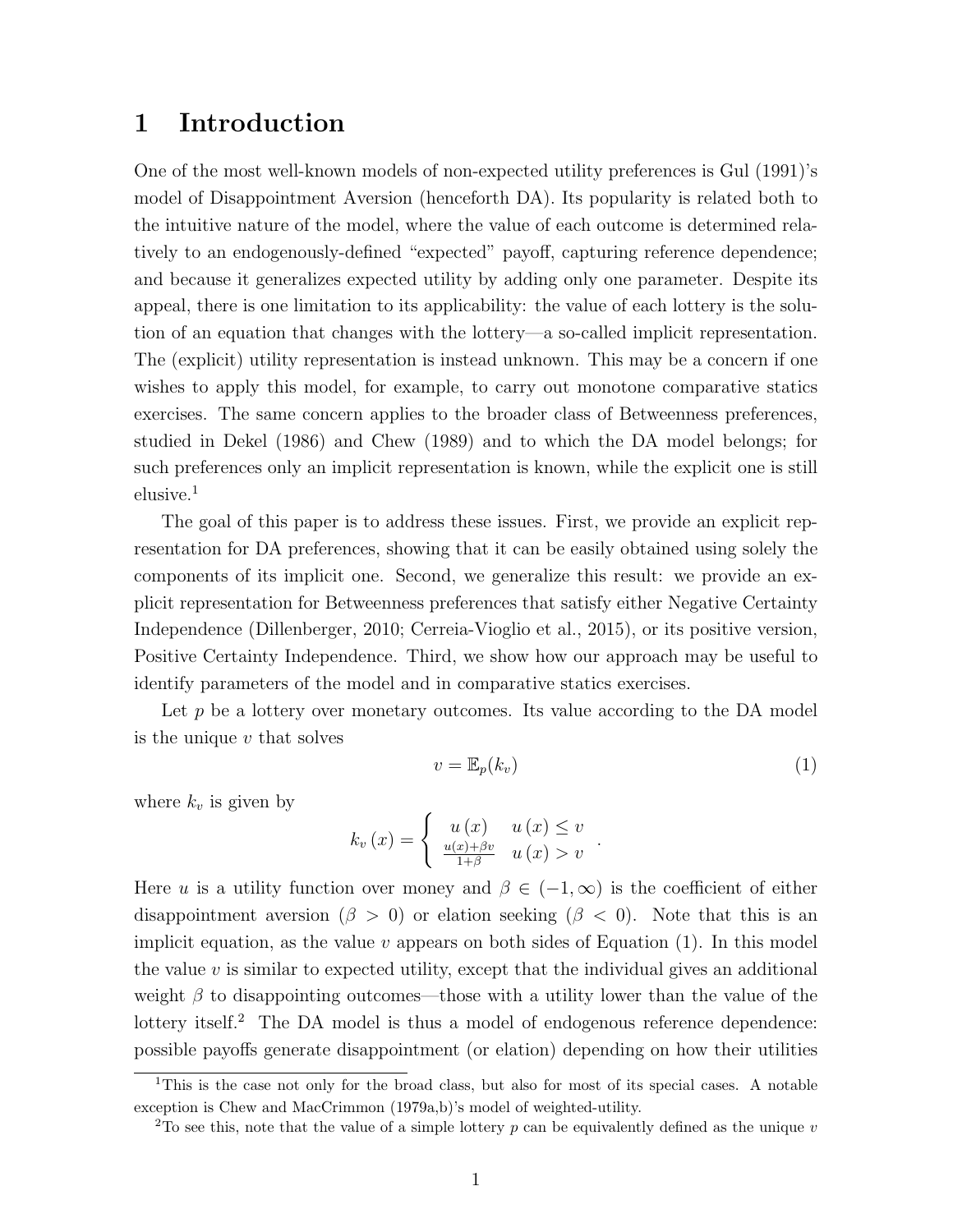# 1 Introduction

One of the most well-known models of non-expected utility preferences is Gul (1991)'s model of Disappointment Aversion (henceforth DA). Its popularity is related both to the intuitive nature of the model, where the value of each outcome is determined relatively to an endogenously-defined "expected" payoff, capturing reference dependence; and because it generalizes expected utility by adding only one parameter. Despite its appeal, there is one limitation to its applicability: the value of each lottery is the solution of an equation that changes with the lottery—a so-called implicit representation. The (explicit) utility representation is instead unknown. This may be a concern if one wishes to apply this model, for example, to carry out monotone comparative statics exercises. The same concern applies to the broader class of Betweenness preferences, studied in Dekel (1986) and Chew (1989) and to which the DA model belongs; for such preferences only an implicit representation is known, while the explicit one is still elusive.[1]

The goal of this paper is to address these issues. First, we provide an explicit representation for DA preferences, showing that it can be easily obtained using solely the components of its implicit one. Second, we generalize this result: we provide an explicit representation for Betweenness preferences that satisfy either Negative Certainty Independence (Dillenberger, 2010; Cerreia-Vioglio et al., 2015), or its positive version, Positive Certainty Independence. Third, we show how our approach may be useful to identify parameters of the model and in comparative statics exercises.

Let $p$ be a lottery over monetary outcomes. Its value according to the DA model is the unique $v$ that solves

$$v = \mathbb{E}_p(k_v) \tag{1}$$

where $k_v$ is given by

$$k_v(x) = \begin{cases} u(x) & u(x) \leq v \\ \frac{u(x)+\beta v}{1+\beta} & u(x) > v \end{cases}.$$

Here $u$ is a utility function over money and $\beta \in (-1, \infty)$ is the coefficient of either disappointment aversion ($\beta > 0$) or elation seeking ($\beta < 0$). Note that this is an implicit equation, as the value $v$ appears on both sides of Equation (1). In this model the value $v$ is similar to expected utility, except that the individual gives an additional weight $\beta$ to disappointing outcomes—those with a utility lower than the value of the lottery itself.[2] The DA model is thus a model of endogenous reference dependence: possible payoffs generate disappointment (or elation) depending on how their utilities

[1] This is the case not only for the broad class, but also for most of its special cases. A notable exception is Chew and MacCrimmon (1979a,b)'s model of weighted-utility.

[2] To see this, note that the value of a simple lottery $p$ can be equivalently defined as the unique $v$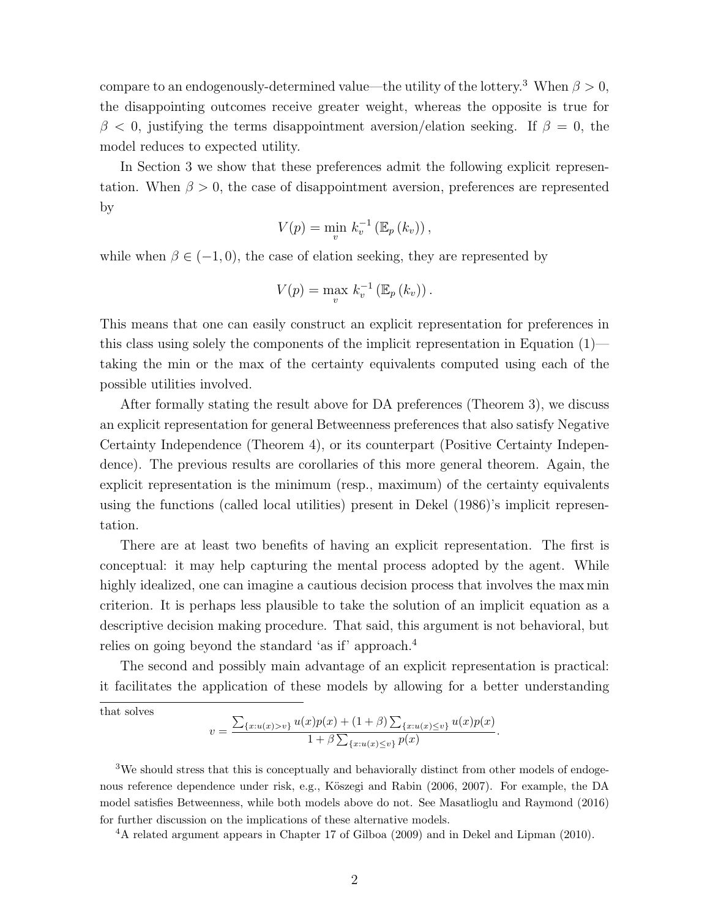compare to an endogenously-determined value—the utility of the lottery.[3] When $\beta > 0$, the disappointing outcomes receive greater weight, whereas the opposite is true for $\beta < 0$, justifying the terms disappointment aversion/elation seeking. If $\beta = 0$, the model reduces to expected utility.

In Section 3 we show that these preferences admit the following explicit representation. When $\beta > 0$, the case of disappointment aversion, preferences are represented by

$$V(p) = \min_{v} k_v^{-1} \left( \mathbb{E}_p \left( k_v \right) \right),$$

while when $\beta \in (-1, 0)$, the case of elation seeking, they are represented by

$$V(p) = \max_{v} k_v^{-1} \left( \mathbb{E}_p \left( k_v \right) \right).$$

This means that one can easily construct an explicit representation for preferences in this class using solely the components of the implicit representation in Equation (1)—taking the min or the max of the certainty equivalents computed using each of the possible utilities involved.

After formally stating the result above for DA preferences (Theorem 3), we discuss an explicit representation for general Betweenness preferences that also satisfy Negative Certainty Independence (Theorem 4), or its counterpart (Positive Certainty Independence). The previous results are corollaries of this more general theorem. Again, the explicit representation is the minimum (resp., maximum) of the certainty equivalents using the functions (called local utilities) present in Dekel (1986)'s implicit representation.

There are at least two benefits of having an explicit representation. The first is conceptual: it may help capturing the mental process adopted by the agent. While highly idealized, one can imagine a cautious decision process that involves the max min criterion. It is perhaps less plausible to take the solution of an implicit equation as a descriptive decision making procedure. That said, this argument is not behavioral, but relies on going beyond the standard 'as if' approach.[4]

The second and possibly main advantage of an explicit representation is practical: it facilitates the application of these models by allowing for a better understanding

---

that solves

$$v = \frac{\sum_{\{x:u(x)>v\}} u(x)p(x) + (1+\beta)\sum_{\{x:u(x)\leq v\}} u(x)p(x)}{1+\beta\sum_{\{x:u(x)\leq v\}} p(x)}.$$

[3] We should stress that this is conceptually and behaviorally distinct from other models of endogenous reference dependence under risk, e.g., Kőszegi and Rabin (2006, 2007). For example, the DA model satisfies Betweenness, while both models above do not. See Masatlioglu and Raymond (2016) for further discussion on the implications of these alternative models.

[4] A related argument appears in Chapter 17 of Gilboa (2009) and in Dekel and Lipman (2010).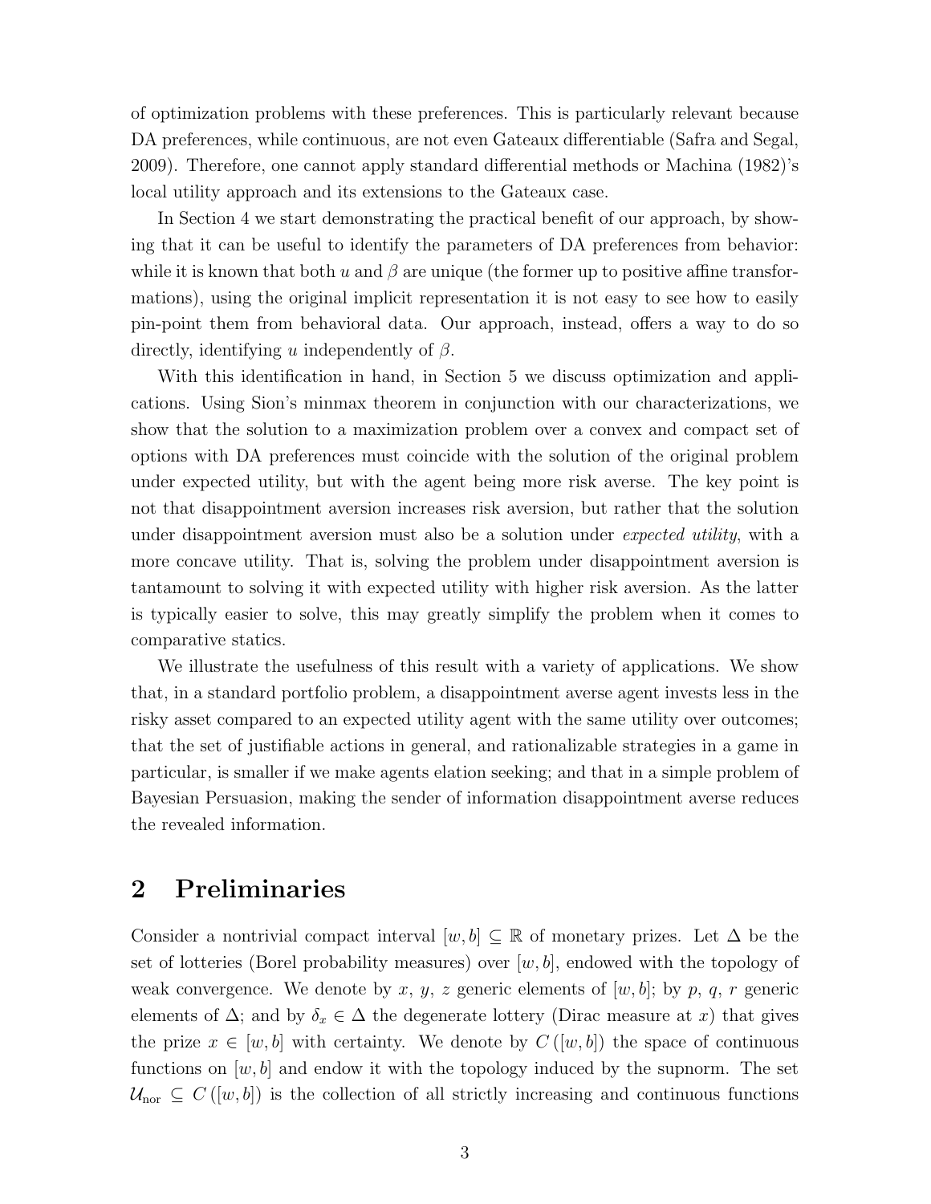of optimization problems with these preferences. This is particularly relevant because DA preferences, while continuous, are not even Gateaux differentiable (Safra and Segal, 2009). Therefore, one cannot apply standard differential methods or Machina (1982)'s local utility approach and its extensions to the Gateaux case.

In Section 4 we start demonstrating the practical benefit of our approach, by showing that it can be useful to identify the parameters of DA preferences from behavior: while it is known that both $u$ and $\beta$ are unique (the former up to positive affine transformations), using the original implicit representation it is not easy to see how to easily pin-point them from behavioral data. Our approach, instead, offers a way to do so directly, identifying $u$ independently of $\beta$.

With this identification in hand, in Section 5 we discuss optimization and applications. Using Sion's minmax theorem in conjunction with our characterizations, we show that the solution to a maximization problem over a convex and compact set of options with DA preferences must coincide with the solution of the original problem under expected utility, but with the agent being more risk averse. The key point is not that disappointment aversion increases risk aversion, but rather that the solution under disappointment aversion must also be a solution under *expected utility*, with a more concave utility. That is, solving the problem under disappointment aversion is tantamount to solving it with expected utility with higher risk aversion. As the latter is typically easier to solve, this may greatly simplify the problem when it comes to comparative statics.

We illustrate the usefulness of this result with a variety of applications. We show that, in a standard portfolio problem, a disappointment averse agent invests less in the risky asset compared to an expected utility agent with the same utility over outcomes; that the set of justifiable actions in general, and rationalizable strategies in a game in particular, is smaller if we make agents elation seeking; and that in a simple problem of Bayesian Persuasion, making the sender of information disappointment averse reduces the revealed information.

## 2 Preliminaries

Consider a nontrivial compact interval $[w, b] \subseteq \mathbb{R}$ of monetary prizes. Let $\Delta$ be the set of lotteries (Borel probability measures) over $[w, b]$, endowed with the topology of weak convergence. We denote by $x$, $y$, $z$ generic elements of $[w, b]$; by $p$, $q$, $r$ generic elements of $\Delta$; and by $\delta_x \in \Delta$ the degenerate lottery (Dirac measure at $x$) that gives the prize $x \in [w, b]$ with certainty. We denote by $C([w, b])$ the space of continuous functions on $[w, b]$ and endow it with the topology induced by the supnorm. The set $\mathcal{U}_{\text{nor}} \subseteq C([w, b])$ is the collection of all strictly increasing and continuous functions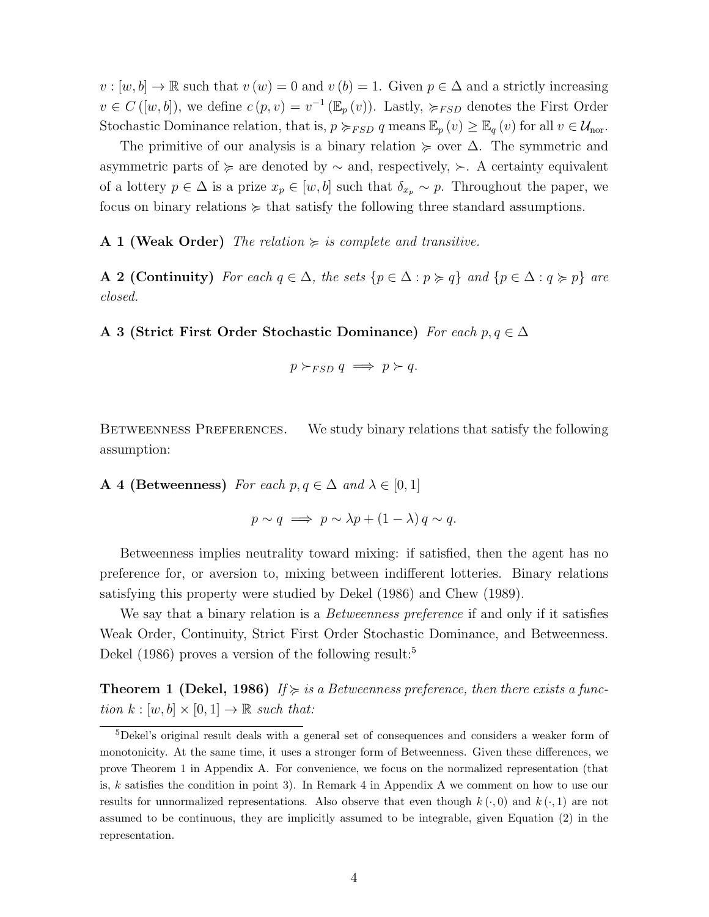$v : [w, b] \to \mathbb{R}$ such that $v(w) = 0$ and $v(b) = 1$. Given $p \in \Delta$ and a strictly increasing $v \in C([w, b])$, we define $c(p, v) = v^{-1}(\mathbb{E}_p(v))$. Lastly, $\succcurlyeq_{FSD}$ denotes the First Order Stochastic Dominance relation, that is, $p \succcurlyeq_{FSD} q$ means $\mathbb{E}_p(v) \geq \mathbb{E}_q(v)$ for all $v \in \mathcal{U}_{\text{nor}}$.

The primitive of our analysis is a binary relation $\succcurlyeq$ over $\Delta$. The symmetric and asymmetric parts of $\succcurlyeq$ are denoted by $\sim$ and, respectively, $\succ$. A certainty equivalent of a lottery $p \in \Delta$ is a prize $x_p \in [w, b]$ such that $\delta_{x_p} \sim p$. Throughout the paper, we focus on binary relations $\succcurlyeq$ that satisfy the following three standard assumptions.

**A 1 (Weak Order)** *The relation $\succcurlyeq$ is complete and transitive.*

**A 2 (Continuity)** *For each $q \in \Delta$, the sets $\{p \in \Delta : p \succcurlyeq q\}$ and $\{p \in \Delta : q \succcurlyeq p\}$ are closed.*

**A 3 (Strict First Order Stochastic Dominance)** *For each $p, q \in \Delta$*

$$p \succ_{FSD} q \implies p \succ q.$$

Betweenness Preferences. We study binary relations that satisfy the following assumption:

**A 4 (Betweenness)** *For each $p, q \in \Delta$ and $\lambda \in [0, 1]$*

$$p \sim q \implies p \sim \lambda p + (1 - \lambda) q \sim q.$$

Betweenness implies neutrality toward mixing: if satisfied, then the agent has no preference for, or aversion to, mixing between indifferent lotteries. Binary relations satisfying this property were studied by Dekel (1986) and Chew (1989).

We say that a binary relation is a *Betweenness preference* if and only if it satisfies Weak Order, Continuity, Strict First Order Stochastic Dominance, and Betweenness. Dekel (1986) proves a version of the following result:[5]

**Theorem 1 (Dekel, 1986)** *If $\succcurlyeq$ is a Betweenness preference, then there exists a function $k : [w, b] \times [0, 1] \to \mathbb{R}$ such that:*

[5] Dekel's original result deals with a general set of consequences and considers a weaker form of monotonicity. At the same time, it uses a stronger form of Betweenness. Given these differences, we prove Theorem 1 in Appendix A. For convenience, we focus on the normalized representation (that is, $k$ satisfies the condition in point 3). In Remark 4 in Appendix A we comment on how to use our results for unnormalized representations. Also observe that even though $k(\cdot, 0)$ and $k(\cdot, 1)$ are not assumed to be continuous, they are implicitly assumed to be integrable, given Equation (2) in the representation.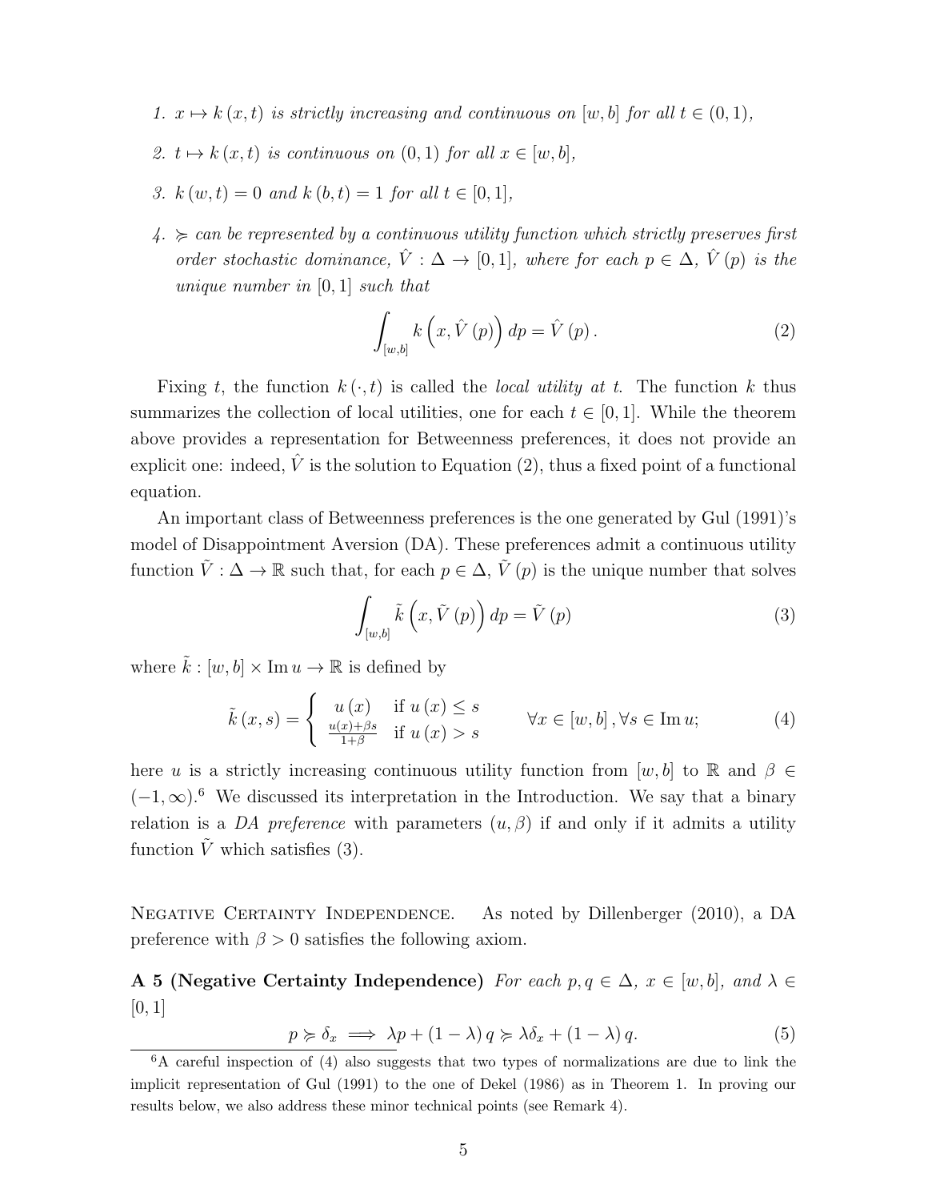1. *$x \mapsto k(x,t)$ is strictly increasing and continuous on $[w,b]$ for all $t \in (0,1)$,*

2. *$t \mapsto k(x,t)$ is continuous on $(0,1)$ for all $x \in [w,b]$,*

3. *$k(w,t) = 0$ and $k(b,t) = 1$ for all $t \in [0,1]$,*

4. *$\succcurlyeq$ can be represented by a continuous utility function which strictly preserves first order stochastic dominance, $\hat{V} : \Delta \to [0,1]$, where for each $p \in \Delta$, $\hat{V}(p)$ is the unique number in $[0,1]$ such that*

$$\int_{[w,b]} k\left(x, \hat{V}(p)\right) dp = \hat{V}(p). \tag{2}$$

Fixing $t$, the function $k(\cdot,t)$ is called the *local utility at $t$*. The function $k$ thus summarizes the collection of local utilities, one for each $t \in [0,1]$. While the theorem above provides a representation for Betweenness preferences, it does not provide an explicit one: indeed, $\hat{V}$ is the solution to Equation (2), thus a fixed point of a functional equation.

An important class of Betweenness preferences is the one generated by Gul (1991)'s model of Disappointment Aversion (DA). These preferences admit a continuous utility function $\tilde{V} : \Delta \to \mathbb{R}$ such that, for each $p \in \Delta$, $\tilde{V}(p)$ is the unique number that solves

$$\int_{[w,b]} \tilde{k}\left(x, \tilde{V}(p)\right) dp = \tilde{V}(p) \tag{3}$$

where $\tilde{k} : [w,b] \times \operatorname{Im} u \to \mathbb{R}$ is defined by

$$\tilde{k}(x,s) = \begin{cases} u(x) & \text{if } u(x) \leq s \\ \frac{u(x)+\beta s}{1+\beta} & \text{if } u(x) > s \end{cases} \qquad \forall x \in [w,b], \forall s \in \operatorname{Im} u; \tag{4}$$

here $u$ is a strictly increasing continuous utility function from $[w,b]$ to $\mathbb{R}$ and $\beta \in (-1,\infty)$.[6] We discussed its interpretation in the Introduction. We say that a binary relation is a *DA preference* with parameters $(u,\beta)$ if and only if it admits a utility function $\tilde{V}$ which satisfies (3).

Negative Certainty Independence. As noted by Dillenberger (2010), a DA preference with $\beta > 0$ satisfies the following axiom.

**A 5 (Negative Certainty Independence)** *For each $p,q \in \Delta$, $x \in [w,b]$, and $\lambda \in [0,1]$*

$$p \succcurlyeq \delta_x \implies \lambda p + (1-\lambda) q \succcurlyeq \lambda \delta_x + (1-\lambda) q. \tag{5}$$

[6] A careful inspection of (4) also suggests that two types of normalizations are due to link the implicit representation of Gul (1991) to the one of Dekel (1986) as in Theorem 1. In proving our results below, we also address these minor technical points (see Remark 4).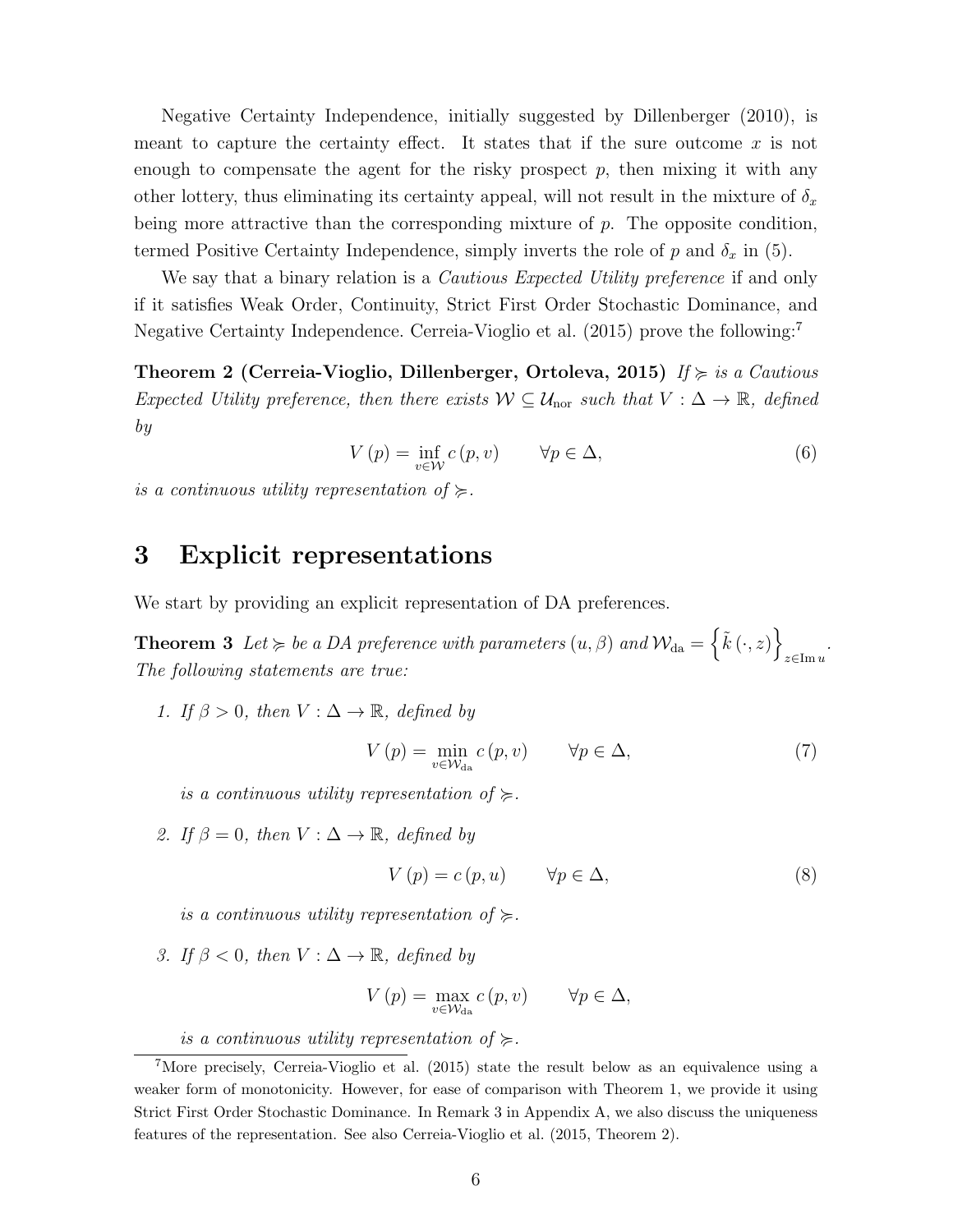Negative Certainty Independence, initially suggested by Dillenberger (2010), is meant to capture the certainty effect. It states that if the sure outcome $x$ is not enough to compensate the agent for the risky prospect $p$, then mixing it with any other lottery, thus eliminating its certainty appeal, will not result in the mixture of $\delta_x$ being more attractive than the corresponding mixture of $p$. The opposite condition, termed Positive Certainty Independence, simply inverts the role of $p$ and $\delta_x$ in (5).

We say that a binary relation is a *Cautious Expected Utility preference* if and only if it satisfies Weak Order, Continuity, Strict First Order Stochastic Dominance, and Negative Certainty Independence. Cerreia-Vioglio et al. (2015) prove the following:[7]

**Theorem 2 (Cerreia-Vioglio, Dillenberger, Ortoleva, 2015)** *If $\succcurlyeq$ is a Cautious Expected Utility preference, then there exists $\mathcal{W} \subseteq \mathcal{U}_{\text{nor}}$ such that $V : \Delta \to \mathbb{R}$, defined by*

$$V(p) = \inf_{v \in \mathcal{W}} c(p, v) \qquad \forall p \in \Delta, \tag{6}$$

*is a continuous utility representation of $\succcurlyeq$.*

# 3 Explicit representations

We start by providing an explicit representation of DA preferences.

**Theorem 3** *Let $\succcurlyeq$ be a DA preference with parameters $(u, \beta)$ and $\mathcal{W}_{\text{da}} = \left\{ \tilde{k}(\cdot, z) \right\}_{z \in \text{Im}\, u}$. The following statements are true:*

1. *If $\beta > 0$, then $V : \Delta \to \mathbb{R}$, defined by*

$$V(p) = \min_{v \in \mathcal{W}_{\text{da}}} c(p, v) \qquad \forall p \in \Delta, \tag{7}$$

*is a continuous utility representation of $\succcurlyeq$.*

2. *If $\beta = 0$, then $V : \Delta \to \mathbb{R}$, defined by*

$$V(p) = c(p, u) \qquad \forall p \in \Delta, \tag{8}$$

*is a continuous utility representation of $\succcurlyeq$.*

3. *If $\beta < 0$, then $V : \Delta \to \mathbb{R}$, defined by*

$$V(p) = \max_{v \in \mathcal{W}_{\text{da}}} c(p, v) \qquad \forall p \in \Delta,$$

*is a continuous utility representation of $\succcurlyeq$.*

[7] More precisely, Cerreia-Vioglio et al. (2015) state the result below as an equivalence using a weaker form of monotonicity. However, for ease of comparison with Theorem 1, we provide it using Strict First Order Stochastic Dominance. In Remark 3 in Appendix A, we also discuss the uniqueness features of the representation. See also Cerreia-Vioglio et al. (2015, Theorem 2).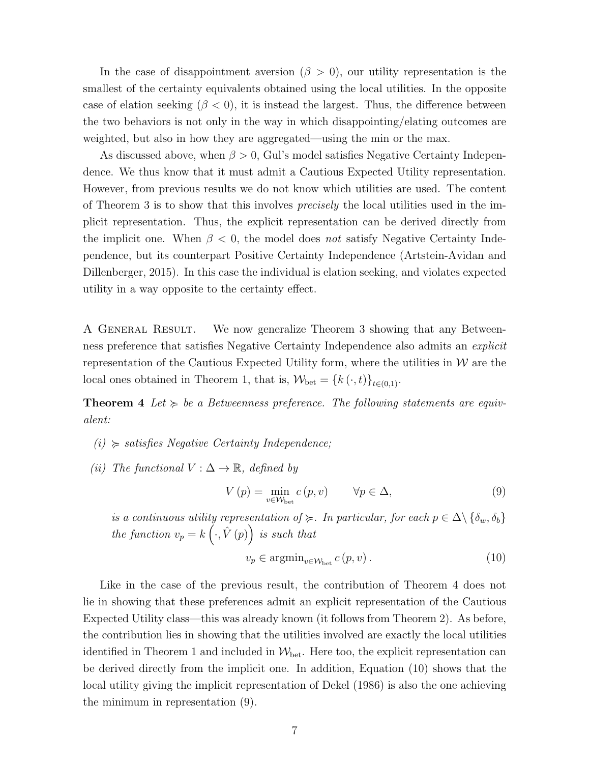In the case of disappointment aversion ($\beta > 0$), our utility representation is the smallest of the certainty equivalents obtained using the local utilities. In the opposite case of elation seeking ($\beta < 0$), it is instead the largest. Thus, the difference between the two behaviors is not only in the way in which disappointing/elating outcomes are weighted, but also in how they are aggregated—using the min or the max.

As discussed above, when $\beta > 0$, Gul's model satisfies Negative Certainty Independence. We thus know that it must admit a Cautious Expected Utility representation. However, from previous results we do not know which utilities are used. The content of Theorem 3 is to show that this involves *precisely* the local utilities used in the implicit representation. Thus, the explicit representation can be derived directly from the implicit one. When $\beta < 0$, the model does *not* satisfy Negative Certainty Independence, but its counterpart Positive Certainty Independence (Artstein-Avidan and Dillenberger, 2015). In this case the individual is elation seeking, and violates expected utility in a way opposite to the certainty effect.

A General Result. We now generalize Theorem 3 showing that any Betweenness preference that satisfies Negative Certainty Independence also admits an *explicit* representation of the Cautious Expected Utility form, where the utilities in $\mathcal{W}$ are the local ones obtained in Theorem 1, that is, $\mathcal{W}_{\text{bet}} = \{k(\cdot, t)\}_{t \in (0,1)}$.

**Theorem 4** *Let $\succcurlyeq$ be a Betweenness preference. The following statements are equivalent:*

*(i) $\succcurlyeq$ satisfies Negative Certainty Independence;*

*(ii) The functional $V : \Delta \to \mathbb{R}$, defined by*

$$V(p) = \min_{v \in \mathcal{W}_{\text{bet}}} c(p, v) \qquad \forall p \in \Delta, \tag{9}$$

*is a continuous utility representation of $\succcurlyeq$. In particular, for each $p \in \Delta \setminus \{\delta_w, \delta_b\}$ the function $v_p = k\left(\cdot, \hat{V}(p)\right)$ is such that*

$$v_p \in \operatorname{argmin}_{v \in \mathcal{W}_{\text{bet}}} c(p, v). \tag{10}$$

Like in the case of the previous result, the contribution of Theorem 4 does not lie in showing that these preferences admit an explicit representation of the Cautious Expected Utility class—this was already known (it follows from Theorem 2). As before, the contribution lies in showing that the utilities involved are exactly the local utilities identified in Theorem 1 and included in $\mathcal{W}_{\text{bet}}$. Here too, the explicit representation can be derived directly from the implicit one. In addition, Equation (10) shows that the local utility giving the implicit representation of Dekel (1986) is also the one achieving the minimum in representation (9).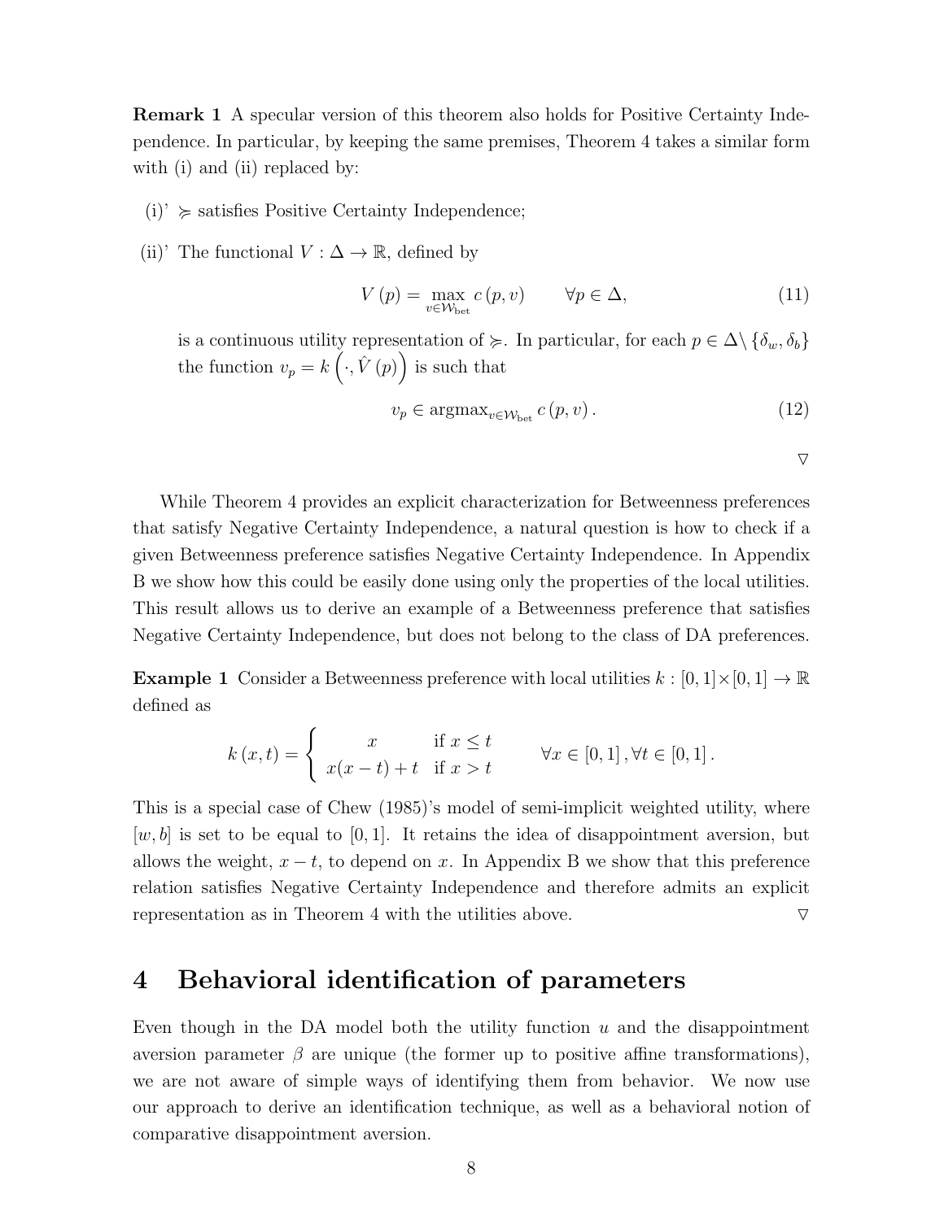**Remark 1** A specular version of this theorem also holds for Positive Certainty Independence. In particular, by keeping the same premises, Theorem 4 takes a similar form with (i) and (ii) replaced by:

(i)' $\succcurlyeq$ satisfies Positive Certainty Independence;

(ii)' The functional $V : \Delta \to \mathbb{R}$, defined by

$$V(p) = \max_{v \in \mathcal{W}_{\text{bet}}} c(p, v) \qquad \forall p \in \Delta, \tag{11}$$

is a continuous utility representation of $\succcurlyeq$. In particular, for each $p \in \Delta \setminus \{\delta_w, \delta_b\}$ the function $v_p = k\left(\cdot, \hat{V}(p)\right)$ is such that

$$v_p \in \operatorname{argmax}_{v \in \mathcal{W}_{\text{bet}}} c(p, v). \tag{12}$$

$\triangledown$

While Theorem 4 provides an explicit characterization for Betweenness preferences that satisfy Negative Certainty Independence, a natural question is how to check if a given Betweenness preference satisfies Negative Certainty Independence. In Appendix B we show how this could be easily done using only the properties of the local utilities. This result allows us to derive an example of a Betweenness preference that satisfies Negative Certainty Independence, but does not belong to the class of DA preferences.

**Example 1** Consider a Betweenness preference with local utilities $k : [0,1] \times [0,1] \to \mathbb{R}$ defined as

$$k(x,t) = \begin{cases} x & \text{if } x \leq t \\ x(x-t) + t & \text{if } x > t \end{cases} \qquad \forall x \in [0,1], \forall t \in [0,1].$$

This is a special case of Chew (1985)'s model of semi-implicit weighted utility, where $[w, b]$ is set to be equal to $[0, 1]$. It retains the idea of disappointment aversion, but allows the weight, $x - t$, to depend on $x$. In Appendix B we show that this preference relation satisfies Negative Certainty Independence and therefore admits an explicit representation as in Theorem 4 with the utilities above. $\triangledown$

# 4 Behavioral identification of parameters

Even though in the DA model both the utility function $u$ and the disappointment aversion parameter $\beta$ are unique (the former up to positive affine transformations), we are not aware of simple ways of identifying them from behavior. We now use our approach to derive an identification technique, as well as a behavioral notion of comparative disappointment aversion.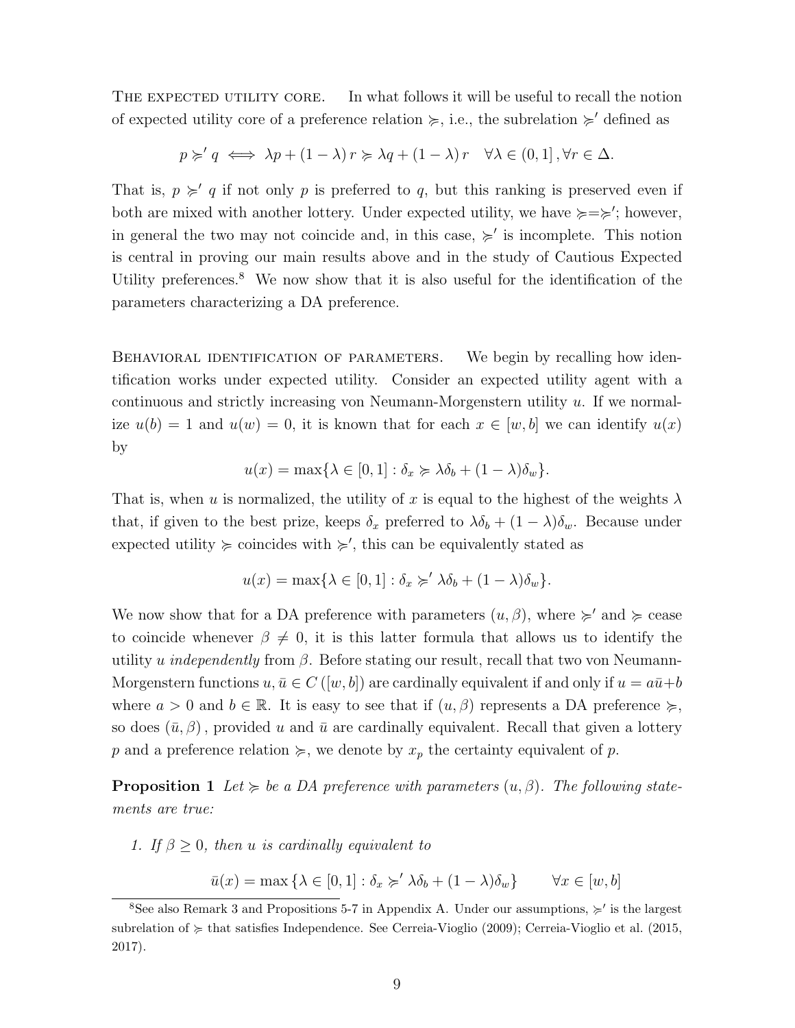THE EXPECTED UTILITY CORE. In what follows it will be useful to recall the notion of expected utility core of a preference relation $\succcurlyeq$, i.e., the subrelation $\succcurlyeq'$ defined as

$$p \succcurlyeq' q \iff \lambda p + (1-\lambda) r \succcurlyeq \lambda q + (1-\lambda) r \quad \forall \lambda \in (0,1], \forall r \in \Delta.$$

That is, $p \succcurlyeq' q$ if not only $p$ is preferred to $q$, but this ranking is preserved even if both are mixed with another lottery. Under expected utility, we have $\succcurlyeq = \succcurlyeq'$; however, in general the two may not coincide and, in this case, $\succcurlyeq'$ is incomplete. This notion is central in proving our main results above and in the study of Cautious Expected Utility preferences.[8] We now show that it is also useful for the identification of the parameters characterizing a DA preference.

BEHAVIORAL IDENTIFICATION OF PARAMETERS. We begin by recalling how identification works under expected utility. Consider an expected utility agent with a continuous and strictly increasing von Neumann-Morgenstern utility $u$. If we normalize $u(b) = 1$ and $u(w) = 0$, it is known that for each $x \in [w,b]$ we can identify $u(x)$ by

$$u(x) = \max\{\lambda \in [0,1] : \delta_x \succcurlyeq \lambda\delta_b + (1-\lambda)\delta_w\}.$$

That is, when $u$ is normalized, the utility of $x$ is equal to the highest of the weights $\lambda$ that, if given to the best prize, keeps $\delta_x$ preferred to $\lambda\delta_b + (1-\lambda)\delta_w$. Because under expected utility $\succcurlyeq$ coincides with $\succcurlyeq'$, this can be equivalently stated as

$$u(x) = \max\{\lambda \in [0,1] : \delta_x \succcurlyeq' \lambda\delta_b + (1-\lambda)\delta_w\}.$$

We now show that for a DA preference with parameters $(u, \beta)$, where $\succcurlyeq'$ and $\succcurlyeq$ cease to coincide whenever $\beta \neq 0$, it is this latter formula that allows us to identify the utility $u$ *independently* from $\beta$. Before stating our result, recall that two von Neumann-Morgenstern functions $u, \bar{u} \in C([w,b])$ are cardinally equivalent if and only if $u = a\bar{u} + b$ where $a > 0$ and $b \in \mathbb{R}$. It is easy to see that if $(u, \beta)$ represents a DA preference $\succcurlyeq$, so does $(\bar{u}, \beta)$, provided $u$ and $\bar{u}$ are cardinally equivalent. Recall that given a lottery $p$ and a preference relation $\succcurlyeq$, we denote by $x_p$ the certainty equivalent of $p$.

**Proposition 1** *Let $\succcurlyeq$ be a DA preference with parameters $(u, \beta)$. The following statements are true:*

1. *If $\beta \geq 0$, then $u$ is cardinally equivalent to*

$$\bar{u}(x) = \max\{\lambda \in [0,1] : \delta_x \succcurlyeq' \lambda\delta_b + (1-\lambda)\delta_w\} \qquad \forall x \in [w,b]$$

[8] See also Remark 3 and Propositions 5-7 in Appendix A. Under our assumptions, $\succcurlyeq'$ is the largest subrelation of $\succcurlyeq$ that satisfies Independence. See Cerreia-Vioglio (2009); Cerreia-Vioglio et al. (2015, 2017).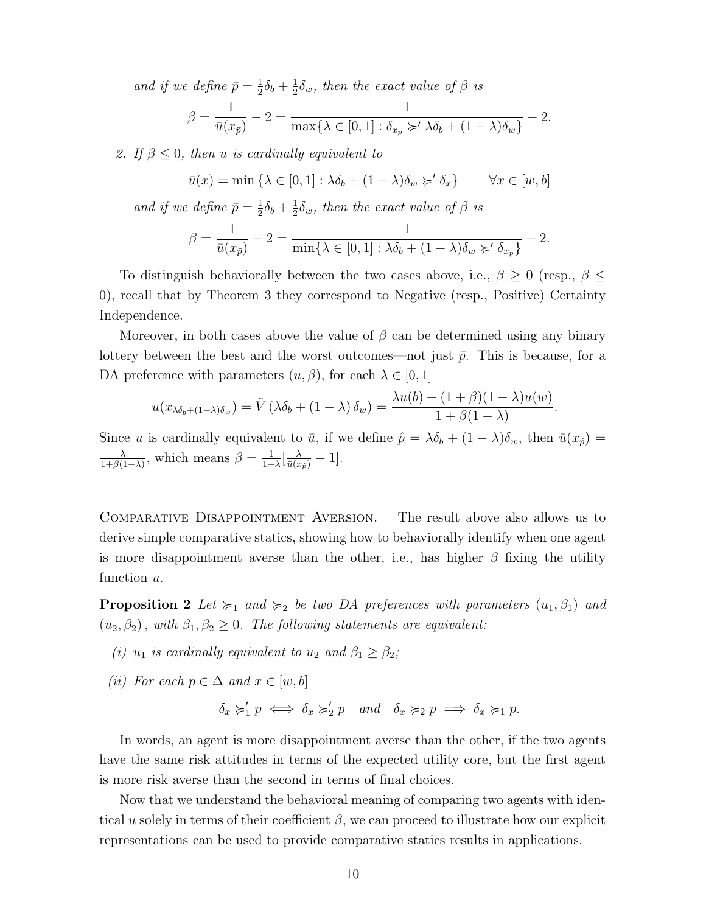*and if we define* $\bar{p} = \frac{1}{2}\delta_b + \frac{1}{2}\delta_w$*, then the exact value of* $\beta$ *is*

$$\beta = \frac{1}{\bar{u}(x_{\bar{p}})} - 2 = \frac{1}{\max\{\lambda \in [0,1] : \delta_{x_{\bar{p}}} \succcurlyeq' \lambda\delta_b + (1-\lambda)\delta_w\}} - 2.$$

2. *If* $\beta \leq 0$*, then* $u$ *is cardinally equivalent to*

$$\bar{u}(x) = \min\left\{\lambda \in [0,1] : \lambda\delta_b + (1-\lambda)\delta_w \succcurlyeq' \delta_x\right\} \qquad \forall x \in [w,b]$$

*and if we define* $\bar{p} = \frac{1}{2}\delta_b + \frac{1}{2}\delta_w$*, then the exact value of* $\beta$ *is*

$$\beta = \frac{1}{\bar{u}(x_{\bar{p}})} - 2 = \frac{1}{\min\{\lambda \in [0,1] : \lambda\delta_b + (1-\lambda)\delta_w \succcurlyeq' \delta_{x_{\bar{p}}}\}} - 2.$$

To distinguish behaviorally between the two cases above, i.e., $\beta \geq 0$ (resp., $\beta \leq 0$), recall that by Theorem 3 they correspond to Negative (resp., Positive) Certainty Independence.

Moreover, in both cases above the value of $\beta$ can be determined using any binary lottery between the best and the worst outcomes—not just $\bar{p}$. This is because, for a DA preference with parameters $(u, \beta)$, for each $\lambda \in [0,1]$

$$u(x_{\lambda\delta_b+(1-\lambda)\delta_w}) = \tilde{V}\left(\lambda\delta_b + (1-\lambda)\,\delta_w\right) = \frac{\lambda u(b) + (1+\beta)(1-\lambda)u(w)}{1+\beta(1-\lambda)}.$$

Since $u$ is cardinally equivalent to $\bar{u}$, if we define $\hat{p} = \lambda\delta_b + (1-\lambda)\delta_w$, then $\bar{u}(x_{\hat{p}}) = \frac{\lambda}{1+\beta(1-\lambda)}$, which means $\beta = \frac{1}{1-\lambda}[\frac{\lambda}{\bar{u}(x_{\hat{p}})} - 1]$.

Comparative Disappointment Aversion. The result above also allows us to derive simple comparative statics, showing how to behaviorally identify when one agent is more disappointment averse than the other, i.e., has higher $\beta$ fixing the utility function $u$.

**Proposition 2** *Let* $\succcurlyeq_1$ *and* $\succcurlyeq_2$ *be two DA preferences with parameters* $(u_1, \beta_1)$ *and* $(u_2, \beta_2)$*, with* $\beta_1, \beta_2 \geq 0$*. The following statements are equivalent:*

*(i)* $u_1$ *is cardinally equivalent to* $u_2$ *and* $\beta_1 \geq \beta_2$*;*

*(ii) For each* $p \in \Delta$ *and* $x \in [w,b]$

$$\delta_x \succcurlyeq_1' p \iff \delta_x \succcurlyeq_2' p \quad \text{and} \quad \delta_x \succcurlyeq_2 p \implies \delta_x \succcurlyeq_1 p.$$

In words, an agent is more disappointment averse than the other, if the two agents have the same risk attitudes in terms of the expected utility core, but the first agent is more risk averse than the second in terms of final choices.

Now that we understand the behavioral meaning of comparing two agents with identical $u$ solely in terms of their coefficient $\beta$, we can proceed to illustrate how our explicit representations can be used to provide comparative statics results in applications.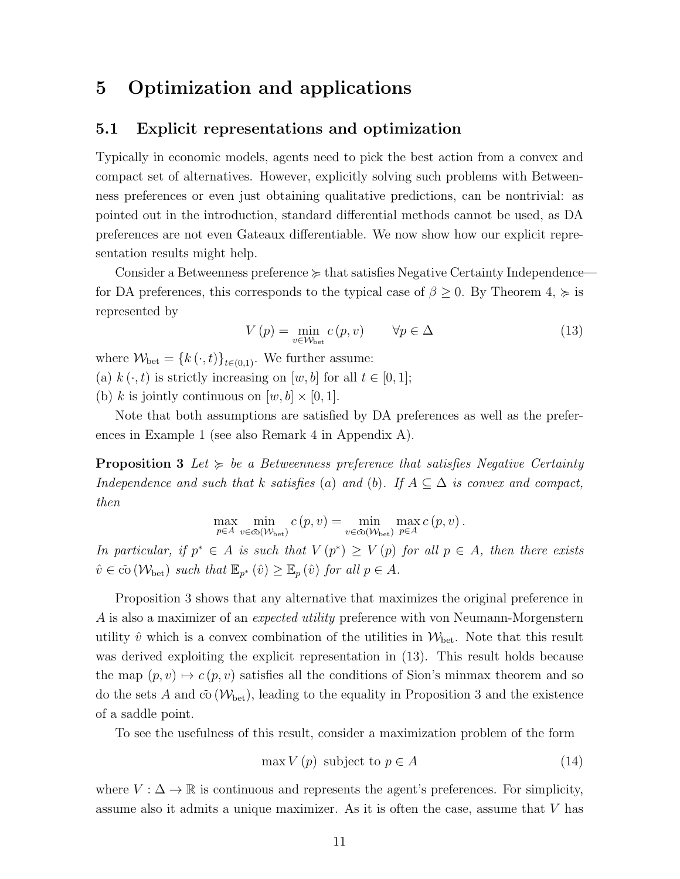# 5 Optimization and applications

## 5.1 Explicit representations and optimization

Typically in economic models, agents need to pick the best action from a convex and compact set of alternatives. However, explicitly solving such problems with Betweenness preferences or even just obtaining qualitative predictions, can be nontrivial: as pointed out in the introduction, standard differential methods cannot be used, as DA preferences are not even Gateaux differentiable. We now show how our explicit representation results might help.

Consider a Betweenness preference $\succcurlyeq$ that satisfies Negative Certainty Independence—for DA preferences, this corresponds to the typical case of $\beta \geq 0$. By Theorem 4, $\succcurlyeq$ is represented by

$$V(p) = \min_{v \in \mathcal{W}_{\text{bet}}} c(p, v) \qquad \forall p \in \Delta \tag{13}$$

where $\mathcal{W}_{\text{bet}} = \{k(\cdot, t)\}_{t \in (0,1)}$. We further assume:
(a) $k(\cdot, t)$ is strictly increasing on $[w, b]$ for all $t \in [0, 1]$;
(b) $k$ is jointly continuous on $[w, b] \times [0, 1]$.

Note that both assumptions are satisfied by DA preferences as well as the preferences in Example 1 (see also Remark 4 in Appendix A).

**Proposition 3** *Let $\succcurlyeq$ be a Betweenness preference that satisfies Negative Certainty Independence and such that $k$ satisfies (a) and (b). If $A \subseteq \Delta$ is convex and compact, then*

$$\max_{p \in A} \min_{v \in \bar{\text{co}}(\mathcal{W}_{\text{bet}})} c(p, v) = \min_{v \in \bar{\text{co}}(\mathcal{W}_{\text{bet}})} \max_{p \in A} c(p, v).$$

*In particular, if $p^* \in A$ is such that $V(p^*) \geq V(p)$ for all $p \in A$, then there exists $\hat{v} \in \bar{\text{co}}(\mathcal{W}_{\text{bet}})$ such that $\mathbb{E}_{p^*}(\hat{v}) \geq \mathbb{E}_p(\hat{v})$ for all $p \in A$.*

Proposition 3 shows that any alternative that maximizes the original preference in $A$ is also a maximizer of an *expected utility* preference with von Neumann-Morgenstern utility $\hat{v}$ which is a convex combination of the utilities in $\mathcal{W}_{\text{bet}}$. Note that this result was derived exploiting the explicit representation in (13). This result holds because the map $(p, v) \mapsto c(p, v)$ satisfies all the conditions of Sion's minmax theorem and so do the sets $A$ and $\bar{\text{co}}(\mathcal{W}_{\text{bet}})$, leading to the equality in Proposition 3 and the existence of a saddle point.

To see the usefulness of this result, consider a maximization problem of the form

$$\max V(p) \text{ subject to } p \in A \tag{14}$$

where $V : \Delta \to \mathbb{R}$ is continuous and represents the agent's preferences. For simplicity, assume also it admits a unique maximizer. As it is often the case, assume that $V$ has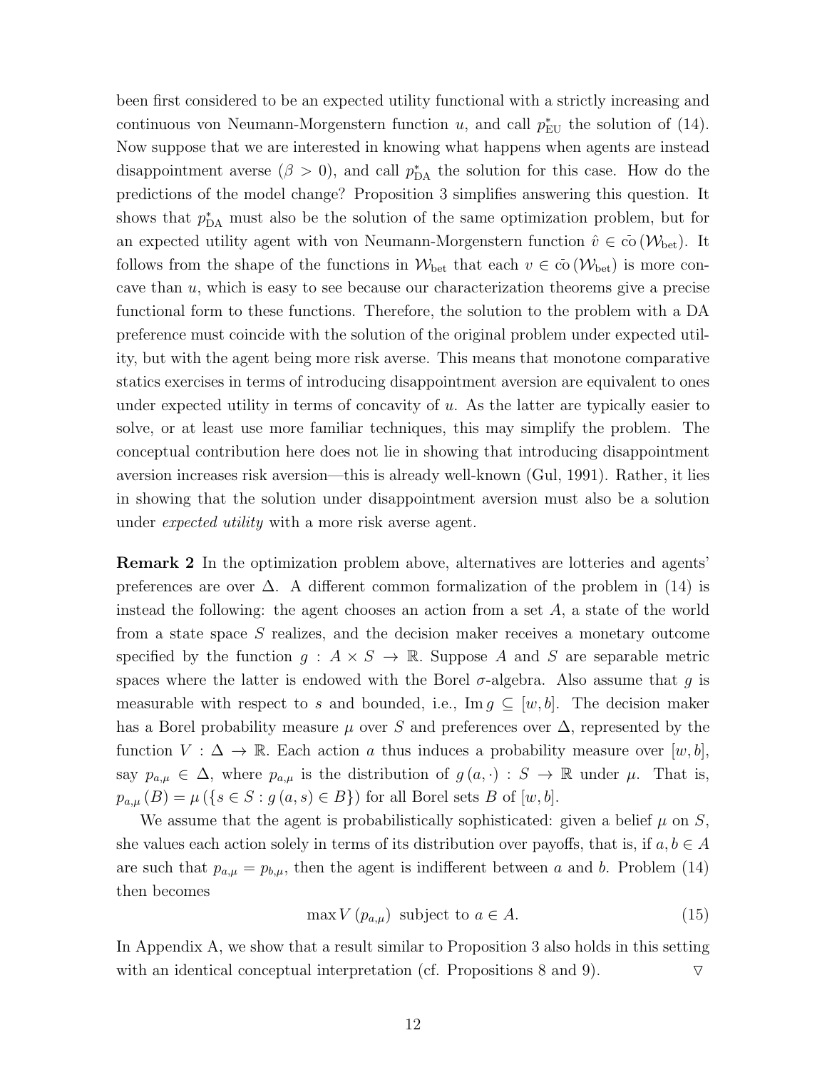been first considered to be an expected utility functional with a strictly increasing and continuous von Neumann-Morgenstern function $u$, and call $p^*_{\text{EU}}$ the solution of (14). Now suppose that we are interested in knowing what happens when agents are instead disappointment averse ($\beta > 0$), and call $p^*_{\text{DA}}$ the solution for this case. How do the predictions of the model change? Proposition 3 simplifies answering this question. It shows that $p^*_{\text{DA}}$ must also be the solution of the same optimization problem, but for an expected utility agent with von Neumann-Morgenstern function $\hat{v} \in \bar{\text{co}}\,(\mathcal{W}_{\text{bet}})$. It follows from the shape of the functions in $\mathcal{W}_{\text{bet}}$ that each $v \in \bar{\text{co}}\,(\mathcal{W}_{\text{bet}})$ is more concave than $u$, which is easy to see because our characterization theorems give a precise functional form to these functions. Therefore, the solution to the problem with a DA preference must coincide with the solution of the original problem under expected utility, but with the agent being more risk averse. This means that monotone comparative statics exercises in terms of introducing disappointment aversion are equivalent to ones under expected utility in terms of concavity of $u$. As the latter are typically easier to solve, or at least use more familiar techniques, this may simplify the problem. The conceptual contribution here does not lie in showing that introducing disappointment aversion increases risk aversion—this is already well-known (Gul, 1991). Rather, it lies in showing that the solution under disappointment aversion must also be a solution under *expected utility* with a more risk averse agent.

**Remark 2** In the optimization problem above, alternatives are lotteries and agents' preferences are over $\Delta$. A different common formalization of the problem in (14) is instead the following: the agent chooses an action from a set $A$, a state of the world from a state space $S$ realizes, and the decision maker receives a monetary outcome specified by the function $g : A \times S \to \mathbb{R}$. Suppose $A$ and $S$ are separable metric spaces where the latter is endowed with the Borel $\sigma$-algebra. Also assume that $g$ is measurable with respect to $s$ and bounded, i.e., $\text{Im}\, g \subseteq [w, b]$. The decision maker has a Borel probability measure $\mu$ over $S$ and preferences over $\Delta$, represented by the function $V : \Delta \to \mathbb{R}$. Each action $a$ thus induces a probability measure over $[w, b]$, say $p_{a,\mu} \in \Delta$, where $p_{a,\mu}$ is the distribution of $g(a, \cdot) : S \to \mathbb{R}$ under $\mu$. That is, $p_{a,\mu}(B) = \mu(\{s \in S : g(a, s) \in B\})$ for all Borel sets $B$ of $[w, b]$.

We assume that the agent is probabilistically sophisticated: given a belief $\mu$ on $S$, she values each action solely in terms of its distribution over payoffs, that is, if $a, b \in A$ are such that $p_{a,\mu} = p_{b,\mu}$, then the agent is indifferent between $a$ and $b$. Problem (14) then becomes

$$\max V(p_{a,\mu}) \text{ subject to } a \in A. \tag{15}$$

In Appendix A, we show that a result similar to Proposition 3 also holds in this setting with an identical conceptual interpretation (cf. Propositions 8 and 9). $\triangledown$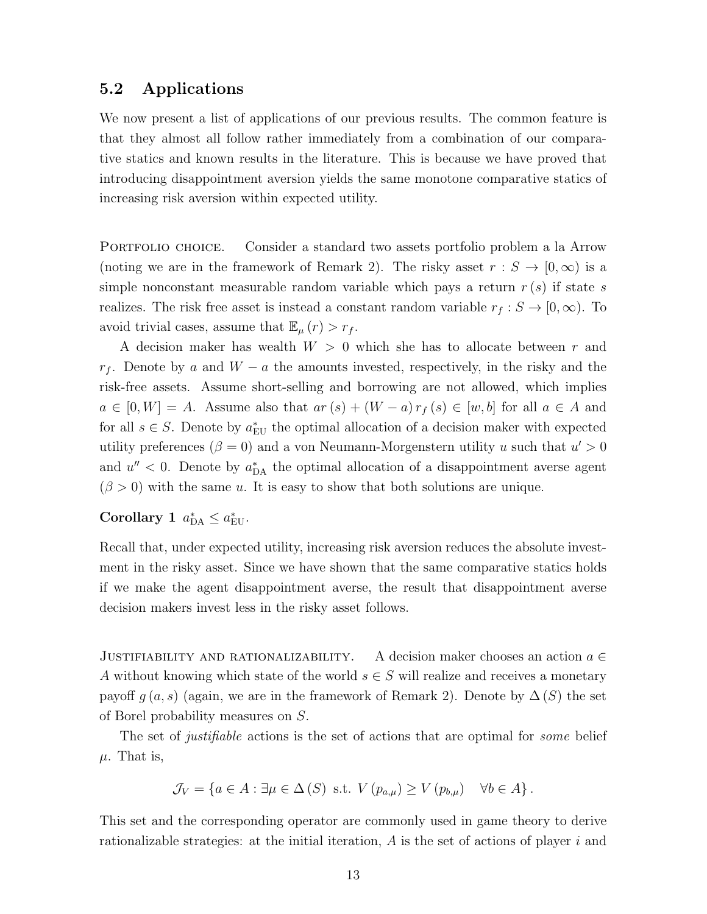## 5.2 Applications

We now present a list of applications of our previous results. The common feature is that they almost all follow rather immediately from a combination of our comparative statics and known results in the literature. This is because we have proved that introducing disappointment aversion yields the same monotone comparative statics of increasing risk aversion within expected utility.

Portfolio choice. Consider a standard two assets portfolio problem a la Arrow (noting we are in the framework of Remark 2). The risky asset $r : S \to [0, \infty)$ is a simple nonconstant measurable random variable which pays a return $r(s)$ if state $s$ realizes. The risk free asset is instead a constant random variable $r_f : S \to [0, \infty)$. To avoid trivial cases, assume that $\mathbb{E}_\mu(r) > r_f$.

A decision maker has wealth $W > 0$ which she has to allocate between $r$ and $r_f$. Denote by $a$ and $W - a$ the amounts invested, respectively, in the risky and the risk-free assets. Assume short-selling and borrowing are not allowed, which implies $a \in [0, W] = A$. Assume also that $ar(s) + (W - a) r_f(s) \in [w, b]$ for all $a \in A$ and for all $s \in S$. Denote by $a^*_{\text{EU}}$ the optimal allocation of a decision maker with expected utility preferences ($\beta = 0$) and a von Neumann-Morgenstern utility $u$ such that $u' > 0$ and $u'' < 0$. Denote by $a^*_{\text{DA}}$ the optimal allocation of a disappointment averse agent ($\beta > 0$) with the same $u$. It is easy to show that both solutions are unique.

**Corollary 1** $a^*_{\text{DA}} \leq a^*_{\text{EU}}$.

Recall that, under expected utility, increasing risk aversion reduces the absolute investment in the risky asset. Since we have shown that the same comparative statics holds if we make the agent disappointment averse, the result that disappointment averse decision makers invest less in the risky asset follows.

Justifiability and rationalizability. A decision maker chooses an action $a \in A$ without knowing which state of the world $s \in S$ will realize and receives a monetary payoff $g(a, s)$ (again, we are in the framework of Remark 2). Denote by $\Delta(S)$ the set of Borel probability measures on $S$.

The set of *justifiable* actions is the set of actions that are optimal for *some* belief $\mu$. That is,

$$\mathcal{J}_V = \{a \in A : \exists \mu \in \Delta(S) \text{ s.t. } V(p_{a,\mu}) \geq V(p_{b,\mu}) \quad \forall b \in A\}.$$

This set and the corresponding operator are commonly used in game theory to derive rationalizable strategies: at the initial iteration, $A$ is the set of actions of player $i$ and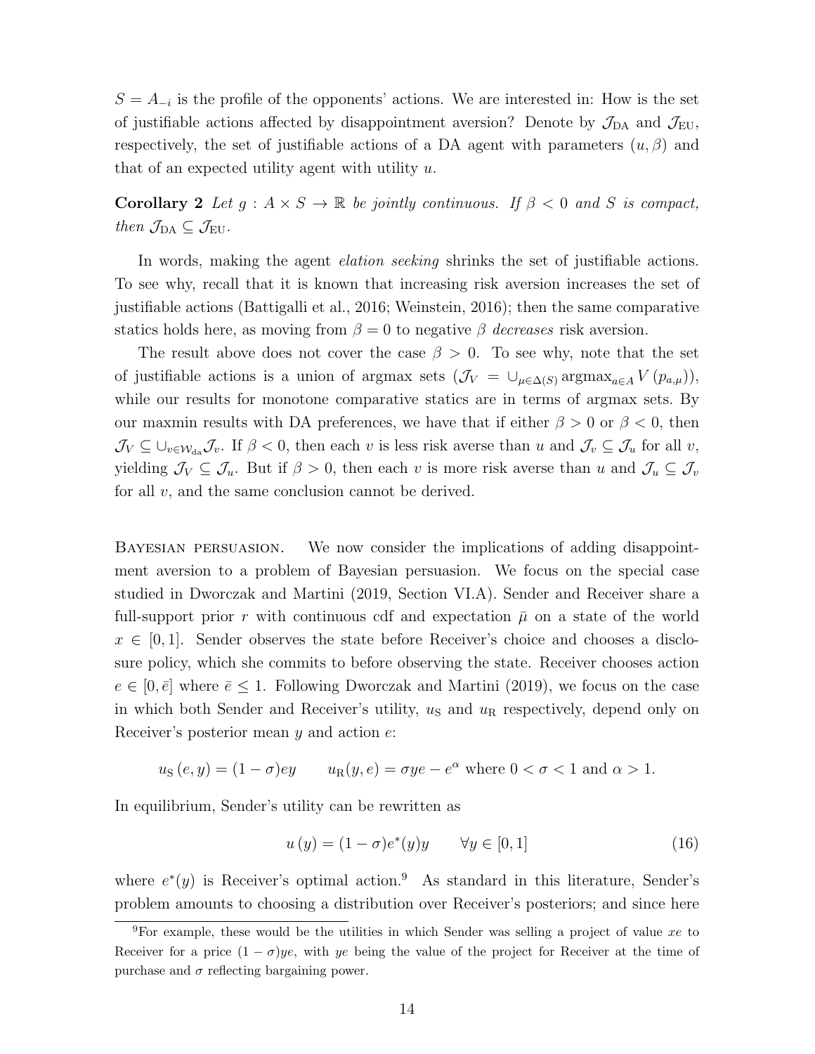$S = A_{-i}$ is the profile of the opponents' actions. We are interested in: How is the set of justifiable actions affected by disappointment aversion? Denote by $\mathcal{J}_{\text{DA}}$ and $\mathcal{J}_{\text{EU}}$, respectively, the set of justifiable actions of a DA agent with parameters $(u, \beta)$ and that of an expected utility agent with utility $u$.

**Corollary 2** *Let $g : A \times S \to \mathbb{R}$ be jointly continuous. If $\beta < 0$ and $S$ is compact, then $\mathcal{J}_{\text{DA}} \subseteq \mathcal{J}_{\text{EU}}$.*

In words, making the agent *elation seeking* shrinks the set of justifiable actions. To see why, recall that it is known that increasing risk aversion increases the set of justifiable actions (Battigalli et al., 2016; Weinstein, 2016); then the same comparative statics holds here, as moving from $\beta = 0$ to negative $\beta$ *decreases* risk aversion.

The result above does not cover the case $\beta > 0$. To see why, note that the set of justifiable actions is a union of argmax sets ($\mathcal{J}_V = \cup_{\mu \in \Delta(S)} \operatorname{argmax}_{a \in A} V(p_{a,\mu})$), while our results for monotone comparative statics are in terms of argmax sets. By our maxmin results with DA preferences, we have that if either $\beta > 0$ or $\beta < 0$, then $\mathcal{J}_V \subseteq \cup_{v \in \mathcal{W}_{\text{da}}} \mathcal{J}_v$. If $\beta < 0$, then each $v$ is less risk averse than $u$ and $\mathcal{J}_v \subseteq \mathcal{J}_u$ for all $v$, yielding $\mathcal{J}_V \subseteq \mathcal{J}_u$. But if $\beta > 0$, then each $v$ is more risk averse than $u$ and $\mathcal{J}_u \subseteq \mathcal{J}_v$ for all $v$, and the same conclusion cannot be derived.

Bayesian persuasion. We now consider the implications of adding disappointment aversion to a problem of Bayesian persuasion. We focus on the special case studied in Dworczak and Martini (2019, Section VI.A). Sender and Receiver share a full-support prior $r$ with continuous cdf and expectation $\bar{\mu}$ on a state of the world $x \in [0, 1]$. Sender observes the state before Receiver's choice and chooses a disclosure policy, which she commits to before observing the state. Receiver chooses action $e \in [0, \bar{e}]$ where $\bar{e} \leq 1$. Following Dworczak and Martini (2019), we focus on the case in which both Sender and Receiver's utility, $u_{\text{S}}$ and $u_{\text{R}}$ respectively, depend only on Receiver's posterior mean $y$ and action $e$:

$$u_{\text{S}}(e, y) = (1 - \sigma)ey \qquad u_{\text{R}}(y, e) = \sigma ye - e^{\alpha} \text{ where } 0 < \sigma < 1 \text{ and } \alpha > 1.$$

In equilibrium, Sender's utility can be rewritten as

$$u(y) = (1 - \sigma)e^*(y)y \qquad \forall y \in [0, 1] \tag{16}$$

where $e^*(y)$ is Receiver's optimal action.[9] As standard in this literature, Sender's problem amounts to choosing a distribution over Receiver's posteriors; and since here

[9] For example, these would be the utilities in which Sender was selling a project of value $xe$ to Receiver for a price $(1 - \sigma)ye$, with $ye$ being the value of the project for Receiver at the time of purchase and $\sigma$ reflecting bargaining power.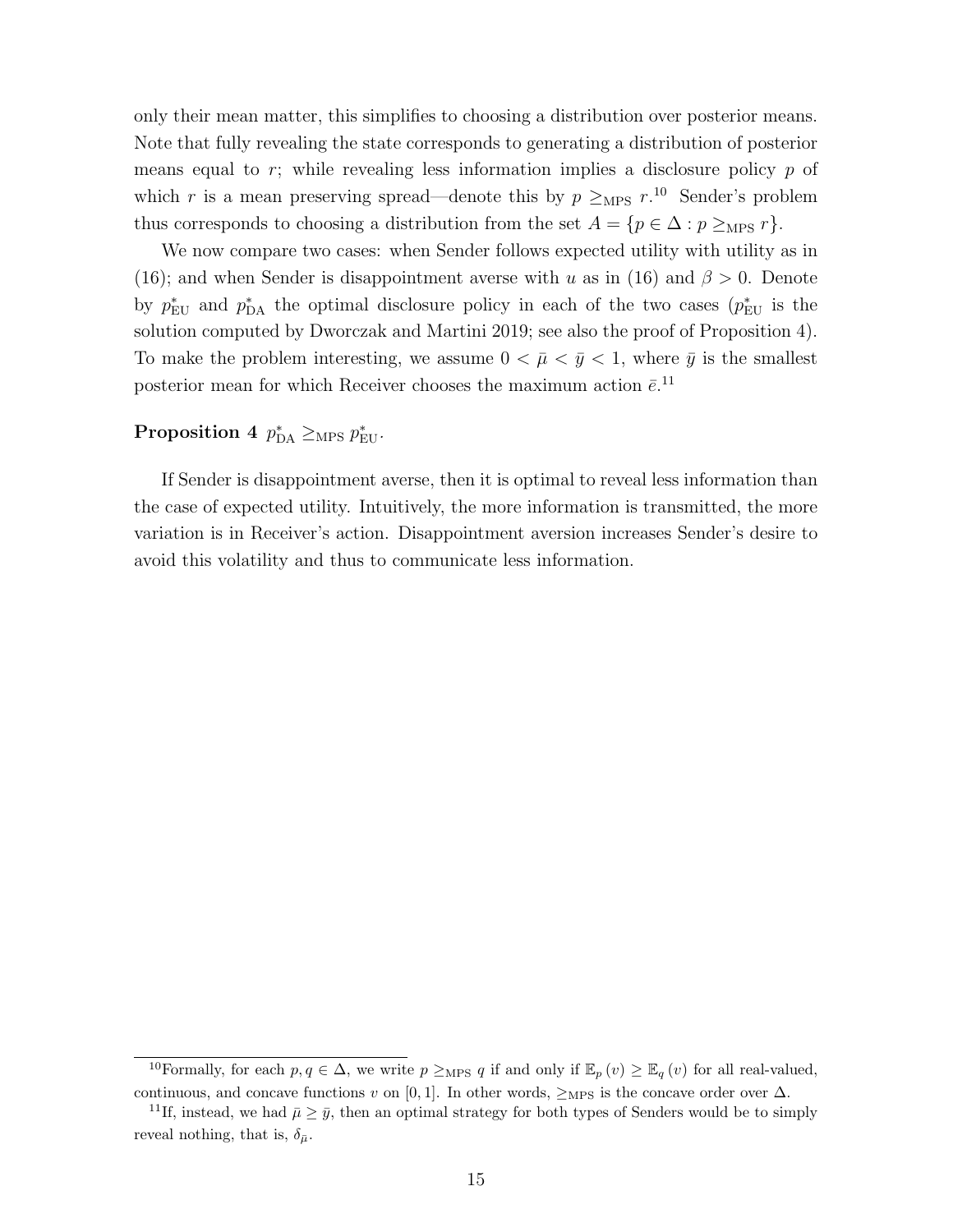only their mean matter, this simplifies to choosing a distribution over posterior means. Note that fully revealing the state corresponds to generating a distribution of posterior means equal to $r$; while revealing less information implies a disclosure policy $p$ of which $r$ is a mean preserving spread—denote this by $p \geq_{\text{MPS}} r$.[10] Sender's problem thus corresponds to choosing a distribution from the set $A = \{p \in \Delta : p \geq_{\text{MPS}} r\}$.

We now compare two cases: when Sender follows expected utility with utility as in (16); and when Sender is disappointment averse with $u$ as in (16) and $\beta > 0$. Denote by $p^*_{\text{EU}}$ and $p^*_{\text{DA}}$ the optimal disclosure policy in each of the two cases ($p^*_{\text{EU}}$ is the solution computed by Dworczak and Martini 2019; see also the proof of Proposition 4). To make the problem interesting, we assume $0 < \bar{\mu} < \bar{y} < 1$, where $\bar{y}$ is the smallest posterior mean for which Receiver chooses the maximum action $\bar{e}$.[11]

**Proposition 4** $p^*_{\text{DA}} \geq_{\text{MPS}} p^*_{\text{EU}}$.

If Sender is disappointment averse, then it is optimal to reveal less information than the case of expected utility. Intuitively, the more information is transmitted, the more variation is in Receiver's action. Disappointment aversion increases Sender's desire to avoid this volatility and thus to communicate less information.

---

[10] Formally, for each $p, q \in \Delta$, we write $p \geq_{\text{MPS}} q$ if and only if $\mathbb{E}_p(v) \geq \mathbb{E}_q(v)$ for all real-valued, continuous, and concave functions $v$ on $[0, 1]$. In other words, $\geq_{\text{MPS}}$ is the concave order over $\Delta$.

[11] If, instead, we had $\bar{\mu} \geq \bar{y}$, then an optimal strategy for both types of Senders would be to simply reveal nothing, that is, $\delta_{\bar{\mu}}$.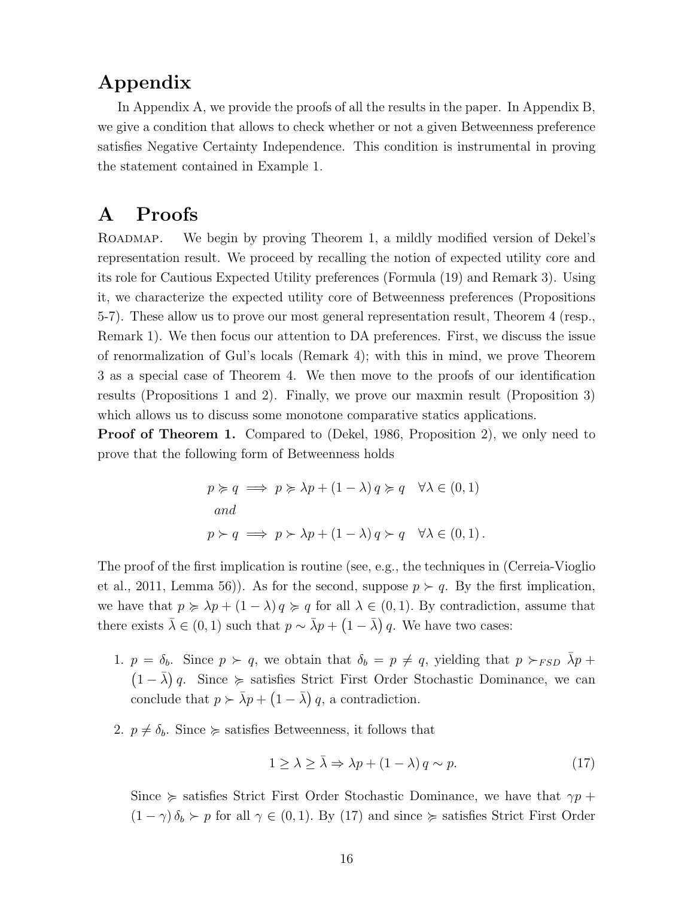# Appendix

In Appendix A, we provide the proofs of all the results in the paper. In Appendix B, we give a condition that allows to check whether or not a given Betweenness preference satisfies Negative Certainty Independence. This condition is instrumental in proving the statement contained in Example 1.

# A Proofs

Roadmap. We begin by proving Theorem 1, a mildly modified version of Dekel's representation result. We proceed by recalling the notion of expected utility core and its role for Cautious Expected Utility preferences (Formula (19) and Remark 3). Using it, we characterize the expected utility core of Betweenness preferences (Propositions 5-7). These allow us to prove our most general representation result, Theorem 4 (resp., Remark 1). We then focus our attention to DA preferences. First, we discuss the issue of renormalization of Gul's locals (Remark 4); with this in mind, we prove Theorem 3 as a special case of Theorem 4. We then move to the proofs of our identification results (Propositions 1 and 2). Finally, we prove our maxmin result (Proposition 3) which allows us to discuss some monotone comparative statics applications.

**Proof of Theorem 1.** Compared to (Dekel, 1986, Proposition 2), we only need to prove that the following form of Betweenness holds

$$
\begin{aligned}
& p \succcurlyeq q \implies p \succcurlyeq \lambda p + (1-\lambda)\, q \succcurlyeq q \quad \forall \lambda \in (0,1) \\
& \quad \textit{and} \\
& p \succ q \implies p \succ \lambda p + (1-\lambda)\, q \succ q \quad \forall \lambda \in (0,1)\,.
\end{aligned}
$$

The proof of the first implication is routine (see, e.g., the techniques in (Cerreia-Vioglio et al., 2011, Lemma 56)). As for the second, suppose $p \succ q$. By the first implication, we have that $p \succcurlyeq \lambda p + (1-\lambda)\, q \succcurlyeq q$ for all $\lambda \in (0,1)$. By contradiction, assume that there exists $\bar{\lambda} \in (0,1)$ such that $p \sim \bar{\lambda} p + \left(1-\bar{\lambda}\right) q$. We have two cases:

1. $p = \delta_b$. Since $p \succ q$, we obtain that $\delta_b = p \neq q$, yielding that $p \succ_{FSD} \bar{\lambda} p + \left(1-\bar{\lambda}\right) q$. Since $\succcurlyeq$ satisfies Strict First Order Stochastic Dominance, we can conclude that $p \succ \bar{\lambda} p + \left(1-\bar{\lambda}\right) q$, a contradiction.

2. $p \neq \delta_b$. Since $\succcurlyeq$ satisfies Betweenness, it follows that

$$
1 \geq \lambda \geq \bar{\lambda} \Rightarrow \lambda p + (1-\lambda)\, q \sim p. \tag{17}
$$

   Since $\succcurlyeq$ satisfies Strict First Order Stochastic Dominance, we have that $\gamma p + (1-\gamma)\,\delta_b \succ p$ for all $\gamma \in (0,1)$. By (17) and since $\succcurlyeq$ satisfies Strict First Order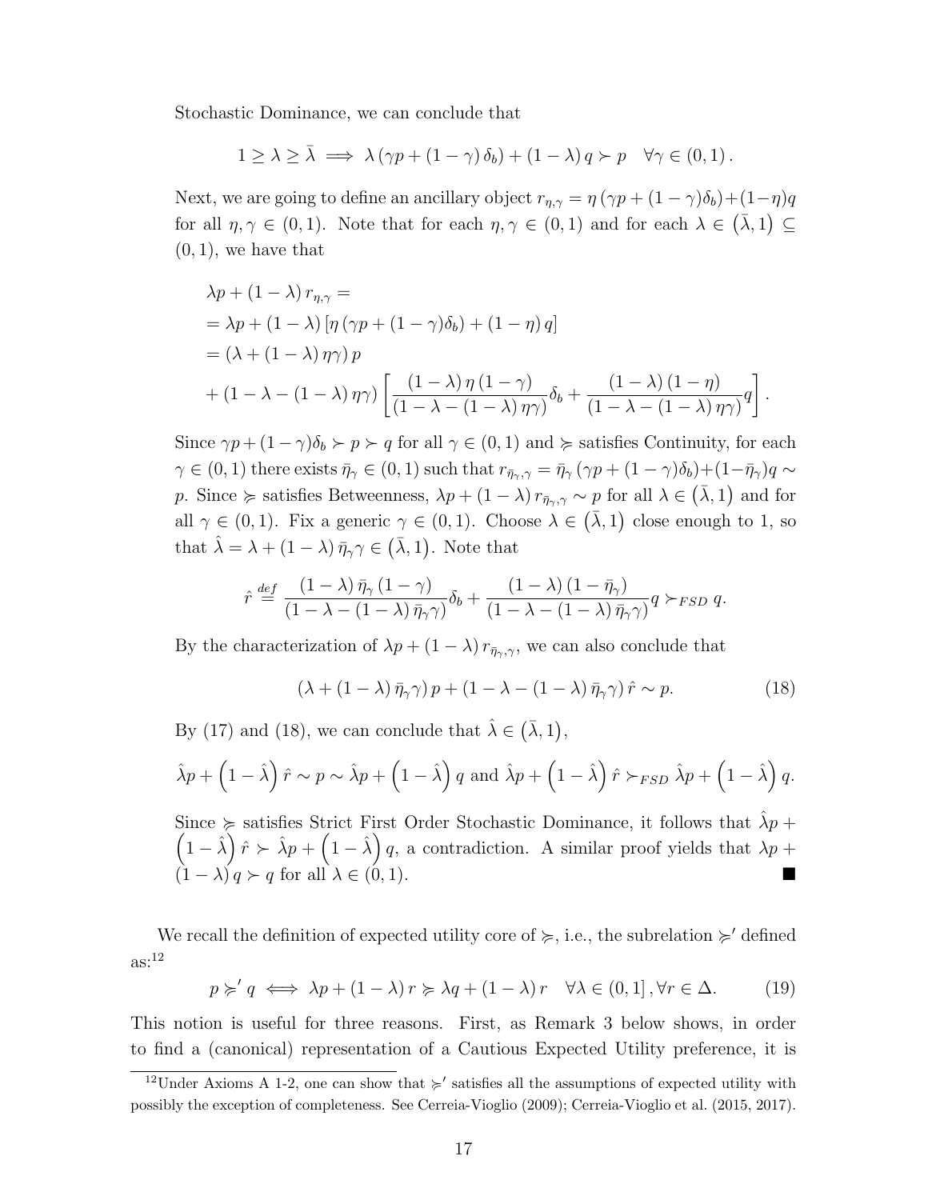Stochastic Dominance, we can conclude that

$$1 \geq \lambda \geq \bar{\lambda} \implies \lambda \left(\gamma p + (1-\gamma)\delta_b\right) + (1-\lambda) q \succ p \quad \forall \gamma \in (0,1).$$

Next, we are going to define an ancillary object $r_{\eta,\gamma} = \eta\left(\gamma p + (1-\gamma)\delta_b\right) + (1-\eta) q$ for all $\eta, \gamma \in (0,1)$. Note that for each $\eta, \gamma \in (0,1)$ and for each $\lambda \in \left(\bar{\lambda}, 1\right) \subseteq (0,1)$, we have that

$$\begin{aligned}
&\lambda p + (1-\lambda) r_{\eta,\gamma} = \\
&= \lambda p + (1-\lambda)\left[\eta\left(\gamma p + (1-\gamma)\delta_b\right) + (1-\eta) q\right] \\
&= \left(\lambda + (1-\lambda)\eta\gamma\right) p \\
&+ \left(1-\lambda-(1-\lambda)\eta\gamma\right)\left[\frac{(1-\lambda)\eta(1-\gamma)}{(1-\lambda-(1-\lambda)\eta\gamma)}\delta_b + \frac{(1-\lambda)(1-\eta)}{(1-\lambda-(1-\lambda)\eta\gamma)} q\right].
\end{aligned}$$

Since $\gamma p + (1-\gamma)\delta_b \succ p \succ q$ for all $\gamma \in (0,1)$ and $\succcurlyeq$ satisfies Continuity, for each $\gamma \in (0,1)$ there exists $\bar{\eta}_\gamma \in (0,1)$ such that $r_{\bar{\eta}_\gamma,\gamma} = \bar{\eta}_\gamma\left(\gamma p + (1-\gamma)\delta_b\right) + (1-\bar{\eta}_\gamma) q \sim p$. Since $\succcurlyeq$ satisfies Betweenness, $\lambda p + (1-\lambda) r_{\bar{\eta}_\gamma,\gamma} \sim p$ for all $\lambda \in \left(\bar{\lambda}, 1\right)$ and for all $\gamma \in (0,1)$. Fix a generic $\gamma \in (0,1)$. Choose $\lambda \in \left(\bar{\lambda}, 1\right)$ close enough to 1, so that $\hat{\lambda} = \lambda + (1-\lambda)\bar{\eta}_\gamma\gamma \in \left(\bar{\lambda}, 1\right)$. Note that

$$\hat{r} \overset{def}{=} \frac{(1-\lambda)\bar{\eta}_\gamma(1-\gamma)}{(1-\lambda-(1-\lambda)\bar{\eta}_\gamma\gamma)}\delta_b + \frac{(1-\lambda)(1-\bar{\eta}_\gamma)}{(1-\lambda-(1-\lambda)\bar{\eta}_\gamma\gamma)} q \succ_{FSD} q.$$

By the characterization of $\lambda p + (1-\lambda) r_{\bar{\eta}_\gamma,\gamma}$, we can also conclude that

$$\left(\lambda + (1-\lambda)\bar{\eta}_\gamma\gamma\right) p + \left(1-\lambda-(1-\lambda)\bar{\eta}_\gamma\gamma\right)\hat{r} \sim p. \tag{18}$$

By (17) and (18), we can conclude that $\hat{\lambda} \in \left(\bar{\lambda}, 1\right)$,

$$\hat{\lambda} p + \left(1-\hat{\lambda}\right)\hat{r} \sim p \sim \hat{\lambda} p + \left(1-\hat{\lambda}\right) q \text{ and } \hat{\lambda} p + \left(1-\hat{\lambda}\right)\hat{r} \succ_{FSD} \hat{\lambda} p + \left(1-\hat{\lambda}\right) q.$$

Since $\succcurlyeq$ satisfies Strict First Order Stochastic Dominance, it follows that $\hat{\lambda} p + \left(1-\hat{\lambda}\right)\hat{r} \succ \hat{\lambda} p + \left(1-\hat{\lambda}\right) q$, a contradiction. A similar proof yields that $\lambda p + (1-\lambda) q \succ q$ for all $\lambda \in (0,1)$. ■

We recall the definition of expected utility core of $\succcurlyeq$, i.e., the subrelation $\succcurlyeq'$ defined as:[12]

$$p \succcurlyeq' q \iff \lambda p + (1-\lambda) r \succcurlyeq \lambda q + (1-\lambda) r \quad \forall \lambda \in (0,1], \forall r \in \Delta. \tag{19}$$

This notion is useful for three reasons. First, as Remark 3 below shows, in order to find a (canonical) representation of a Cautious Expected Utility preference, it is

[12] Under Axioms A 1-2, one can show that $\succcurlyeq'$ satisfies all the assumptions of expected utility with possibly the exception of completeness. See Cerreia-Vioglio (2009); Cerreia-Vioglio et al. (2015, 2017).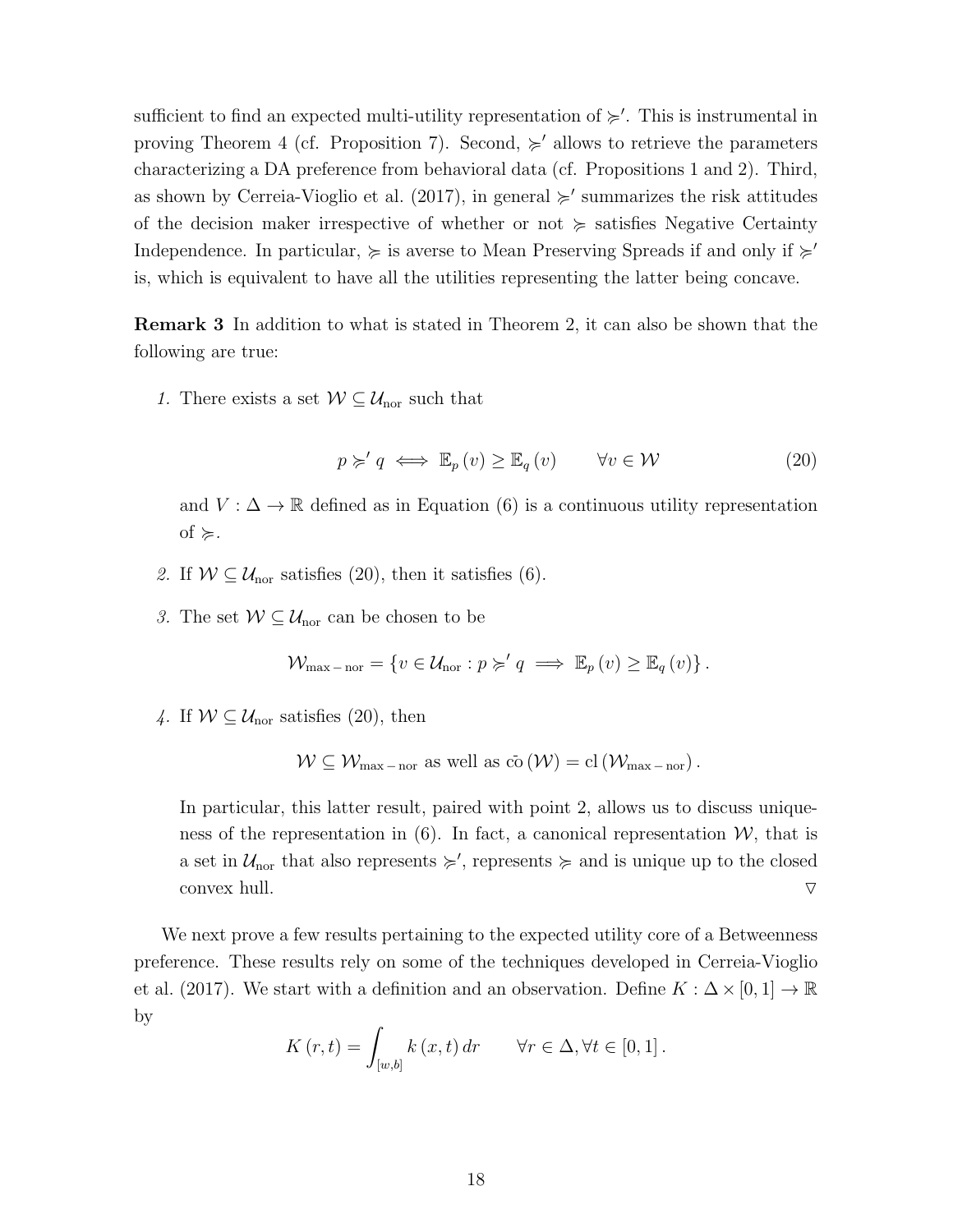sufficient to find an expected multi-utility representation of $\succcurlyeq'$. This is instrumental in proving Theorem 4 (cf. Proposition 7). Second, $\succcurlyeq'$ allows to retrieve the parameters characterizing a DA preference from behavioral data (cf. Propositions 1 and 2). Third, as shown by Cerreia-Vioglio et al. (2017), in general $\succcurlyeq'$ summarizes the risk attitudes of the decision maker irrespective of whether or not $\succcurlyeq$ satisfies Negative Certainty Independence. In particular, $\succcurlyeq$ is averse to Mean Preserving Spreads if and only if $\succcurlyeq'$ is, which is equivalent to have all the utilities representing the latter being concave.

**Remark 3** In addition to what is stated in Theorem 2, it can also be shown that the following are true:

1. There exists a set $\mathcal{W} \subseteq \mathcal{U}_{\text{nor}}$ such that

$$p \succcurlyeq' q \iff \mathbb{E}_p(v) \geq \mathbb{E}_q(v) \qquad \forall v \in \mathcal{W} \tag{20}$$

   and $V : \Delta \to \mathbb{R}$ defined as in Equation (6) is a continuous utility representation of $\succcurlyeq$.

2. If $\mathcal{W} \subseteq \mathcal{U}_{\text{nor}}$ satisfies (20), then it satisfies (6).

3. The set $\mathcal{W} \subseteq \mathcal{U}_{\text{nor}}$ can be chosen to be

$$\mathcal{W}_{\max-\text{nor}} = \{v \in \mathcal{U}_{\text{nor}} : p \succcurlyeq' q \implies \mathbb{E}_p(v) \geq \mathbb{E}_q(v)\}.$$

4. If $\mathcal{W} \subseteq \mathcal{U}_{\text{nor}}$ satisfies (20), then

$$\mathcal{W} \subseteq \mathcal{W}_{\max-\text{nor}} \text{ as well as } \bar{\text{co}}(\mathcal{W}) = \text{cl}(\mathcal{W}_{\max-\text{nor}}).$$

   In particular, this latter result, paired with point 2, allows us to discuss uniqueness of the representation in (6). In fact, a canonical representation $\mathcal{W}$, that is a set in $\mathcal{U}_{\text{nor}}$ that also represents $\succcurlyeq'$, represents $\succcurlyeq$ and is unique up to the closed convex hull. $\triangledown$

We next prove a few results pertaining to the expected utility core of a Betweenness preference. These results rely on some of the techniques developed in Cerreia-Vioglio et al. (2017). We start with a definition and an observation. Define $K : \Delta \times [0,1] \to \mathbb{R}$ by

$$K(r,t) = \int_{[w,b]} k(x,t)\, dr \qquad \forall r \in \Delta, \forall t \in [0,1].$$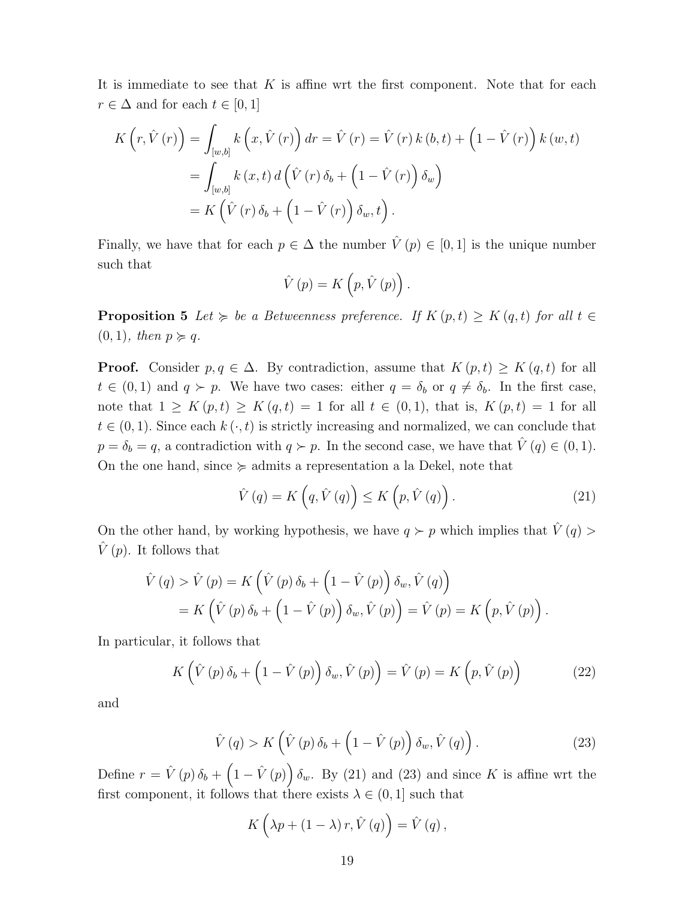It is immediate to see that $K$ is affine wrt the first component. Note that for each $r \in \Delta$ and for each $t \in [0,1]$

$$
\begin{aligned}
K\left(r, \hat{V}(r)\right) &= \int_{[w,b]} k\left(x, \hat{V}(r)\right) dr = \hat{V}(r) = \hat{V}(r)\, k(b,t) + \left(1 - \hat{V}(r)\right) k(w,t) \\
&= \int_{[w,b]} k(x,t)\, d\left(\hat{V}(r)\,\delta_b + \left(1 - \hat{V}(r)\right)\delta_w\right) \\
&= K\left(\hat{V}(r)\,\delta_b + \left(1 - \hat{V}(r)\right)\delta_w, t\right).
\end{aligned}
$$

Finally, we have that for each $p \in \Delta$ the number $\hat{V}(p) \in [0,1]$ is the unique number such that

$$
\hat{V}(p) = K\left(p, \hat{V}(p)\right).
$$

**Proposition 5** *Let $\succcurlyeq$ be a Betweenness preference. If $K(p,t) \geq K(q,t)$ for all $t \in (0,1)$, then $p \succcurlyeq q$.*

**Proof.** Consider $p, q \in \Delta$. By contradiction, assume that $K(p,t) \geq K(q,t)$ for all $t \in (0,1)$ and $q \succ p$. We have two cases: either $q = \delta_b$ or $q \neq \delta_b$. In the first case, note that $1 \geq K(p,t) \geq K(q,t) = 1$ for all $t \in (0,1)$, that is, $K(p,t) = 1$ for all $t \in (0,1)$. Since each $k(\cdot, t)$ is strictly increasing and normalized, we can conclude that $p = \delta_b = q$, a contradiction with $q \succ p$. In the second case, we have that $\hat{V}(q) \in (0,1)$. On the one hand, since $\succcurlyeq$ admits a representation a la Dekel, note that

$$
\hat{V}(q) = K\left(q, \hat{V}(q)\right) \leq K\left(p, \hat{V}(q)\right). \tag{21}
$$

On the other hand, by working hypothesis, we have $q \succ p$ which implies that $\hat{V}(q) > \hat{V}(p)$. It follows that

$$
\begin{aligned}
\hat{V}(q) > \hat{V}(p) &= K\left(\hat{V}(p)\,\delta_b + \left(1 - \hat{V}(p)\right)\delta_w, \hat{V}(q)\right) \\
&= K\left(\hat{V}(p)\,\delta_b + \left(1 - \hat{V}(p)\right)\delta_w, \hat{V}(p)\right) = \hat{V}(p) = K\left(p, \hat{V}(p)\right).
\end{aligned}
$$

In particular, it follows that

$$
K\left(\hat{V}(p)\,\delta_b + \left(1 - \hat{V}(p)\right)\delta_w, \hat{V}(p)\right) = \hat{V}(p) = K\left(p, \hat{V}(p)\right) \tag{22}
$$

and

$$
\hat{V}(q) > K\left(\hat{V}(p)\,\delta_b + \left(1 - \hat{V}(p)\right)\delta_w, \hat{V}(q)\right). \tag{23}
$$

Define $r = \hat{V}(p)\,\delta_b + \left(1 - \hat{V}(p)\right)\delta_w$. By (21) and (23) and since $K$ is affine wrt the first component, it follows that there exists $\lambda \in (0,1]$ such that

$$
K\left(\lambda p + (1-\lambda) r, \hat{V}(q)\right) = \hat{V}(q),
$$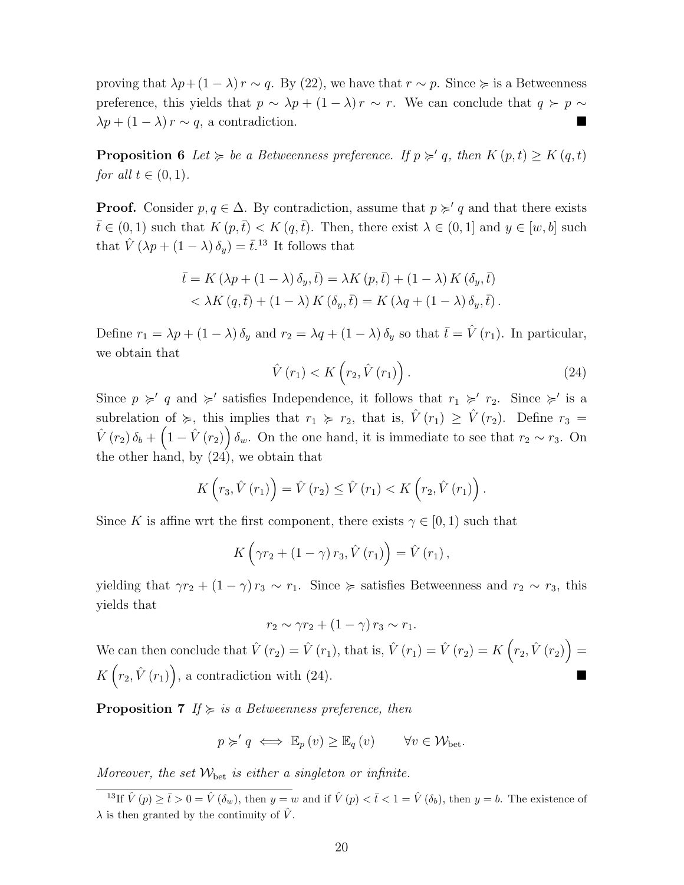proving that $\lambda p + (1-\lambda) r \sim q$. By (22), we have that $r \sim p$. Since $\succcurlyeq$ is a Betweenness preference, this yields that $p \sim \lambda p + (1-\lambda) r \sim r$. We can conclude that $q \succ p \sim \lambda p + (1-\lambda) r \sim q$, a contradiction. ■

**Proposition 6** *Let $\succcurlyeq$ be a Betweenness preference. If $p \succcurlyeq' q$, then $K(p,t) \geq K(q,t)$ for all $t \in (0,1)$.*

**Proof.** Consider $p, q \in \Delta$. By contradiction, assume that $p \succcurlyeq' q$ and that there exists $\bar{t} \in (0,1)$ such that $K(p,\bar{t}) < K(q,\bar{t})$. Then, there exist $\lambda \in (0,1]$ and $y \in [w,b]$ such that $\hat{V}(\lambda p + (1-\lambda)\delta_y) = \bar{t}$.[13] It follows that

$$\begin{aligned}\bar{t} = K(\lambda p + (1-\lambda)\delta_y, \bar{t}) &= \lambda K(p,\bar{t}) + (1-\lambda) K(\delta_y, \bar{t}) \\ &< \lambda K(q,\bar{t}) + (1-\lambda) K(\delta_y,\bar{t}) = K(\lambda q + (1-\lambda)\delta_y, \bar{t}).\end{aligned}$$

Define $r_1 = \lambda p + (1-\lambda)\delta_y$ and $r_2 = \lambda q + (1-\lambda)\delta_y$ so that $\bar{t} = \hat{V}(r_1)$. In particular, we obtain that

$$\hat{V}(r_1) < K\left(r_2, \hat{V}(r_1)\right). \tag{24}$$

Since $p \succcurlyeq' q$ and $\succcurlyeq'$ satisfies Independence, it follows that $r_1 \succcurlyeq' r_2$. Since $\succcurlyeq'$ is a subrelation of $\succcurlyeq$, this implies that $r_1 \succcurlyeq r_2$, that is, $\hat{V}(r_1) \geq \hat{V}(r_2)$. Define $r_3 = \hat{V}(r_2)\delta_b + \left(1 - \hat{V}(r_2)\right)\delta_w$. On the one hand, it is immediate to see that $r_2 \sim r_3$. On the other hand, by (24), we obtain that

$$K\left(r_3, \hat{V}(r_1)\right) = \hat{V}(r_2) \leq \hat{V}(r_1) < K\left(r_2, \hat{V}(r_1)\right).$$

Since $K$ is affine wrt the first component, there exists $\gamma \in [0,1)$ such that

$$K\left(\gamma r_2 + (1-\gamma) r_3, \hat{V}(r_1)\right) = \hat{V}(r_1),$$

yielding that $\gamma r_2 + (1-\gamma) r_3 \sim r_1$. Since $\succcurlyeq$ satisfies Betweenness and $r_2 \sim r_3$, this yields that

$$r_2 \sim \gamma r_2 + (1-\gamma) r_3 \sim r_1.$$

We can then conclude that $\hat{V}(r_2) = \hat{V}(r_1)$, that is, $\hat{V}(r_1) = \hat{V}(r_2) = K\left(r_2, \hat{V}(r_2)\right) = K\left(r_2, \hat{V}(r_1)\right)$, a contradiction with (24). ■

**Proposition 7** *If $\succcurlyeq$ is a Betweenness preference, then*

$$p \succcurlyeq' q \iff \mathbb{E}_p(v) \geq \mathbb{E}_q(v) \qquad \forall v \in \mathcal{W}_{\text{bet}}.$$

*Moreover, the set $\mathcal{W}_{\text{bet}}$ is either a singleton or infinite.*

[13] If $\hat{V}(p) \geq \bar{t} > 0 = \hat{V}(\delta_w)$, then $y = w$ and if $\hat{V}(p) < \bar{t} < 1 = \hat{V}(\delta_b)$, then $y = b$. The existence of $\lambda$ is then granted by the continuity of $\hat{V}$.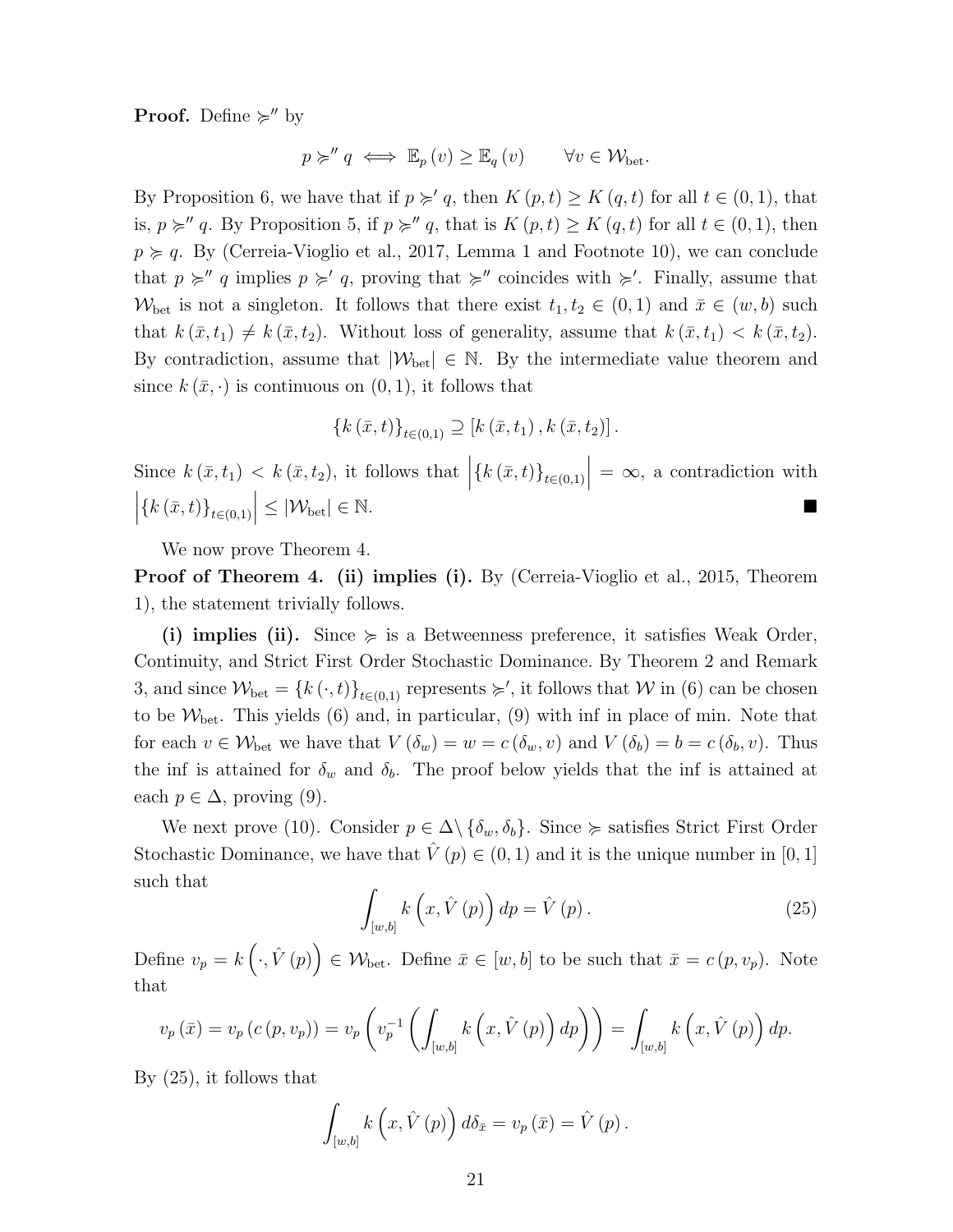**Proof.** Define $\succcurlyeq''$ by

$$p \succcurlyeq'' q \iff \mathbb{E}_p(v) \geq \mathbb{E}_q(v) \qquad \forall v \in \mathcal{W}_{\text{bet}}.$$

By Proposition 6, we have that if $p \succcurlyeq' q$, then $K(p,t) \geq K(q,t)$ for all $t \in (0,1)$, that is, $p \succcurlyeq'' q$. By Proposition 5, if $p \succcurlyeq'' q$, that is $K(p,t) \geq K(q,t)$ for all $t \in (0,1)$, then $p \succcurlyeq q$. By (Cerreia-Vioglio et al., 2017, Lemma 1 and Footnote 10), we can conclude that $p \succcurlyeq'' q$ implies $p \succcurlyeq' q$, proving that $\succcurlyeq''$ coincides with $\succcurlyeq'$. Finally, assume that $\mathcal{W}_{\text{bet}}$ is not a singleton. It follows that there exist $t_1, t_2 \in (0,1)$ and $\bar{x} \in (w,b)$ such that $k(\bar{x}, t_1) \neq k(\bar{x}, t_2)$. Without loss of generality, assume that $k(\bar{x}, t_1) < k(\bar{x}, t_2)$. By contradiction, assume that $|\mathcal{W}_{\text{bet}}| \in \mathbb{N}$. By the intermediate value theorem and since $k(\bar{x}, \cdot)$ is continuous on $(0,1)$, it follows that

$$\{k(\bar{x}, t)\}_{t \in (0,1)} \supseteq [k(\bar{x}, t_1), k(\bar{x}, t_2)].$$

Since $k(\bar{x}, t_1) < k(\bar{x}, t_2)$, it follows that $\left|\{k(\bar{x}, t)\}_{t \in (0,1)}\right| = \infty$, a contradiction with $\left|\{k(\bar{x}, t)\}_{t \in (0,1)}\right| \leq |\mathcal{W}_{\text{bet}}| \in \mathbb{N}$. ■

We now prove Theorem 4.

**Proof of Theorem 4. (ii) implies (i).** By (Cerreia-Vioglio et al., 2015, Theorem 1), the statement trivially follows.

**(i) implies (ii).** Since $\succcurlyeq$ is a Betweenness preference, it satisfies Weak Order, Continuity, and Strict First Order Stochastic Dominance. By Theorem 2 and Remark 3, and since $\mathcal{W}_{\text{bet}} = \{k(\cdot, t)\}_{t \in (0,1)}$ represents $\succcurlyeq'$, it follows that $\mathcal{W}$ in (6) can be chosen to be $\mathcal{W}_{\text{bet}}$. This yields (6) and, in particular, (9) with inf in place of min. Note that for each $v \in \mathcal{W}_{\text{bet}}$ we have that $V(\delta_w) = w = c(\delta_w, v)$ and $V(\delta_b) = b = c(\delta_b, v)$. Thus the inf is attained for $\delta_w$ and $\delta_b$. The proof below yields that the inf is attained at each $p \in \Delta$, proving (9).

We next prove (10). Consider $p \in \Delta \setminus \{\delta_w, \delta_b\}$. Since $\succcurlyeq$ satisfies Strict First Order Stochastic Dominance, we have that $\hat{V}(p) \in (0,1)$ and it is the unique number in $[0,1]$ such that

$$\int_{[w,b]} k\left(x, \hat{V}(p)\right) dp = \hat{V}(p). \tag{25}$$

Define $v_p = k\left(\cdot, \hat{V}(p)\right) \in \mathcal{W}_{\text{bet}}$. Define $\bar{x} \in [w,b]$ to be such that $\bar{x} = c(p, v_p)$. Note that

$$v_p(\bar{x}) = v_p(c(p, v_p)) = v_p\left(v_p^{-1}\left(\int_{[w,b]} k\left(x, \hat{V}(p)\right) dp\right)\right) = \int_{[w,b]} k\left(x, \hat{V}(p)\right) dp.$$

By (25), it follows that

$$\int_{[w,b]} k\left(x, \hat{V}(p)\right) d\delta_{\bar{x}} = v_p(\bar{x}) = \hat{V}(p).$$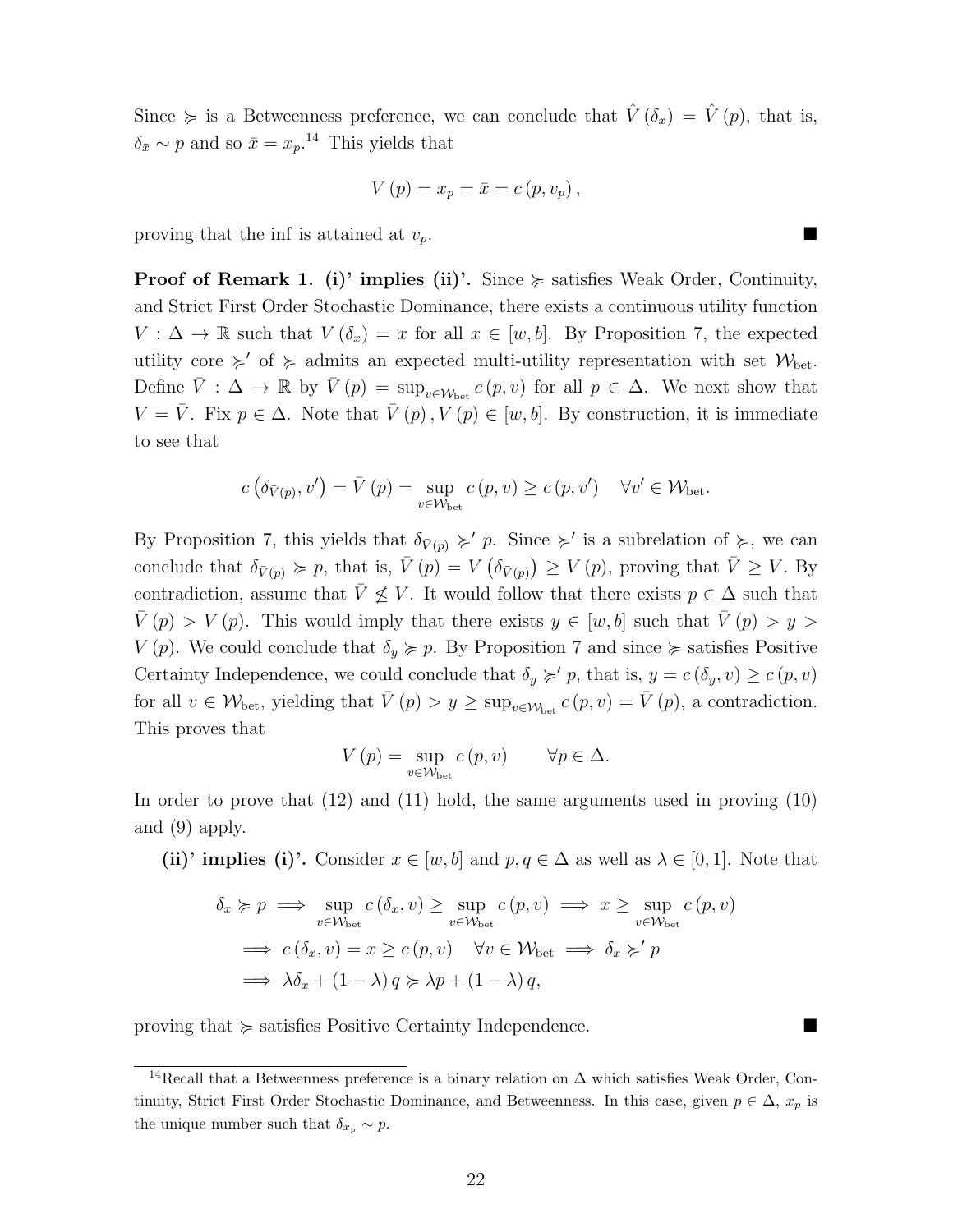Since $\succcurlyeq$ is a Betweenness preference, we can conclude that $\hat{V}(\delta_{\bar{x}}) = \hat{V}(p)$, that is, $\delta_{\bar{x}} \sim p$ and so $\bar{x} = x_p$.[14] This yields that

$$V(p) = x_p = \bar{x} = c(p, v_p),$$

proving that the inf is attained at $v_p$. ■

**Proof of Remark 1. (i)' implies (ii)'.** Since $\succcurlyeq$ satisfies Weak Order, Continuity, and Strict First Order Stochastic Dominance, there exists a continuous utility function $V : \Delta \to \mathbb{R}$ such that $V(\delta_x) = x$ for all $x \in [w, b]$. By Proposition 7, the expected utility core $\succcurlyeq'$ of $\succcurlyeq$ admits an expected multi-utility representation with set $\mathcal{W}_{\text{bet}}$. Define $\bar{V} : \Delta \to \mathbb{R}$ by $\bar{V}(p) = \sup_{v \in \mathcal{W}_{\text{bet}}} c(p, v)$ for all $p \in \Delta$. We next show that $V = \bar{V}$. Fix $p \in \Delta$. Note that $\bar{V}(p), V(p) \in [w, b]$. By construction, it is immediate to see that

$$c\left(\delta_{\bar{V}(p)}, v'\right) = \bar{V}(p) = \sup_{v \in \mathcal{W}_{\text{bet}}} c(p, v) \geq c(p, v') \quad \forall v' \in \mathcal{W}_{\text{bet}}.$$

By Proposition 7, this yields that $\delta_{\bar{V}(p)} \succcurlyeq' p$. Since $\succcurlyeq'$ is a subrelation of $\succcurlyeq$, we can conclude that $\delta_{\bar{V}(p)} \succcurlyeq p$, that is, $\bar{V}(p) = V\left(\delta_{\bar{V}(p)}\right) \geq V(p)$, proving that $\bar{V} \geq V$. By contradiction, assume that $\bar{V} \not\leq V$. It would follow that there exists $p \in \Delta$ such that $\bar{V}(p) > V(p)$. This would imply that there exists $y \in [w, b]$ such that $\bar{V}(p) > y > V(p)$. We could conclude that $\delta_y \succcurlyeq p$. By Proposition 7 and since $\succcurlyeq$ satisfies Positive Certainty Independence, we could conclude that $\delta_y \succcurlyeq' p$, that is, $y = c(\delta_y, v) \geq c(p, v)$ for all $v \in \mathcal{W}_{\text{bet}}$, yielding that $\bar{V}(p) > y \geq \sup_{v \in \mathcal{W}_{\text{bet}}} c(p, v) = \bar{V}(p)$, a contradiction. This proves that

$$V(p) = \sup_{v \in \mathcal{W}_{\text{bet}}} c(p, v) \qquad \forall p \in \Delta.$$

In order to prove that (12) and (11) hold, the same arguments used in proving (10) and (9) apply.

**(ii)' implies (i)'.** Consider $x \in [w, b]$ and $p, q \in \Delta$ as well as $\lambda \in [0, 1]$. Note that

$$\begin{aligned}
\delta_x \succcurlyeq p &\implies \sup_{v \in \mathcal{W}_{\text{bet}}} c(\delta_x, v) \geq \sup_{v \in \mathcal{W}_{\text{bet}}} c(p, v) \implies x \geq \sup_{v \in \mathcal{W}_{\text{bet}}} c(p, v) \\
&\implies c(\delta_x, v) = x \geq c(p, v) \quad \forall v \in \mathcal{W}_{\text{bet}} \implies \delta_x \succcurlyeq' p \\
&\implies \lambda \delta_x + (1 - \lambda) q \succcurlyeq \lambda p + (1 - \lambda) q,
\end{aligned}$$

proving that $\succcurlyeq$ satisfies Positive Certainty Independence. ■

[14] Recall that a Betweenness preference is a binary relation on $\Delta$ which satisfies Weak Order, Continuity, Strict First Order Stochastic Dominance, and Betweenness. In this case, given $p \in \Delta$, $x_p$ is the unique number such that $\delta_{x_p} \sim p$.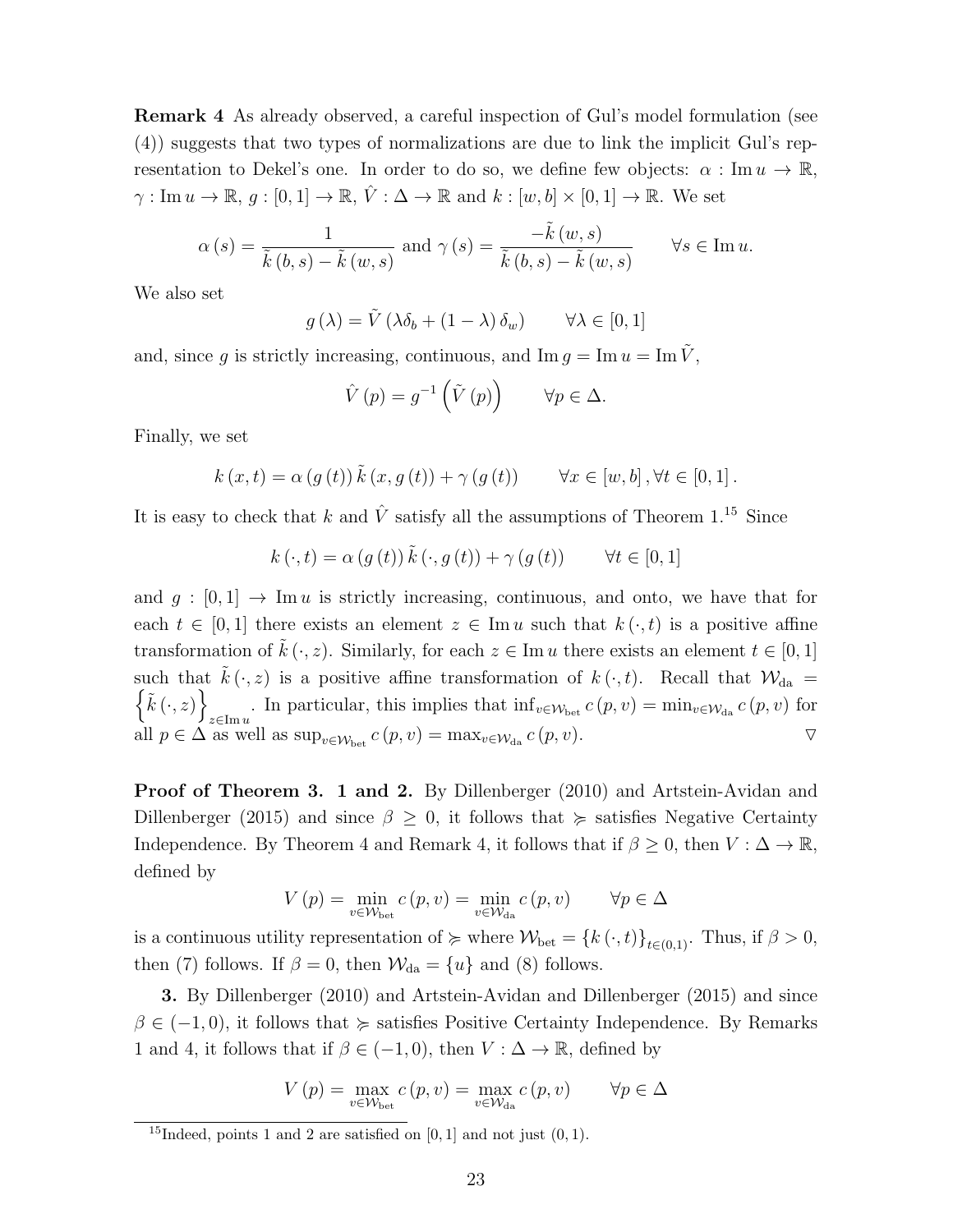**Remark 4** As already observed, a careful inspection of Gul's model formulation (see (4)) suggests that two types of normalizations are due to link the implicit Gul's representation to Dekel's one. In order to do so, we define few objects: $\alpha : \operatorname{Im} u \to \mathbb{R}$, $\gamma : \operatorname{Im} u \to \mathbb{R}$, $g : [0,1] \to \mathbb{R}$, $\hat{V} : \Delta \to \mathbb{R}$ and $k : [w,b] \times [0,1] \to \mathbb{R}$. We set

$$\alpha(s) = \frac{1}{\tilde{k}(b,s) - \tilde{k}(w,s)} \text{ and } \gamma(s) = \frac{-\tilde{k}(w,s)}{\tilde{k}(b,s) - \tilde{k}(w,s)} \qquad \forall s \in \operatorname{Im} u.$$

We also set

$$g(\lambda) = \tilde{V}(\lambda \delta_b + (1-\lambda)\delta_w) \qquad \forall \lambda \in [0,1]$$

and, since $g$ is strictly increasing, continuous, and $\operatorname{Im} g = \operatorname{Im} u = \operatorname{Im} \tilde{V}$,

$$\hat{V}(p) = g^{-1}\left(\tilde{V}(p)\right) \qquad \forall p \in \Delta.$$

Finally, we set

$$k(x,t) = \alpha(g(t))\,\tilde{k}(x, g(t)) + \gamma(g(t)) \qquad \forall x \in [w,b], \forall t \in [0,1].$$

It is easy to check that $k$ and $\hat{V}$ satisfy all the assumptions of Theorem 1.[15] Since

$$k(\cdot,t) = \alpha(g(t))\,\tilde{k}(\cdot, g(t)) + \gamma(g(t)) \qquad \forall t \in [0,1]$$

and $g : [0,1] \to \operatorname{Im} u$ is strictly increasing, continuous, and onto, we have that for each $t \in [0,1]$ there exists an element $z \in \operatorname{Im} u$ such that $k(\cdot,t)$ is a positive affine transformation of $\tilde{k}(\cdot,z)$. Similarly, for each $z \in \operatorname{Im} u$ there exists an element $t \in [0,1]$ such that $\tilde{k}(\cdot,z)$ is a positive affine transformation of $k(\cdot,t)$. Recall that $\mathcal{W}_{\text{da}} = \left\{\tilde{k}(\cdot,z)\right\}_{z \in \operatorname{Im} u}$. In particular, this implies that $\inf_{v \in \mathcal{W}_{\text{bet}}} c(p,v) = \min_{v \in \mathcal{W}_{\text{da}}} c(p,v)$ for all $p \in \Delta$ as well as $\sup_{v \in \mathcal{W}_{\text{bet}}} c(p,v) = \max_{v \in \mathcal{W}_{\text{da}}} c(p,v)$. $\triangledown$

**Proof of Theorem 3. 1 and 2.** By Dillenberger (2010) and Artstein-Avidan and Dillenberger (2015) and since $\beta \geq 0$, it follows that $\succcurlyeq$ satisfies Negative Certainty Independence. By Theorem 4 and Remark 4, it follows that if $\beta \geq 0$, then $V : \Delta \to \mathbb{R}$, defined by

$$V(p) = \min_{v \in \mathcal{W}_{\text{bet}}} c(p,v) = \min_{v \in \mathcal{W}_{\text{da}}} c(p,v) \qquad \forall p \in \Delta$$

is a continuous utility representation of $\succcurlyeq$ where $\mathcal{W}_{\text{bet}} = \{k(\cdot,t)\}_{t \in (0,1)}$. Thus, if $\beta > 0$, then (7) follows. If $\beta = 0$, then $\mathcal{W}_{\text{da}} = \{u\}$ and (8) follows.

**3.** By Dillenberger (2010) and Artstein-Avidan and Dillenberger (2015) and since $\beta \in (-1,0)$, it follows that $\succcurlyeq$ satisfies Positive Certainty Independence. By Remarks 1 and 4, it follows that if $\beta \in (-1,0)$, then $V : \Delta \to \mathbb{R}$, defined by

$$V(p) = \max_{v \in \mathcal{W}_{\text{bet}}} c(p,v) = \max_{v \in \mathcal{W}_{\text{da}}} c(p,v) \qquad \forall p \in \Delta$$

[15] Indeed, points 1 and 2 are satisfied on $[0,1]$ and not just $(0,1)$.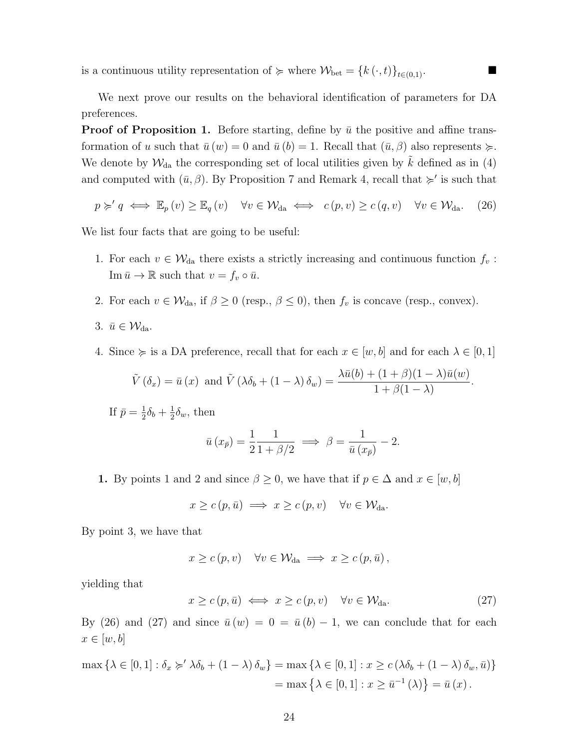is a continuous utility representation of $\succcurlyeq$ where $\mathcal{W}_{\text{bet}} = \{k(\cdot, t)\}_{t \in (0,1)}$. ■

We next prove our results on the behavioral identification of parameters for DA preferences.

**Proof of Proposition 1.** Before starting, define by $\bar{u}$ the positive and affine transformation of $u$ such that $\bar{u}(w) = 0$ and $\bar{u}(b) = 1$. Recall that $(\bar{u}, \beta)$ also represents $\succcurlyeq$. We denote by $\mathcal{W}_{\text{da}}$ the corresponding set of local utilities given by $\tilde{k}$ defined as in (4) and computed with $(\bar{u}, \beta)$. By Proposition 7 and Remark 4, recall that $\succcurlyeq'$ is such that

$$p \succcurlyeq' q \iff \mathbb{E}_p(v) \geq \mathbb{E}_q(v) \quad \forall v \in \mathcal{W}_{\text{da}} \iff c(p, v) \geq c(q, v) \quad \forall v \in \mathcal{W}_{\text{da}}. \quad (26)$$

We list four facts that are going to be useful:

1. For each $v \in \mathcal{W}_{\text{da}}$ there exists a strictly increasing and continuous function $f_v : \operatorname{Im} \bar{u} \to \mathbb{R}$ such that $v = f_v \circ \bar{u}$.

2. For each $v \in \mathcal{W}_{\text{da}}$, if $\beta \geq 0$ (resp., $\beta \leq 0$), then $f_v$ is concave (resp., convex).

3. $\bar{u} \in \mathcal{W}_{\text{da}}$.

4. Since $\succcurlyeq$ is a DA preference, recall that for each $x \in [w, b]$ and for each $\lambda \in [0, 1]$

$$\tilde{V}(\delta_x) = \bar{u}(x) \text{ and } \tilde{V}(\lambda \delta_b + (1 - \lambda)\delta_w) = \frac{\lambda \bar{u}(b) + (1 + \beta)(1 - \lambda)\bar{u}(w)}{1 + \beta(1 - \lambda)}.$$

If $\bar{p} = \frac{1}{2}\delta_b + \frac{1}{2}\delta_w$, then

$$\bar{u}(x_{\bar{p}}) = \frac{1}{2} \frac{1}{1 + \beta/2} \implies \beta = \frac{1}{\bar{u}(x_{\bar{p}})} - 2.$$

**1.** By points 1 and 2 and since $\beta \geq 0$, we have that if $p \in \Delta$ and $x \in [w, b]$

$$x \geq c(p, \bar{u}) \implies x \geq c(p, v) \quad \forall v \in \mathcal{W}_{\text{da}}.$$

By point 3, we have that

$$x \geq c(p, v) \quad \forall v \in \mathcal{W}_{\text{da}} \implies x \geq c(p, \bar{u}),$$

yielding that

$$x \geq c(p, \bar{u}) \iff x \geq c(p, v) \quad \forall v \in \mathcal{W}_{\text{da}}. \quad (27)$$

By (26) and (27) and since $\bar{u}(w) = 0 = \bar{u}(b) - 1$, we can conclude that for each $x \in [w, b]$

$$\begin{aligned}
\max\{\lambda \in [0, 1] : \delta_x \succcurlyeq' \lambda \delta_b + (1 - \lambda)\delta_w\} &= \max\{\lambda \in [0, 1] : x \geq c(\lambda \delta_b + (1 - \lambda)\delta_w, \bar{u})\} \\
&= \max\{\lambda \in [0, 1] : x \geq \bar{u}^{-1}(\lambda)\} = \bar{u}(x).
\end{aligned}$$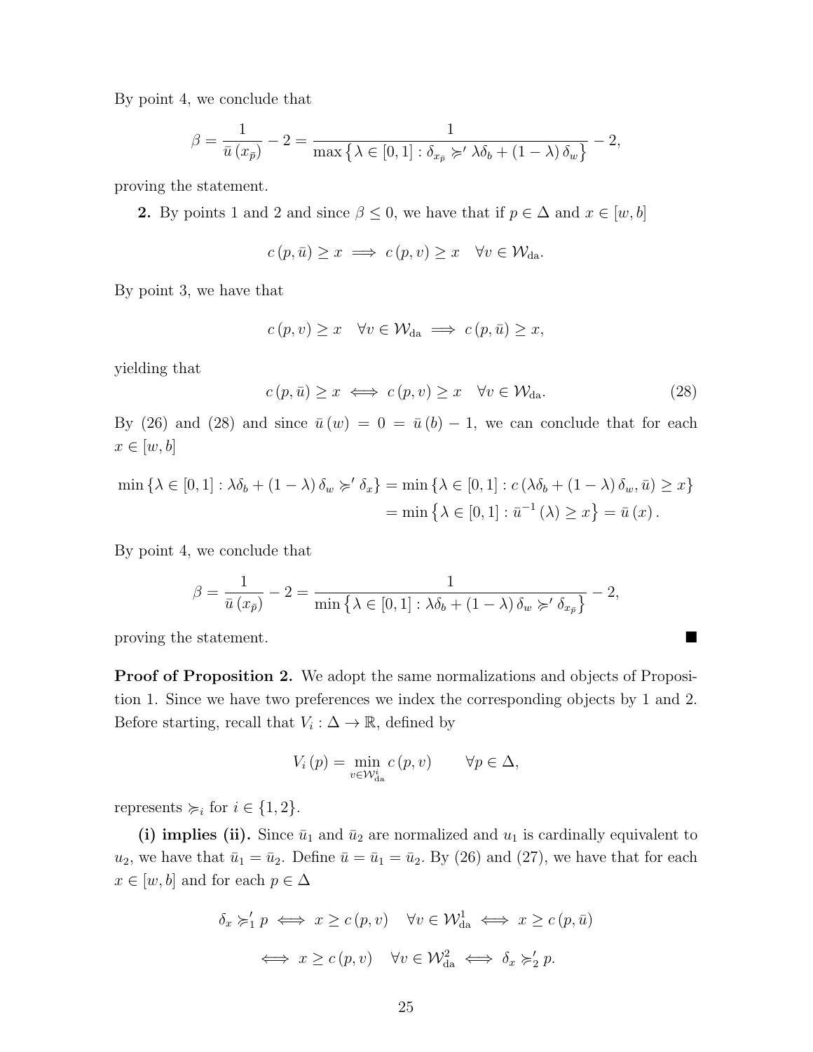By point 4, we conclude that

$$\beta = \frac{1}{\bar{u}(x_{\bar{p}})} - 2 = \frac{1}{\max\{\lambda \in [0,1] : \delta_{x_{\bar{p}}} \succcurlyeq' \lambda\delta_b + (1-\lambda)\delta_w\}} - 2,$$

proving the statement.

**2.** By points 1 and 2 and since $\beta \leq 0$, we have that if $p \in \Delta$ and $x \in [w, b]$

$$c(p, \bar{u}) \geq x \implies c(p, v) \geq x \quad \forall v \in \mathcal{W}_{\text{da}}.$$

By point 3, we have that

$$c(p, v) \geq x \quad \forall v \in \mathcal{W}_{\text{da}} \implies c(p, \bar{u}) \geq x,$$

yielding that

$$c(p, \bar{u}) \geq x \iff c(p, v) \geq x \quad \forall v \in \mathcal{W}_{\text{da}}. \tag{28}$$

By (26) and (28) and since $\bar{u}(w) = 0 = \bar{u}(b) - 1$, we can conclude that for each $x \in [w, b]$

$$\begin{aligned}
\min\{\lambda \in [0,1] : \lambda\delta_b + (1-\lambda)\delta_w \succcurlyeq' \delta_x\} &= \min\{\lambda \in [0,1] : c(\lambda\delta_b + (1-\lambda)\delta_w, \bar{u}) \geq x\} \\
&= \min\{\lambda \in [0,1] : \bar{u}^{-1}(\lambda) \geq x\} = \bar{u}(x).
\end{aligned}$$

By point 4, we conclude that

$$\beta = \frac{1}{\bar{u}(x_{\bar{p}})} - 2 = \frac{1}{\min\{\lambda \in [0,1] : \lambda\delta_b + (1-\lambda)\delta_w \succcurlyeq' \delta_{x_{\bar{p}}}\}} - 2,$$

proving the statement. ■

**Proof of Proposition 2.** We adopt the same normalizations and objects of Proposition 1. Since we have two preferences we index the corresponding objects by 1 and 2. Before starting, recall that $V_i : \Delta \to \mathbb{R}$, defined by

$$V_i(p) = \min_{v \in \mathcal{W}_{\text{da}}^i} c(p, v) \qquad \forall p \in \Delta,$$

represents $\succcurlyeq_i$ for $i \in \{1, 2\}$.

**(i) implies (ii).** Since $\bar{u}_1$ and $\bar{u}_2$ are normalized and $u_1$ is cardinally equivalent to $u_2$, we have that $\bar{u}_1 = \bar{u}_2$. Define $\bar{u} = \bar{u}_1 = \bar{u}_2$. By (26) and (27), we have that for each $x \in [w, b]$ and for each $p \in \Delta$

$$\delta_x \succcurlyeq_1' p \iff x \geq c(p, v) \quad \forall v \in \mathcal{W}_{\text{da}}^1 \iff x \geq c(p, \bar{u})$$

$$\iff x \geq c(p, v) \quad \forall v \in \mathcal{W}_{\text{da}}^2 \iff \delta_x \succcurlyeq_2' p.$$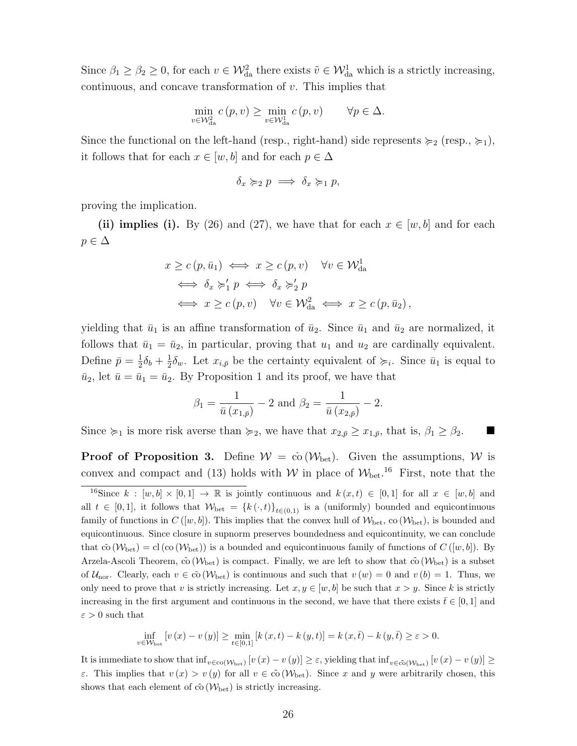Since $\beta_1 \geq \beta_2 \geq 0$, for each $v \in \mathcal{W}^2_{\text{da}}$ there exists $\tilde{v} \in \mathcal{W}^1_{\text{da}}$ which is a strictly increasing, continuous, and concave transformation of $v$. This implies that

$$\min_{v \in \mathcal{W}^2_{\text{da}}} c(p, v) \geq \min_{v \in \mathcal{W}^1_{\text{da}}} c(p, v) \qquad \forall p \in \Delta.$$

Since the functional on the left-hand (resp., right-hand) side represents $\succcurlyeq_2$ (resp., $\succcurlyeq_1$), it follows that for each $x \in [w, b]$ and for each $p \in \Delta$

$$\delta_x \succcurlyeq_2 p \implies \delta_x \succcurlyeq_1 p,$$

proving the implication.

**(ii) implies (i).** By (26) and (27), we have that for each $x \in [w, b]$ and for each $p \in \Delta$

$$\begin{aligned}
x \geq c(p, \bar{u}_1) &\iff x \geq c(p, v) \quad \forall v \in \mathcal{W}^1_{\text{da}} \\
&\iff \delta_x \succcurlyeq'_1 p \iff \delta_x \succcurlyeq'_2 p \\
&\iff x \geq c(p, v) \quad \forall v \in \mathcal{W}^2_{\text{da}} \iff x \geq c(p, \bar{u}_2),
\end{aligned}$$

yielding that $\bar{u}_1$ is an affine transformation of $\bar{u}_2$. Since $\bar{u}_1$ and $\bar{u}_2$ are normalized, it follows that $\bar{u}_1 = \bar{u}_2$, in particular, proving that $u_1$ and $u_2$ are cardinally equivalent. Define $\bar{p} = \frac{1}{2}\delta_b + \frac{1}{2}\delta_w$. Let $x_{i,\bar{p}}$ be the certainty equivalent of $\succcurlyeq_i$. Since $\bar{u}_1$ is equal to $\bar{u}_2$, let $\bar{u} = \bar{u}_1 = \bar{u}_2$. By Proposition 1 and its proof, we have that

$$\beta_1 = \frac{1}{\bar{u}(x_{1,\bar{p}})} - 2 \text{ and } \beta_2 = \frac{1}{\bar{u}(x_{2,\bar{p}})} - 2.$$

Since $\succcurlyeq_1$ is more risk averse than $\succcurlyeq_2$, we have that $x_{2,\bar{p}} \geq x_{1,\bar{p}}$, that is, $\beta_1 \geq \beta_2$. ■

**Proof of Proposition 3.** Define $\mathcal{W} = \bar{\text{co}}(\mathcal{W}_{\text{bet}})$. Given the assumptions, $\mathcal{W}$ is convex and compact and (13) holds with $\mathcal{W}$ in place of $\mathcal{W}_{\text{bet}}$.[16] First, note that the

[16] Since $k : [w, b] \times [0, 1] \to \mathbb{R}$ is jointly continuous and $k(x, t) \in [0, 1]$ for all $x \in [w, b]$ and all $t \in [0, 1]$, it follows that $\mathcal{W}_{\text{bet}} = \{k(\cdot, t)\}_{t \in (0,1)}$ is a (uniformly) bounded and equicontinuous family of functions in $C([w, b])$. This implies that the convex hull of $\mathcal{W}_{\text{bet}}$, $\text{co}(\mathcal{W}_{\text{bet}})$, is bounded and equicontinuous. Since closure in supnorm preserves boundedness and equicontinuity, we can conclude that $\bar{\text{co}}(\mathcal{W}_{\text{bet}}) = \text{cl}(\text{co}(\mathcal{W}_{\text{bet}}))$ is a bounded and equicontinuous family of functions of $C([w, b])$. By Arzela-Ascoli Theorem, $\bar{\text{co}}(\mathcal{W}_{\text{bet}})$ is compact. Finally, we are left to show that $\bar{\text{co}}(\mathcal{W}_{\text{bet}})$ is a subset of $\mathcal{U}_{\text{nor}}$. Clearly, each $v \in \bar{\text{co}}(\mathcal{W}_{\text{bet}})$ is continuous and such that $v(w) = 0$ and $v(b) = 1$. Thus, we only need to prove that $v$ is strictly increasing. Let $x, y \in [w, b]$ be such that $x > y$. Since $k$ is strictly increasing in the first argument and continuous in the second, we have that there exists $\bar{t} \in [0, 1]$ and $\varepsilon > 0$ such that

$$\inf_{v \in \mathcal{W}_{\text{bet}}} [v(x) - v(y)] \geq \min_{t \in [0,1]} [k(x, t) - k(y, t)] = k(x, \bar{t}) - k(y, \bar{t}) \geq \varepsilon > 0.$$

It is immediate to show that $\inf_{v \in \text{co}(\mathcal{W}_{\text{bet}})} [v(x) - v(y)] \geq \varepsilon$, yielding that $\inf_{v \in \bar{\text{co}}(\mathcal{W}_{\text{bet}})} [v(x) - v(y)] \geq \varepsilon$. This implies that $v(x) > v(y)$ for all $v \in \bar{\text{co}}(\mathcal{W}_{\text{bet}})$. Since $x$ and $y$ were arbitrarily chosen, this shows that each element of $\bar{\text{co}}(\mathcal{W}_{\text{bet}})$ is strictly increasing.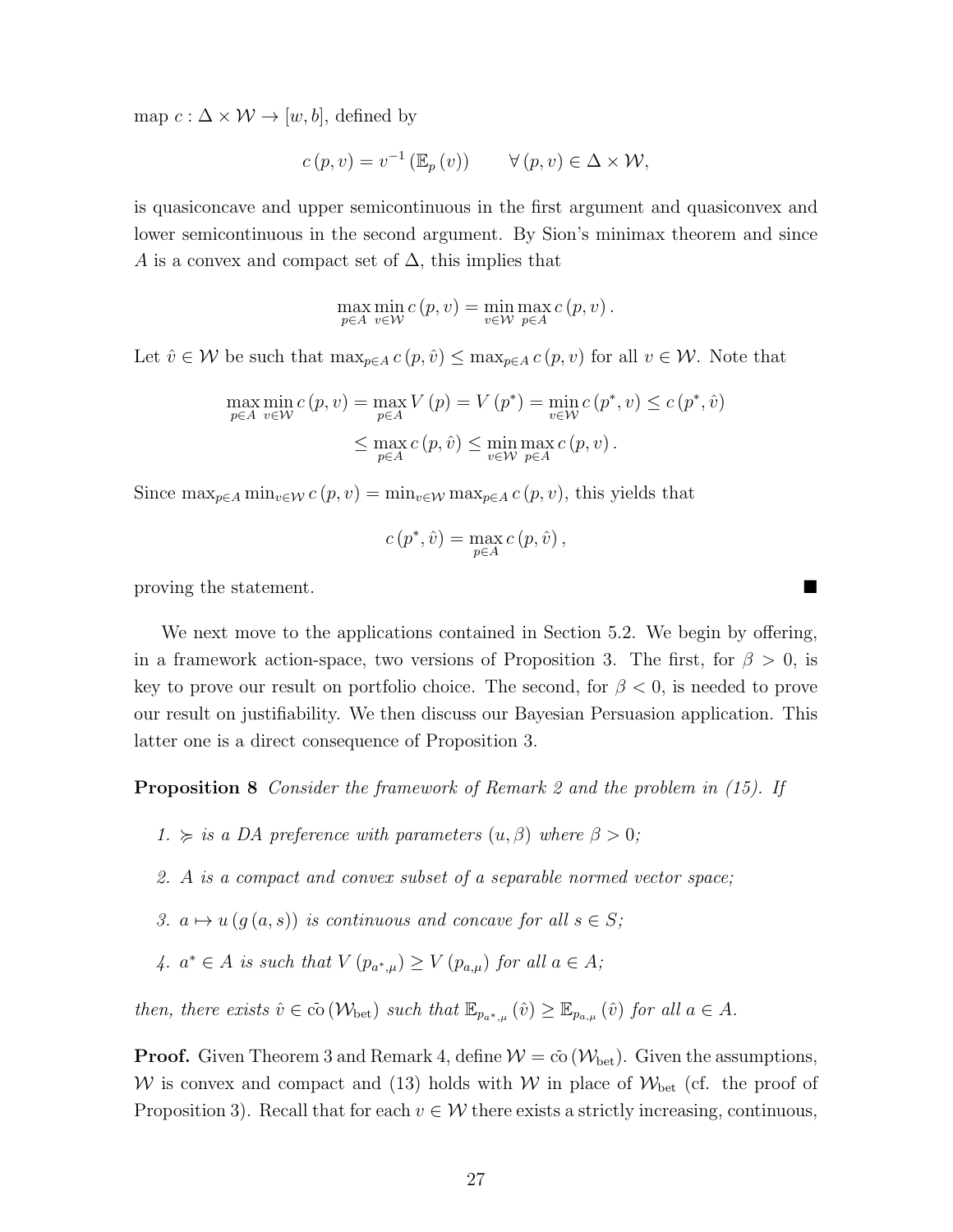map $c : \Delta \times \mathcal{W} \to [w, b]$, defined by

$$c(p, v) = v^{-1}(\mathbb{E}_p(v)) \qquad \forall (p, v) \in \Delta \times \mathcal{W},$$

is quasiconcave and upper semicontinuous in the first argument and quasiconvex and lower semicontinuous in the second argument. By Sion's minimax theorem and since $A$ is a convex and compact set of $\Delta$, this implies that

$$\max_{p \in A} \min_{v \in \mathcal{W}} c(p, v) = \min_{v \in \mathcal{W}} \max_{p \in A} c(p, v).$$

Let $\hat{v} \in \mathcal{W}$ be such that $\max_{p \in A} c(p, \hat{v}) \leq \max_{p \in A} c(p, v)$ for all $v \in \mathcal{W}$. Note that

$$\begin{aligned}\max_{p \in A} \min_{v \in \mathcal{W}} c(p, v) = \max_{p \in A} V(p) = V(p^*) = \min_{v \in \mathcal{W}} c(p^*, v) \leq c(p^*, \hat{v}) \\ \leq \max_{p \in A} c(p, \hat{v}) \leq \min_{v \in \mathcal{W}} \max_{p \in A} c(p, v).\end{aligned}$$

Since $\max_{p \in A} \min_{v \in \mathcal{W}} c(p, v) = \min_{v \in \mathcal{W}} \max_{p \in A} c(p, v)$, this yields that

$$c(p^*, \hat{v}) = \max_{p \in A} c(p, \hat{v}),$$

proving the statement. ■

We next move to the applications contained in Section 5.2. We begin by offering, in a framework action-space, two versions of Proposition 3. The first, for $\beta > 0$, is key to prove our result on portfolio choice. The second, for $\beta < 0$, is needed to prove our result on justifiability. We then discuss our Bayesian Persuasion application. This latter one is a direct consequence of Proposition 3.

**Proposition 8** *Consider the framework of Remark 2 and the problem in (15). If*

1. *$\succcurlyeq$ is a DA preference with parameters $(u, \beta)$ where $\beta > 0$;*
2. *$A$ is a compact and convex subset of a separable normed vector space;*
3. *$a \mapsto u(g(a, s))$ is continuous and concave for all $s \in S$;*
4. *$a^* \in A$ is such that $V(p_{a^*,\mu}) \geq V(p_{a,\mu})$ for all $a \in A$;*

*then, there exists $\hat{v} \in \bar{\text{co}}(\mathcal{W}_{\text{bet}})$ such that $\mathbb{E}_{p_{a^*,\mu}}(\hat{v}) \geq \mathbb{E}_{p_{a,\mu}}(\hat{v})$ for all $a \in A$.*

**Proof.** Given Theorem 3 and Remark 4, define $\mathcal{W} = \bar{\text{co}}(\mathcal{W}_{\text{bet}})$. Given the assumptions, $\mathcal{W}$ is convex and compact and (13) holds with $\mathcal{W}$ in place of $\mathcal{W}_{\text{bet}}$ (cf. the proof of Proposition 3). Recall that for each $v \in \mathcal{W}$ there exists a strictly increasing, continuous,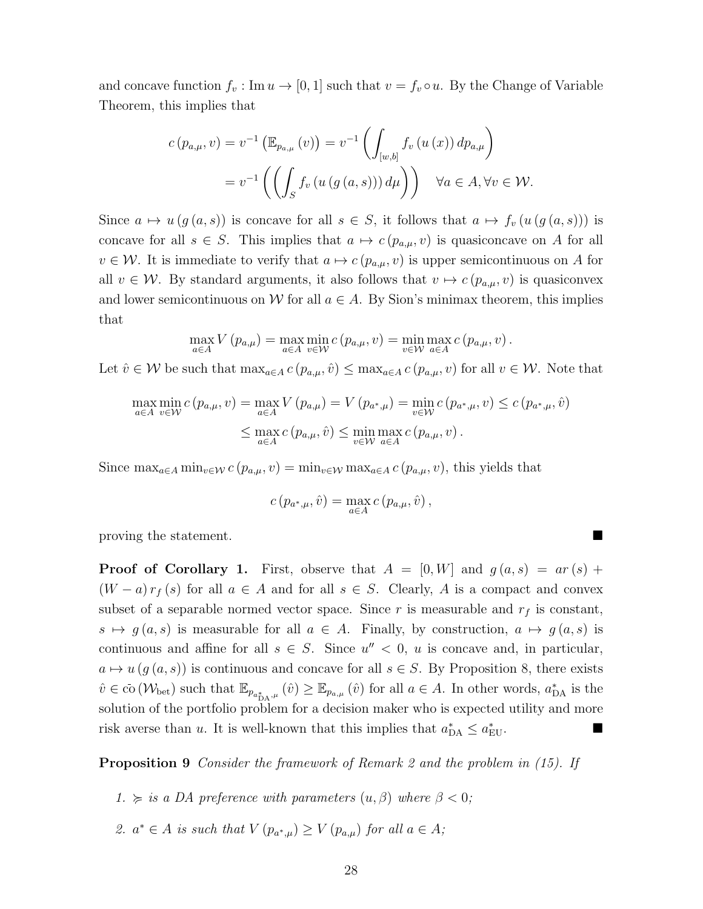and concave function $f_v : \operatorname{Im} u \to [0,1]$ such that $v = f_v \circ u$. By the Change of Variable Theorem, this implies that

$$
\begin{aligned}
c\left(p_{a,\mu}, v\right) = v^{-1}\left(\mathbb{E}_{p_{a,\mu}}(v)\right) &= v^{-1}\left(\int_{[w,b]} f_v\left(u\left(x\right)\right) dp_{a,\mu}\right) \\
&= v^{-1}\left(\left(\int_S f_v\left(u\left(g\left(a,s\right)\right)\right) d\mu\right)\right) \quad \forall a \in A, \forall v \in \mathcal{W}.
\end{aligned}
$$

Since $a \mapsto u\left(g\left(a,s\right)\right)$ is concave for all $s \in S$, it follows that $a \mapsto f_v\left(u\left(g\left(a,s\right)\right)\right)$ is concave for all $s \in S$. This implies that $a \mapsto c\left(p_{a,\mu}, v\right)$ is quasiconcave on $A$ for all $v \in \mathcal{W}$. It is immediate to verify that $a \mapsto c\left(p_{a,\mu}, v\right)$ is upper semicontinuous on $A$ for all $v \in \mathcal{W}$. By standard arguments, it also follows that $v \mapsto c\left(p_{a,\mu}, v\right)$ is quasiconvex and lower semicontinuous on $\mathcal{W}$ for all $a \in A$. By Sion's minimax theorem, this implies that

$$
\max_{a\in A} V\left(p_{a,\mu}\right) = \max_{a\in A} \min_{v\in\mathcal{W}} c\left(p_{a,\mu}, v\right) = \min_{v\in\mathcal{W}} \max_{a\in A} c\left(p_{a,\mu}, v\right).
$$

Let $\hat{v} \in \mathcal{W}$ be such that $\max_{a\in A} c\left(p_{a,\mu}, \hat{v}\right) \leq \max_{a\in A} c\left(p_{a,\mu}, v\right)$ for all $v \in \mathcal{W}$. Note that

$$
\begin{aligned}
\max_{a\in A} \min_{v\in\mathcal{W}} c\left(p_{a,\mu}, v\right) = \max_{a\in A} V\left(p_{a,\mu}\right) = V\left(p_{a^*,\mu}\right) = \min_{v\in\mathcal{W}} c\left(p_{a^*,\mu}, v\right) \leq c\left(p_{a^*,\mu}, \hat{v}\right) \\
\leq \max_{a\in A} c\left(p_{a,\mu}, \hat{v}\right) \leq \min_{v\in\mathcal{W}} \max_{a\in A} c\left(p_{a,\mu}, v\right).
\end{aligned}
$$

Since $\max_{a\in A} \min_{v\in\mathcal{W}} c\left(p_{a,\mu}, v\right) = \min_{v\in\mathcal{W}} \max_{a\in A} c\left(p_{a,\mu}, v\right)$, this yields that

$$
c\left(p_{a^*,\mu}, \hat{v}\right) = \max_{a\in A} c\left(p_{a,\mu}, \hat{v}\right),
$$

proving the statement. ■

**Proof of Corollary 1.** First, observe that $A = [0, W]$ and $g(a,s) = ar(s) + (W-a) r_f(s)$ for all $a \in A$ and for all $s \in S$. Clearly, $A$ is a compact and convex subset of a separable normed vector space. Since $r$ is measurable and $r_f$ is constant, $s \mapsto g(a,s)$ is measurable for all $a \in A$. Finally, by construction, $a \mapsto g(a,s)$ is continuous and affine for all $s \in S$. Since $u'' < 0$, $u$ is concave and, in particular, $a \mapsto u\left(g\left(a,s\right)\right)$ is continuous and concave for all $s \in S$. By Proposition 8, there exists $\hat{v} \in \bar{\text{co}}\left(\mathcal{W}_{\text{bet}}\right)$ such that $\mathbb{E}_{p_{a^*_{\text{DA}},\mu}}\left(\hat{v}\right) \geq \mathbb{E}_{p_{a,\mu}}\left(\hat{v}\right)$ for all $a \in A$. In other words, $a^*_{\text{DA}}$ is the solution of the portfolio problem for a decision maker who is expected utility and more risk averse than $u$. It is well-known that this implies that $a^*_{\text{DA}} \leq a^*_{\text{EU}}$. ■

**Proposition 9** *Consider the framework of Remark 2 and the problem in (15). If*

1. *$\succcurlyeq$ is a DA preference with parameters $(u, \beta)$ where $\beta < 0$;*
2. *$a^* \in A$ is such that $V\left(p_{a^*,\mu}\right) \geq V\left(p_{a,\mu}\right)$ for all $a \in A$;*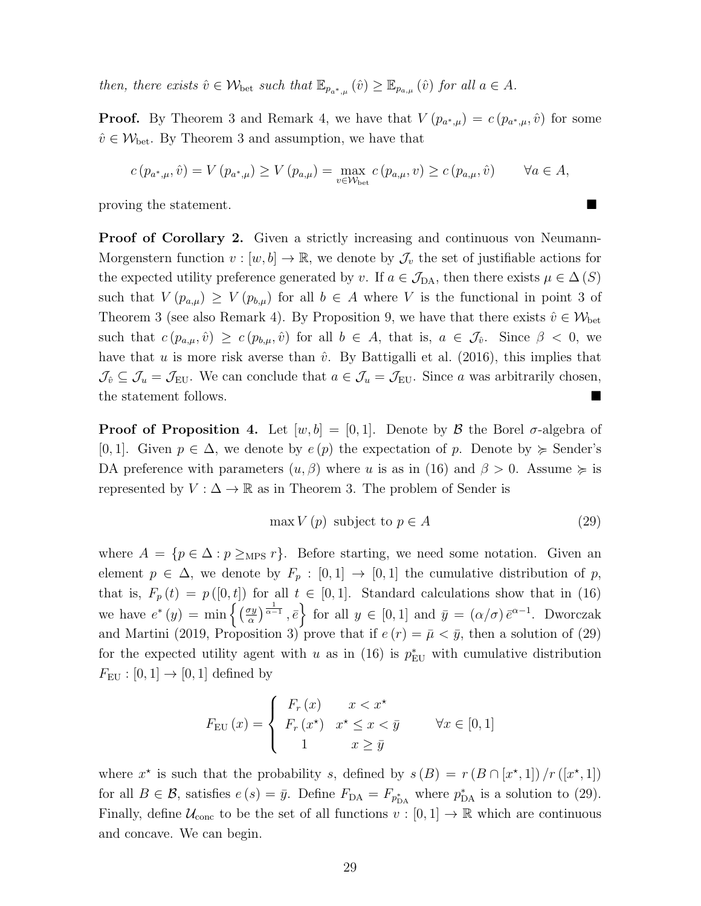*then, there exists $\hat{v} \in \mathcal{W}_{\text{bet}}$ such that $\mathbb{E}_{p_{a^*,\mu}}(\hat{v}) \geq \mathbb{E}_{p_{a,\mu}}(\hat{v})$ for all $a \in A$.*

**Proof.** By Theorem 3 and Remark 4, we have that $V(p_{a^*,\mu}) = c(p_{a^*,\mu}, \hat{v})$ for some $\hat{v} \in \mathcal{W}_{\text{bet}}$. By Theorem 3 and assumption, we have that

$$c(p_{a^*,\mu}, \hat{v}) = V(p_{a^*,\mu}) \geq V(p_{a,\mu}) = \max_{v \in \mathcal{W}_{\text{bet}}} c(p_{a,\mu}, v) \geq c(p_{a,\mu}, \hat{v}) \qquad \forall a \in A,$$

proving the statement. ■

**Proof of Corollary 2.** Given a strictly increasing and continuous von Neumann-Morgenstern function $v : [w, b] \to \mathbb{R}$, we denote by $\mathcal{J}_v$ the set of justifiable actions for the expected utility preference generated by $v$. If $a \in \mathcal{J}_{\text{DA}}$, then there exists $\mu \in \Delta(S)$ such that $V(p_{a,\mu}) \geq V(p_{b,\mu})$ for all $b \in A$ where $V$ is the functional in point 3 of Theorem 3 (see also Remark 4). By Proposition 9, we have that there exists $\hat{v} \in \mathcal{W}_{\text{bet}}$ such that $c(p_{a,\mu}, \hat{v}) \geq c(p_{b,\mu}, \hat{v})$ for all $b \in A$, that is, $a \in \mathcal{J}_{\hat{v}}$. Since $\beta < 0$, we have that $u$ is more risk averse than $\hat{v}$. By Battigalli et al. (2016), this implies that $\mathcal{J}_{\hat{v}} \subseteq \mathcal{J}_u = \mathcal{J}_{\text{EU}}$. We can conclude that $a \in \mathcal{J}_u = \mathcal{J}_{\text{EU}}$. Since $a$ was arbitrarily chosen, the statement follows. ■

**Proof of Proposition 4.** Let $[w, b] = [0, 1]$. Denote by $\mathcal{B}$ the Borel $\sigma$-algebra of $[0, 1]$. Given $p \in \Delta$, we denote by $e(p)$ the expectation of $p$. Denote by $\succcurlyeq$ Sender's DA preference with parameters $(u, \beta)$ where $u$ is as in (16) and $\beta > 0$. Assume $\succcurlyeq$ is represented by $V : \Delta \to \mathbb{R}$ as in Theorem 3. The problem of Sender is

$$\max V(p) \text{ subject to } p \in A \tag{29}$$

where $A = \{p \in \Delta : p \geq_{\text{MPS}} r\}$. Before starting, we need some notation. Given an element $p \in \Delta$, we denote by $F_p : [0, 1] \to [0, 1]$ the cumulative distribution of $p$, that is, $F_p(t) = p([0, t])$ for all $t \in [0, 1]$. Standard calculations show that in (16) we have $e^*(y) = \min\left\{\left(\frac{\sigma y}{\alpha}\right)^{\frac{1}{\alpha - 1}}, \bar{e}\right\}$ for all $y \in [0, 1]$ and $\bar{y} = (\alpha/\sigma)\bar{e}^{\alpha - 1}$. Dworczak and Martini (2019, Proposition 3) prove that if $e(r) = \bar{\mu} < \bar{y}$, then a solution of (29) for the expected utility agent with $u$ as in (16) is $p^*_{\text{EU}}$ with cumulative distribution $F_{\text{EU}} : [0, 1] \to [0, 1]$ defined by

$$F_{\text{EU}}(x) = \begin{cases} F_r(x) & x < x^\star \\ F_r(x^\star) & x^\star \leq x < \bar{y} \\ 1 & x \geq \bar{y} \end{cases} \qquad \forall x \in [0, 1]$$

where $x^\star$ is such that the probability $s$, defined by $s(B) = r(B \cap [x^\star, 1])/r([x^\star, 1])$ for all $B \in \mathcal{B}$, satisfies $e(s) = \bar{y}$. Define $F_{\text{DA}} = F_{p^*_{\text{DA}}}$ where $p^*_{\text{DA}}$ is a solution to (29). Finally, define $\mathcal{U}_{\text{conc}}$ to be the set of all functions $v : [0, 1] \to \mathbb{R}$ which are continuous and concave. We can begin.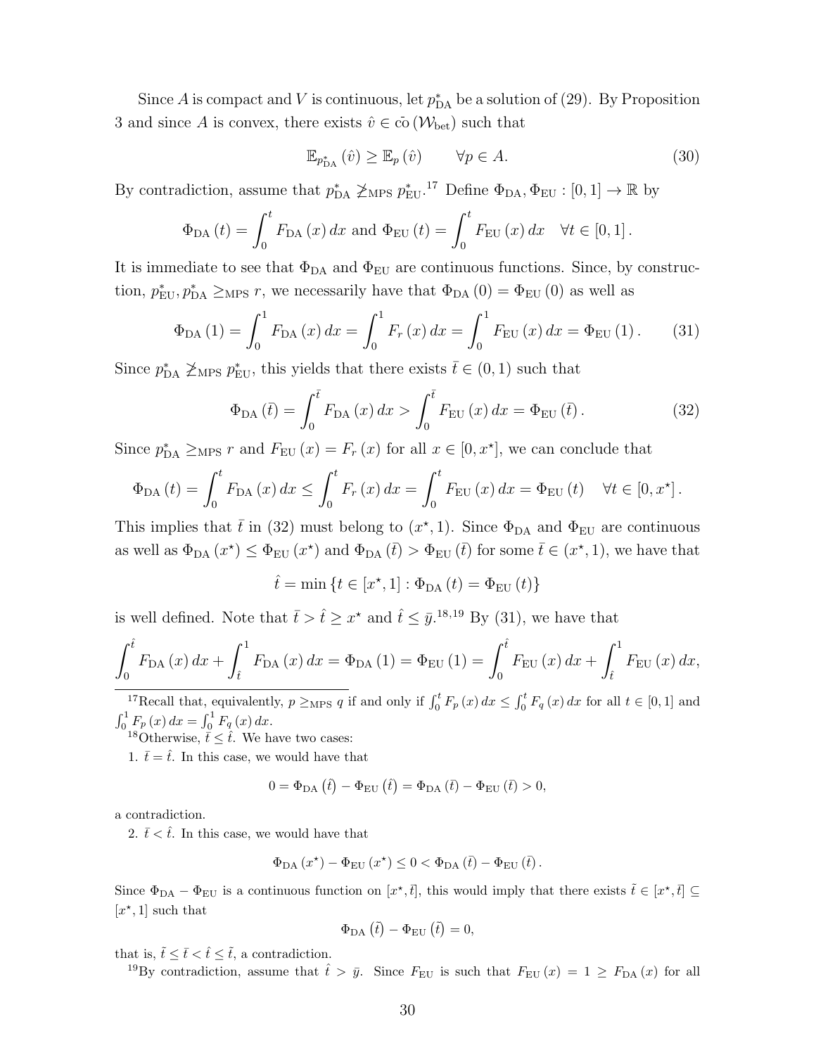Since $A$ is compact and $V$ is continuous, let $p^*_{\text{DA}}$ be a solution of (29). By Proposition 3 and since $A$ is convex, there exists $\hat{v} \in \bar{\text{co}}(\mathcal{W}_{\text{bet}})$ such that

$$\mathbb{E}_{p^*_{\text{DA}}}(\hat{v}) \geq \mathbb{E}_p(\hat{v}) \qquad \forall p \in A. \tag{30}$$

By contradiction, assume that $p^*_{\text{DA}} \not\geq_{\text{MPS}} p^*_{\text{EU}}$.[17] Define $\Phi_{\text{DA}}, \Phi_{\text{EU}} : [0,1] \to \mathbb{R}$ by

$$\Phi_{\text{DA}}(t) = \int_0^t F_{\text{DA}}(x)\,dx \text{ and } \Phi_{\text{EU}}(t) = \int_0^t F_{\text{EU}}(x)\,dx \quad \forall t \in [0,1].$$

It is immediate to see that $\Phi_{\text{DA}}$ and $\Phi_{\text{EU}}$ are continuous functions. Since, by construction, $p^*_{\text{EU}}, p^*_{\text{DA}} \geq_{\text{MPS}} r$, we necessarily have that $\Phi_{\text{DA}}(0) = \Phi_{\text{EU}}(0)$ as well as

$$\Phi_{\text{DA}}(1) = \int_0^1 F_{\text{DA}}(x)\,dx = \int_0^1 F_r(x)\,dx = \int_0^1 F_{\text{EU}}(x)\,dx = \Phi_{\text{EU}}(1). \tag{31}$$

Since $p^*_{\text{DA}} \not\geq_{\text{MPS}} p^*_{\text{EU}}$, this yields that there exists $\bar{t} \in (0,1)$ such that

$$\Phi_{\text{DA}}(\bar{t}) = \int_0^{\bar{t}} F_{\text{DA}}(x)\,dx > \int_0^{\bar{t}} F_{\text{EU}}(x)\,dx = \Phi_{\text{EU}}(\bar{t}). \tag{32}$$

Since $p^*_{\text{DA}} \geq_{\text{MPS}} r$ and $F_{\text{EU}}(x) = F_r(x)$ for all $x \in [0, x^\star]$, we can conclude that

$$\Phi_{\text{DA}}(t) = \int_0^t F_{\text{DA}}(x)\,dx \leq \int_0^t F_r(x)\,dx = \int_0^t F_{\text{EU}}(x)\,dx = \Phi_{\text{EU}}(t) \quad \forall t \in [0, x^\star].$$

This implies that $\bar{t}$ in (32) must belong to $(x^\star, 1)$. Since $\Phi_{\text{DA}}$ and $\Phi_{\text{EU}}$ are continuous as well as $\Phi_{\text{DA}}(x^\star) \leq \Phi_{\text{EU}}(x^\star)$ and $\Phi_{\text{DA}}(\bar{t}) > \Phi_{\text{EU}}(\bar{t})$ for some $\bar{t} \in (x^\star, 1)$, we have that

$$\hat{t} = \min\{t \in [x^\star, 1] : \Phi_{\text{DA}}(t) = \Phi_{\text{EU}}(t)\}$$

is well defined. Note that $\bar{t} > \hat{t} \geq x^\star$ and $\hat{t} \leq \bar{y}$.[18,19] By (31), we have that

$$\int_0^{\hat{t}} F_{\text{DA}}(x)\,dx + \int_{\hat{t}}^1 F_{\text{DA}}(x)\,dx = \Phi_{\text{DA}}(1) = \Phi_{\text{EU}}(1) = \int_0^{\hat{t}} F_{\text{EU}}(x)\,dx + \int_{\hat{t}}^1 F_{\text{EU}}(x)\,dx,$$

---

[17] Recall that, equivalently, $p \geq_{\text{MPS}} q$ if and only if $\int_0^t F_p(x)\,dx \leq \int_0^t F_q(x)\,dx$ for all $t \in [0,1]$ and $\int_0^1 F_p(x)\,dx = \int_0^1 F_q(x)\,dx$.

[18] Otherwise, $\bar{t} \leq \hat{t}$. We have two cases:

1. $\bar{t} = \hat{t}$. In this case, we would have that

$$0 = \Phi_{\text{DA}}(\hat{t}) - \Phi_{\text{EU}}(\hat{t}) = \Phi_{\text{DA}}(\bar{t}) - \Phi_{\text{EU}}(\bar{t}) > 0,$$

a contradiction.

2. $\bar{t} < \hat{t}$. In this case, we would have that

$$\Phi_{\text{DA}}(x^\star) - \Phi_{\text{EU}}(x^\star) \leq 0 < \Phi_{\text{DA}}(\bar{t}) - \Phi_{\text{EU}}(\bar{t}).$$

Since $\Phi_{\text{DA}} - \Phi_{\text{EU}}$ is a continuous function on $[x^\star, \bar{t}]$, this would imply that there exists $\tilde{t} \in [x^\star, \bar{t}] \subseteq [x^\star, 1]$ such that

$$\Phi_{\text{DA}}(\tilde{t}) - \Phi_{\text{EU}}(\tilde{t}) = 0,$$

that is, $\tilde{t} \leq \bar{t} < \hat{t} \leq \tilde{t}$, a contradiction.

[19] By contradiction, assume that $\hat{t} > \bar{y}$. Since $F_{\text{EU}}$ is such that $F_{\text{EU}}(x) = 1 \geq F_{\text{DA}}(x)$ for all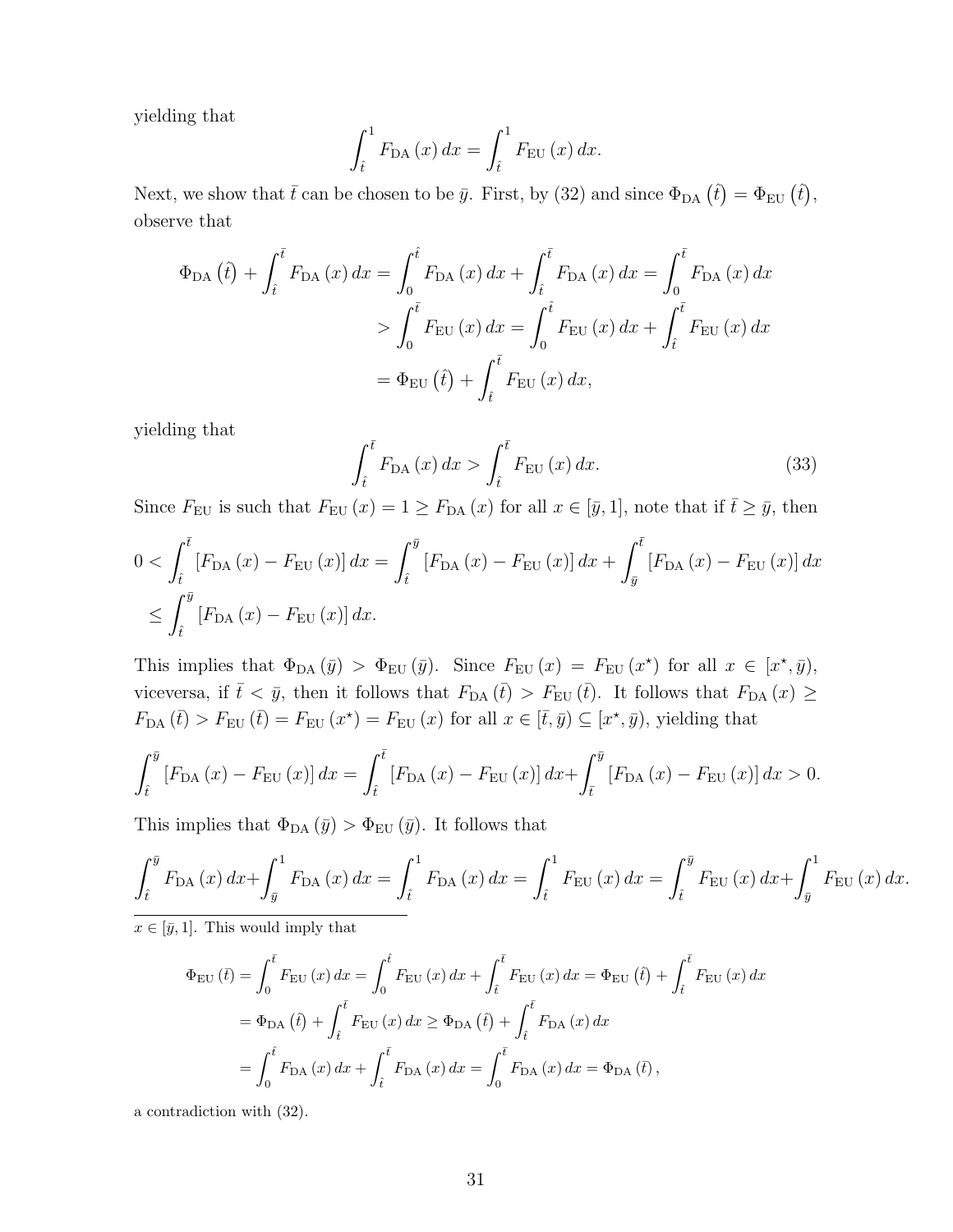yielding that

$$\int_{\hat{t}}^{1} F_{\text{DA}}(x)\,dx = \int_{\hat{t}}^{1} F_{\text{EU}}(x)\,dx.$$

Next, we show that $\bar{t}$ can be chosen to be $\bar{y}$. First, by (32) and since $\Phi_{\text{DA}}(\hat{t}) = \Phi_{\text{EU}}(\hat{t})$, observe that

$$\begin{aligned}
\Phi_{\text{DA}}(\hat{t}) + \int_{\hat{t}}^{\bar{t}} F_{\text{DA}}(x)\,dx &= \int_{0}^{\hat{t}} F_{\text{DA}}(x)\,dx + \int_{\hat{t}}^{\bar{t}} F_{\text{DA}}(x)\,dx = \int_{0}^{\bar{t}} F_{\text{DA}}(x)\,dx \\
&> \int_{0}^{\bar{t}} F_{\text{EU}}(x)\,dx = \int_{0}^{\hat{t}} F_{\text{EU}}(x)\,dx + \int_{\hat{t}}^{\bar{t}} F_{\text{EU}}(x)\,dx \\
&= \Phi_{\text{EU}}(\hat{t}) + \int_{\hat{t}}^{\bar{t}} F_{\text{EU}}(x)\,dx,
\end{aligned}$$

yielding that

$$\int_{\hat{t}}^{\bar{t}} F_{\text{DA}}(x)\,dx > \int_{\hat{t}}^{\bar{t}} F_{\text{EU}}(x)\,dx. \tag{33}$$

Since $F_{\text{EU}}$ is such that $F_{\text{EU}}(x) = 1 \geq F_{\text{DA}}(x)$ for all $x \in [\bar{y}, 1]$, note that if $\bar{t} \geq \bar{y}$, then

$$\begin{aligned}
0 &< \int_{\hat{t}}^{\bar{t}} [F_{\text{DA}}(x) - F_{\text{EU}}(x)]\,dx = \int_{\hat{t}}^{\bar{y}} [F_{\text{DA}}(x) - F_{\text{EU}}(x)]\,dx + \int_{\bar{y}}^{\bar{t}} [F_{\text{DA}}(x) - F_{\text{EU}}(x)]\,dx \\
&\leq \int_{\hat{t}}^{\bar{y}} [F_{\text{DA}}(x) - F_{\text{EU}}(x)]\,dx.
\end{aligned}$$

This implies that $\Phi_{\text{DA}}(\bar{y}) > \Phi_{\text{EU}}(\bar{y})$. Since $F_{\text{EU}}(x) = F_{\text{EU}}(x^{\star})$ for all $x \in [x^{\star}, \bar{y})$, viceversa, if $\bar{t} < \bar{y}$, then it follows that $F_{\text{DA}}(\bar{t}) > F_{\text{EU}}(\bar{t})$. It follows that $F_{\text{DA}}(x) \geq F_{\text{DA}}(\bar{t}) > F_{\text{EU}}(\bar{t}) = F_{\text{EU}}(x^{\star}) = F_{\text{EU}}(x)$ for all $x \in [\bar{t}, \bar{y}) \subseteq [x^{\star}, \bar{y})$, yielding that

$$\int_{\hat{t}}^{\bar{y}} [F_{\text{DA}}(x) - F_{\text{EU}}(x)]\,dx = \int_{\hat{t}}^{\bar{t}} [F_{\text{DA}}(x) - F_{\text{EU}}(x)]\,dx + \int_{\bar{t}}^{\bar{y}} [F_{\text{DA}}(x) - F_{\text{EU}}(x)]\,dx > 0.$$

This implies that $\Phi_{\text{DA}}(\bar{y}) > \Phi_{\text{EU}}(\bar{y})$. It follows that

$$\int_{\hat{t}}^{\bar{y}} F_{\text{DA}}(x)\,dx + \int_{\bar{y}}^{1} F_{\text{DA}}(x)\,dx = \int_{\hat{t}}^{1} F_{\text{DA}}(x)\,dx = \int_{\hat{t}}^{1} F_{\text{EU}}(x)\,dx = \int_{\hat{t}}^{\bar{y}} F_{\text{EU}}(x)\,dx + \int_{\bar{y}}^{1} F_{\text{EU}}(x)\,dx.$$

---

$x \in [\bar{y}, 1]$. This would imply that

$$\begin{aligned}
\Phi_{\text{EU}}(\bar{t}) &= \int_{0}^{\bar{t}} F_{\text{EU}}(x)\,dx = \int_{0}^{\hat{t}} F_{\text{EU}}(x)\,dx + \int_{\hat{t}}^{\bar{t}} F_{\text{EU}}(x)\,dx = \Phi_{\text{EU}}(\hat{t}) + \int_{\hat{t}}^{\bar{t}} F_{\text{EU}}(x)\,dx \\
&= \Phi_{\text{DA}}(\hat{t}) + \int_{\hat{t}}^{\bar{t}} F_{\text{EU}}(x)\,dx \geq \Phi_{\text{DA}}(\hat{t}) + \int_{\hat{t}}^{\bar{t}} F_{\text{DA}}(x)\,dx \\
&= \int_{0}^{\hat{t}} F_{\text{DA}}(x)\,dx + \int_{\hat{t}}^{\bar{t}} F_{\text{DA}}(x)\,dx = \int_{0}^{\bar{t}} F_{\text{DA}}(x)\,dx = \Phi_{\text{DA}}(\bar{t}),
\end{aligned}$$

a contradiction with (32).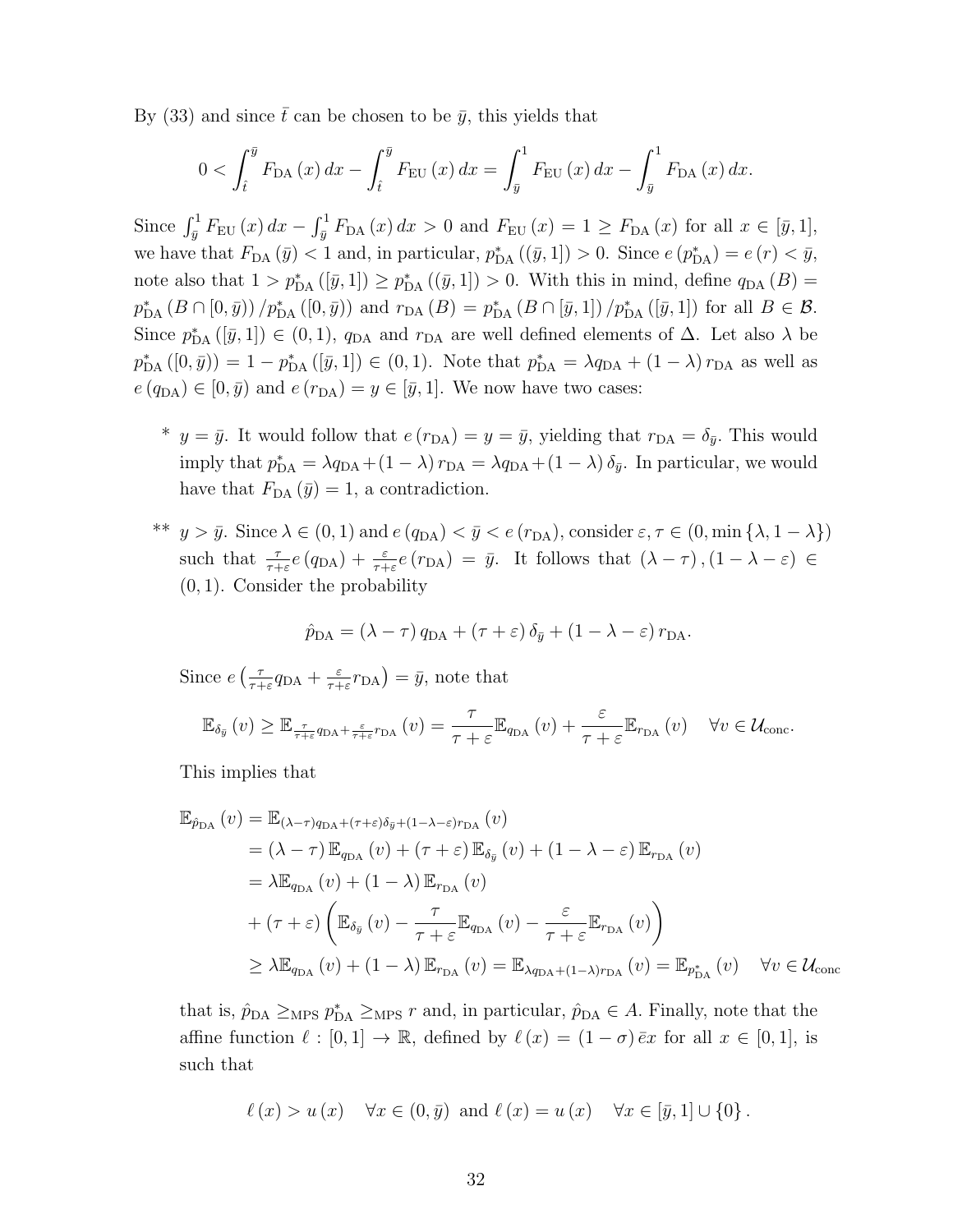By (33) and since $\bar{t}$ can be chosen to be $\bar{y}$, this yields that

$$0 < \int_{\hat{t}}^{\bar{y}} F_{\mathrm{DA}}(x)\,dx - \int_{\hat{t}}^{\bar{y}} F_{\mathrm{EU}}(x)\,dx = \int_{\bar{y}}^{1} F_{\mathrm{EU}}(x)\,dx - \int_{\bar{y}}^{1} F_{\mathrm{DA}}(x)\,dx.$$

Since $\int_{\bar{y}}^{1} F_{\mathrm{EU}}(x)\,dx - \int_{\bar{y}}^{1} F_{\mathrm{DA}}(x)\,dx > 0$ and $F_{\mathrm{EU}}(x) = 1 \geq F_{\mathrm{DA}}(x)$ for all $x \in [\bar{y}, 1]$, we have that $F_{\mathrm{DA}}(\bar{y}) < 1$ and, in particular, $p^*_{\mathrm{DA}}((\bar{y}, 1]) > 0$. Since $e(p^*_{\mathrm{DA}}) = e(r) < \bar{y}$, note also that $1 > p^*_{\mathrm{DA}}([\bar{y}, 1]) \geq p^*_{\mathrm{DA}}((\bar{y}, 1]) > 0$. With this in mind, define $q_{\mathrm{DA}}(B) = p^*_{\mathrm{DA}}(B \cap [0, \bar{y})) / p^*_{\mathrm{DA}}([0, \bar{y}))$ and $r_{\mathrm{DA}}(B) = p^*_{\mathrm{DA}}(B \cap [\bar{y}, 1]) / p^*_{\mathrm{DA}}([\bar{y}, 1])$ for all $B \in \mathcal{B}$. Since $p^*_{\mathrm{DA}}([\bar{y}, 1]) \in (0, 1)$, $q_{\mathrm{DA}}$ and $r_{\mathrm{DA}}$ are well defined elements of $\Delta$. Let also $\lambda$ be $p^*_{\mathrm{DA}}([0, \bar{y})) = 1 - p^*_{\mathrm{DA}}([\bar{y}, 1]) \in (0, 1)$. Note that $p^*_{\mathrm{DA}} = \lambda q_{\mathrm{DA}} + (1 - \lambda) r_{\mathrm{DA}}$ as well as $e(q_{\mathrm{DA}}) \in [0, \bar{y})$ and $e(r_{\mathrm{DA}}) = y \in [\bar{y}, 1]$. We now have two cases:

* $y = \bar{y}$. It would follow that $e(r_{\mathrm{DA}}) = y = \bar{y}$, yielding that $r_{\mathrm{DA}} = \delta_{\bar{y}}$. This would imply that $p^*_{\mathrm{DA}} = \lambda q_{\mathrm{DA}} + (1 - \lambda) r_{\mathrm{DA}} = \lambda q_{\mathrm{DA}} + (1 - \lambda) \delta_{\bar{y}}$. In particular, we would have that $F_{\mathrm{DA}}(\bar{y}) = 1$, a contradiction.

** $y > \bar{y}$. Since $\lambda \in (0, 1)$ and $e(q_{\mathrm{DA}}) < \bar{y} < e(r_{\mathrm{DA}})$, consider $\varepsilon, \tau \in (0, \min\{\lambda, 1 - \lambda\})$ such that $\frac{\tau}{\tau+\varepsilon} e(q_{\mathrm{DA}}) + \frac{\varepsilon}{\tau+\varepsilon} e(r_{\mathrm{DA}}) = \bar{y}$. It follows that $(\lambda - \tau), (1 - \lambda - \varepsilon) \in (0, 1)$. Consider the probability

$$\hat{p}_{\mathrm{DA}} = (\lambda - \tau) q_{\mathrm{DA}} + (\tau + \varepsilon) \delta_{\bar{y}} + (1 - \lambda - \varepsilon) r_{\mathrm{DA}}.$$

Since $e\left(\frac{\tau}{\tau+\varepsilon} q_{\mathrm{DA}} + \frac{\varepsilon}{\tau+\varepsilon} r_{\mathrm{DA}}\right) = \bar{y}$, note that

$$\mathbb{E}_{\delta_{\bar{y}}}(v) \geq \mathbb{E}_{\frac{\tau}{\tau+\varepsilon} q_{\mathrm{DA}} + \frac{\varepsilon}{\tau+\varepsilon} r_{\mathrm{DA}}}(v) = \frac{\tau}{\tau+\varepsilon} \mathbb{E}_{q_{\mathrm{DA}}}(v) + \frac{\varepsilon}{\tau+\varepsilon} \mathbb{E}_{r_{\mathrm{DA}}}(v) \quad \forall v \in \mathcal{U}_{\mathrm{conc}}.$$

This implies that

$$\begin{aligned}
\mathbb{E}_{\hat{p}_{\mathrm{DA}}}(v) &= \mathbb{E}_{(\lambda-\tau) q_{\mathrm{DA}} + (\tau+\varepsilon)\delta_{\bar{y}} + (1-\lambda-\varepsilon) r_{\mathrm{DA}}}(v) \\
&= (\lambda - \tau) \mathbb{E}_{q_{\mathrm{DA}}}(v) + (\tau + \varepsilon) \mathbb{E}_{\delta_{\bar{y}}}(v) + (1 - \lambda - \varepsilon) \mathbb{E}_{r_{\mathrm{DA}}}(v) \\
&= \lambda \mathbb{E}_{q_{\mathrm{DA}}}(v) + (1 - \lambda) \mathbb{E}_{r_{\mathrm{DA}}}(v) \\
&+ (\tau + \varepsilon) \left( \mathbb{E}_{\delta_{\bar{y}}}(v) - \frac{\tau}{\tau+\varepsilon} \mathbb{E}_{q_{\mathrm{DA}}}(v) - \frac{\varepsilon}{\tau+\varepsilon} \mathbb{E}_{r_{\mathrm{DA}}}(v) \right) \\
&\geq \lambda \mathbb{E}_{q_{\mathrm{DA}}}(v) + (1 - \lambda) \mathbb{E}_{r_{\mathrm{DA}}}(v) = \mathbb{E}_{\lambda q_{\mathrm{DA}} + (1-\lambda) r_{\mathrm{DA}}}(v) = \mathbb{E}_{p^*_{\mathrm{DA}}}(v) \quad \forall v \in \mathcal{U}_{\mathrm{conc}}
\end{aligned}$$

that is, $\hat{p}_{\mathrm{DA}} \geq_{\mathrm{MPS}} p^*_{\mathrm{DA}} \geq_{\mathrm{MPS}} r$ and, in particular, $\hat{p}_{\mathrm{DA}} \in A$. Finally, note that the affine function $\ell : [0, 1] \to \mathbb{R}$, defined by $\ell(x) = (1 - \sigma) \bar{e} x$ for all $x \in [0, 1]$, is such that

$$\ell(x) > u(x) \quad \forall x \in (0, \bar{y}) \text{ and } \ell(x) = u(x) \quad \forall x \in [\bar{y}, 1] \cup \{0\}.$$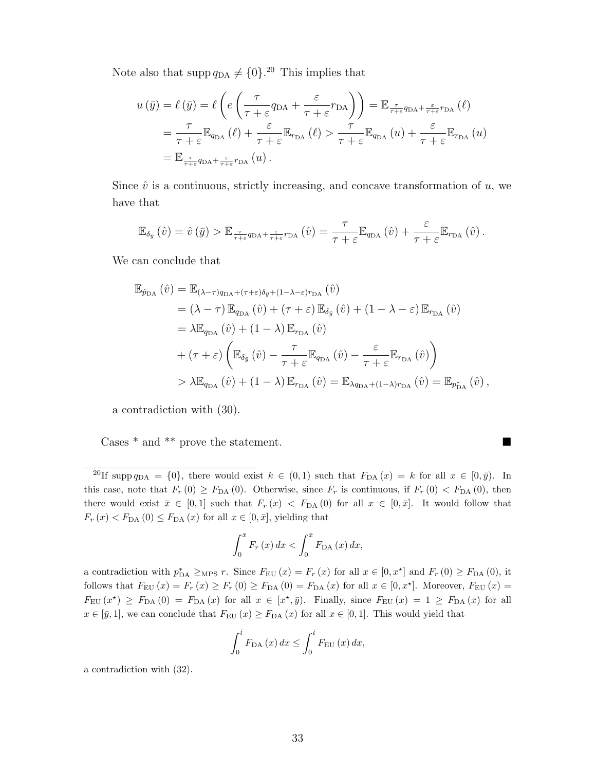Note also that $\operatorname{supp} q_{\text{DA}} \neq \{0\}$.[20] This implies that

$$
\begin{aligned}
u(\bar{y}) &= \ell(\bar{y}) = \ell\left(e\left(\frac{\tau}{\tau+\varepsilon} q_{\text{DA}} + \frac{\varepsilon}{\tau+\varepsilon} r_{\text{DA}}\right)\right) = \mathbb{E}_{\frac{\tau}{\tau+\varepsilon} q_{\text{DA}} + \frac{\varepsilon}{\tau+\varepsilon} r_{\text{DA}}}(\ell) \\
&= \frac{\tau}{\tau+\varepsilon} \mathbb{E}_{q_{\text{DA}}}(\ell) + \frac{\varepsilon}{\tau+\varepsilon} \mathbb{E}_{r_{\text{DA}}}(\ell) > \frac{\tau}{\tau+\varepsilon} \mathbb{E}_{q_{\text{DA}}}(u) + \frac{\varepsilon}{\tau+\varepsilon} \mathbb{E}_{r_{\text{DA}}}(u) \\
&= \mathbb{E}_{\frac{\tau}{\tau+\varepsilon} q_{\text{DA}} + \frac{\varepsilon}{\tau+\varepsilon} r_{\text{DA}}}(u).
\end{aligned}
$$

Since $\hat{v}$ is a continuous, strictly increasing, and concave transformation of $u$, we have that

$$
\mathbb{E}_{\delta_{\bar{y}}}(\hat{v}) = \hat{v}(\bar{y}) > \mathbb{E}_{\frac{\tau}{\tau+\varepsilon} q_{\text{DA}} + \frac{\varepsilon}{\tau+\varepsilon} r_{\text{DA}}}(\hat{v}) = \frac{\tau}{\tau+\varepsilon} \mathbb{E}_{q_{\text{DA}}}(\hat{v}) + \frac{\varepsilon}{\tau+\varepsilon} \mathbb{E}_{r_{\text{DA}}}(\hat{v}).
$$

We can conclude that

$$
\begin{aligned}
\mathbb{E}_{\hat{p}_{\text{DA}}}(\hat{v}) &= \mathbb{E}_{(\lambda-\tau) q_{\text{DA}} + (\tau+\varepsilon)\delta_{\bar{y}} + (1-\lambda-\varepsilon) r_{\text{DA}}}(\hat{v}) \\
&= (\lambda-\tau) \mathbb{E}_{q_{\text{DA}}}(\hat{v}) + (\tau+\varepsilon) \mathbb{E}_{\delta_{\bar{y}}}(\hat{v}) + (1-\lambda-\varepsilon) \mathbb{E}_{r_{\text{DA}}}(\hat{v}) \\
&= \lambda \mathbb{E}_{q_{\text{DA}}}(\hat{v}) + (1-\lambda) \mathbb{E}_{r_{\text{DA}}}(\hat{v}) \\
&\quad + (\tau+\varepsilon)\left(\mathbb{E}_{\delta_{\bar{y}}}(\hat{v}) - \frac{\tau}{\tau+\varepsilon} \mathbb{E}_{q_{\text{DA}}}(\hat{v}) - \frac{\varepsilon}{\tau+\varepsilon} \mathbb{E}_{r_{\text{DA}}}(\hat{v})\right) \\
&> \lambda \mathbb{E}_{q_{\text{DA}}}(\hat{v}) + (1-\lambda) \mathbb{E}_{r_{\text{DA}}}(\hat{v}) = \mathbb{E}_{\lambda q_{\text{DA}} + (1-\lambda) r_{\text{DA}}}(\hat{v}) = \mathbb{E}_{p^*_{\text{DA}}}(\hat{v}),
\end{aligned}
$$

a contradiction with (30).

Cases * and ** prove the statement. ■

---

[20] If $\operatorname{supp} q_{\text{DA}} = \{0\}$, there would exist $k \in (0,1)$ such that $F_{\text{DA}}(x) = k$ for all $x \in [0, \bar{y})$. In this case, note that $F_r(0) \geq F_{\text{DA}}(0)$. Otherwise, since $F_r$ is continuous, if $F_r(0) < F_{\text{DA}}(0)$, then there would exist $\bar{x} \in [0,1]$ such that $F_r(x) < F_{\text{DA}}(0)$ for all $x \in [0, \bar{x}]$. It would follow that $F_r(x) < F_{\text{DA}}(0) \leq F_{\text{DA}}(x)$ for all $x \in [0, \bar{x}]$, yielding that

$$
\int_0^{\bar{x}} F_r(x)\,dx < \int_0^{\bar{x}} F_{\text{DA}}(x)\,dx,
$$

a contradiction with $p^*_{\text{DA}} \geq_{\text{MPS}} r$. Since $F_{\text{EU}}(x) = F_r(x)$ for all $x \in [0, x^\star]$ and $F_r(0) \geq F_{\text{DA}}(0)$, it follows that $F_{\text{EU}}(x) = F_r(x) \geq F_r(0) \geq F_{\text{DA}}(0) = F_{\text{DA}}(x)$ for all $x \in [0, x^\star]$. Moreover, $F_{\text{EU}}(x) = F_{\text{EU}}(x^\star) \geq F_{\text{DA}}(0) = F_{\text{DA}}(x)$ for all $x \in [x^\star, \bar{y})$. Finally, since $F_{\text{EU}}(x) = 1 \geq F_{\text{DA}}(x)$ for all $x \in [\bar{y}, 1]$, we can conclude that $F_{\text{EU}}(x) \geq F_{\text{DA}}(x)$ for all $x \in [0,1]$. This would yield that

$$
\int_0^{\bar{t}} F_{\text{DA}}(x)\,dx \leq \int_0^{\bar{t}} F_{\text{EU}}(x)\,dx,
$$

a contradiction with (32).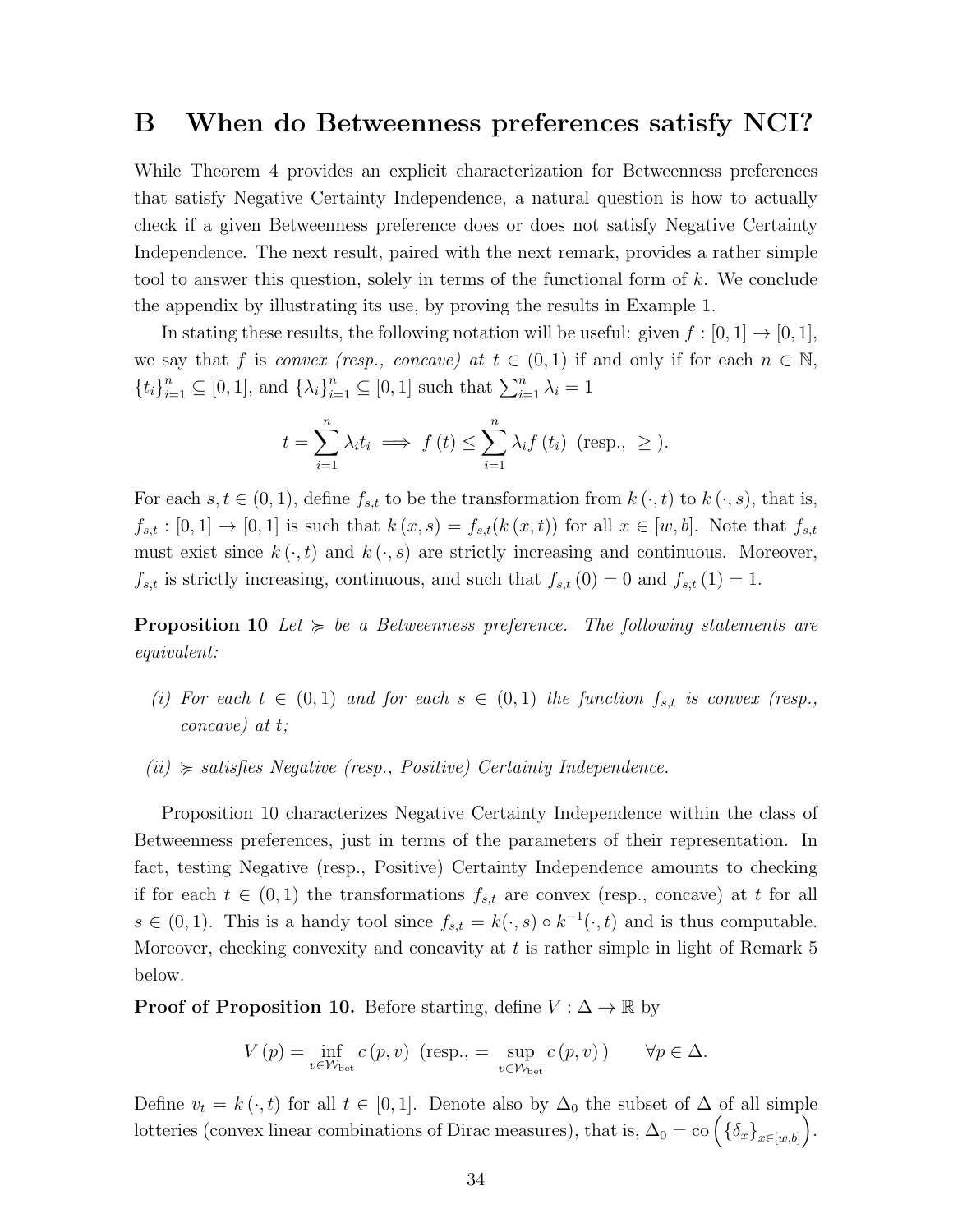# B When do Betweenness preferences satisfy NCI?

While Theorem 4 provides an explicit characterization for Betweenness preferences that satisfy Negative Certainty Independence, a natural question is how to actually check if a given Betweenness preference does or does not satisfy Negative Certainty Independence. The next result, paired with the next remark, provides a rather simple tool to answer this question, solely in terms of the functional form of $k$. We conclude the appendix by illustrating its use, by proving the results in Example 1.

In stating these results, the following notation will be useful: given $f : [0,1] \to [0,1]$, we say that $f$ is *convex (resp., concave) at* $t \in (0,1)$ if and only if for each $n \in \mathbb{N}$, $\{t_i\}_{i=1}^n \subseteq [0,1]$, and $\{\lambda_i\}_{i=1}^n \subseteq [0,1]$ such that $\sum_{i=1}^n \lambda_i = 1$

$$t = \sum_{i=1}^n \lambda_i t_i \implies f(t) \leq \sum_{i=1}^n \lambda_i f(t_i) \text{ (resp., } \geq \text{)}.$$

For each $s,t \in (0,1)$, define $f_{s,t}$ to be the transformation from $k(\cdot,t)$ to $k(\cdot,s)$, that is, $f_{s,t} : [0,1] \to [0,1]$ is such that $k(x,s) = f_{s,t}(k(x,t))$ for all $x \in [w,b]$. Note that $f_{s,t}$ must exist since $k(\cdot,t)$ and $k(\cdot,s)$ are strictly increasing and continuous. Moreover, $f_{s,t}$ is strictly increasing, continuous, and such that $f_{s,t}(0) = 0$ and $f_{s,t}(1) = 1$.

**Proposition 10** *Let $\succcurlyeq$ be a Betweenness preference. The following statements are equivalent:*

*(i) For each $t \in (0,1)$ and for each $s \in (0,1)$ the function $f_{s,t}$ is convex (resp., concave) at $t$;*

*(ii) $\succcurlyeq$ satisfies Negative (resp., Positive) Certainty Independence.*

Proposition 10 characterizes Negative Certainty Independence within the class of Betweenness preferences, just in terms of the parameters of their representation. In fact, testing Negative (resp., Positive) Certainty Independence amounts to checking if for each $t \in (0,1)$ the transformations $f_{s,t}$ are convex (resp., concave) at $t$ for all $s \in (0,1)$. This is a handy tool since $f_{s,t} = k(\cdot,s) \circ k^{-1}(\cdot,t)$ and is thus computable. Moreover, checking convexity and concavity at $t$ is rather simple in light of Remark 5 below.

**Proof of Proposition 10.** Before starting, define $V : \Delta \to \mathbb{R}$ by

$$V(p) = \inf_{v \in \mathcal{W}_{\text{bet}}} c(p,v) \text{ (resp., } = \sup_{v \in \mathcal{W}_{\text{bet}}} c(p,v) \text{)} \qquad \forall p \in \Delta.$$

Define $v_t = k(\cdot,t)$ for all $t \in [0,1]$. Denote also by $\Delta_0$ the subset of $\Delta$ of all simple lotteries (convex linear combinations of Dirac measures), that is, $\Delta_0 = \text{co}\left(\{\delta_x\}_{x \in [w,b]}\right)$.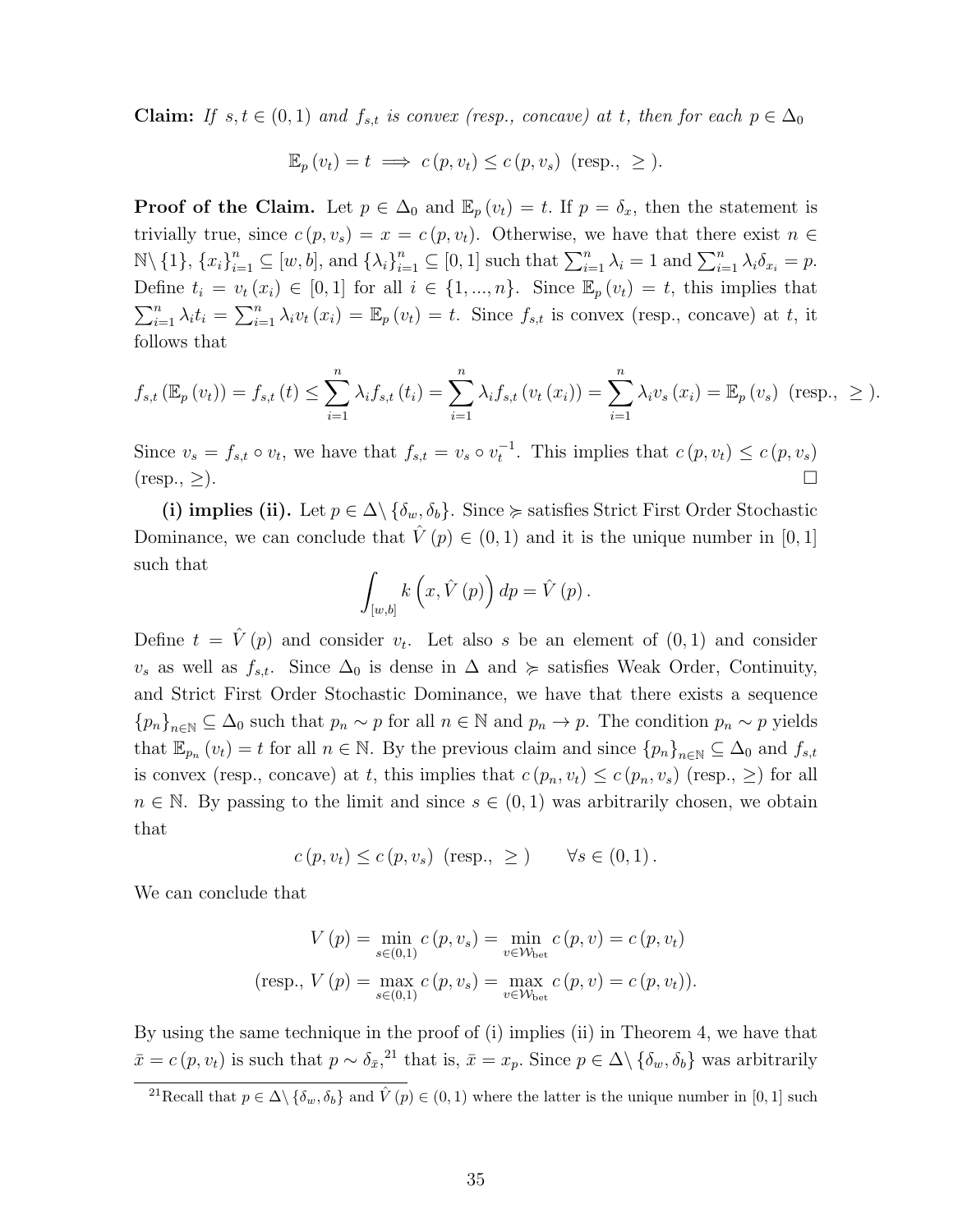**Claim:** *If $s, t \in (0,1)$ and $f_{s,t}$ is convex (resp., concave) at $t$, then for each $p \in \Delta_0$*

$$\mathbb{E}_p(v_t) = t \implies c(p, v_t) \leq c(p, v_s) \text{ (resp., } \geq \text{)}.$$

**Proof of the Claim.** Let $p \in \Delta_0$ and $\mathbb{E}_p(v_t) = t$. If $p = \delta_x$, then the statement is trivially true, since $c(p, v_s) = x = c(p, v_t)$. Otherwise, we have that there exist $n \in \mathbb{N} \setminus \{1\}$, $\{x_i\}_{i=1}^n \subseteq [w, b]$, and $\{\lambda_i\}_{i=1}^n \subseteq [0,1]$ such that $\sum_{i=1}^n \lambda_i = 1$ and $\sum_{i=1}^n \lambda_i \delta_{x_i} = p$. Define $t_i = v_t(x_i) \in [0,1]$ for all $i \in \{1, ..., n\}$. Since $\mathbb{E}_p(v_t) = t$, this implies that $\sum_{i=1}^n \lambda_i t_i = \sum_{i=1}^n \lambda_i v_t(x_i) = \mathbb{E}_p(v_t) = t$. Since $f_{s,t}$ is convex (resp., concave) at $t$, it follows that

$$f_{s,t}(\mathbb{E}_p(v_t)) = f_{s,t}(t) \leq \sum_{i=1}^n \lambda_i f_{s,t}(t_i) = \sum_{i=1}^n \lambda_i f_{s,t}(v_t(x_i)) = \sum_{i=1}^n \lambda_i v_s(x_i) = \mathbb{E}_p(v_s) \text{ (resp., } \geq \text{)}.$$

Since $v_s = f_{s,t} \circ v_t$, we have that $f_{s,t} = v_s \circ v_t^{-1}$. This implies that $c(p, v_t) \leq c(p, v_s)$ (resp., $\geq$). $\square$

**(i) implies (ii).** Let $p \in \Delta \setminus \{\delta_w, \delta_b\}$. Since $\succcurlyeq$ satisfies Strict First Order Stochastic Dominance, we can conclude that $\hat{V}(p) \in (0,1)$ and it is the unique number in $[0,1]$ such that

$$\int_{[w,b]} k\left(x, \hat{V}(p)\right) dp = \hat{V}(p).$$

Define $t = \hat{V}(p)$ and consider $v_t$. Let also $s$ be an element of $(0,1)$ and consider $v_s$ as well as $f_{s,t}$. Since $\Delta_0$ is dense in $\Delta$ and $\succcurlyeq$ satisfies Weak Order, Continuity, and Strict First Order Stochastic Dominance, we have that there exists a sequence $\{p_n\}_{n \in \mathbb{N}} \subseteq \Delta_0$ such that $p_n \sim p$ for all $n \in \mathbb{N}$ and $p_n \to p$. The condition $p_n \sim p$ yields that $\mathbb{E}_{p_n}(v_t) = t$ for all $n \in \mathbb{N}$. By the previous claim and since $\{p_n\}_{n \in \mathbb{N}} \subseteq \Delta_0$ and $f_{s,t}$ is convex (resp., concave) at $t$, this implies that $c(p_n, v_t) \leq c(p_n, v_s)$ (resp., $\geq$) for all $n \in \mathbb{N}$. By passing to the limit and since $s \in (0,1)$ was arbitrarily chosen, we obtain that

$$c(p, v_t) \leq c(p, v_s) \text{ (resp., } \geq \text{)} \qquad \forall s \in (0,1).$$

We can conclude that

$$V(p) = \min_{s \in (0,1)} c(p, v_s) = \min_{v \in \mathcal{W}_{\text{bet}}} c(p, v) = c(p, v_t)$$

$$\text{(resp., } V(p) = \max_{s \in (0,1)} c(p, v_s) = \max_{v \in \mathcal{W}_{\text{bet}}} c(p, v) = c(p, v_t)\text{)}.$$

By using the same technique in the proof of (i) implies (ii) in Theorem 4, we have that $\bar{x} = c(p, v_t)$ is such that $p \sim \delta_{\bar{x}}$,[21] that is, $\bar{x} = x_p$. Since $p \in \Delta \setminus \{\delta_w, \delta_b\}$ was arbitrarily

[21] Recall that $p \in \Delta \setminus \{\delta_w, \delta_b\}$ and $\hat{V}(p) \in (0,1)$ where the latter is the unique number in $[0,1]$ such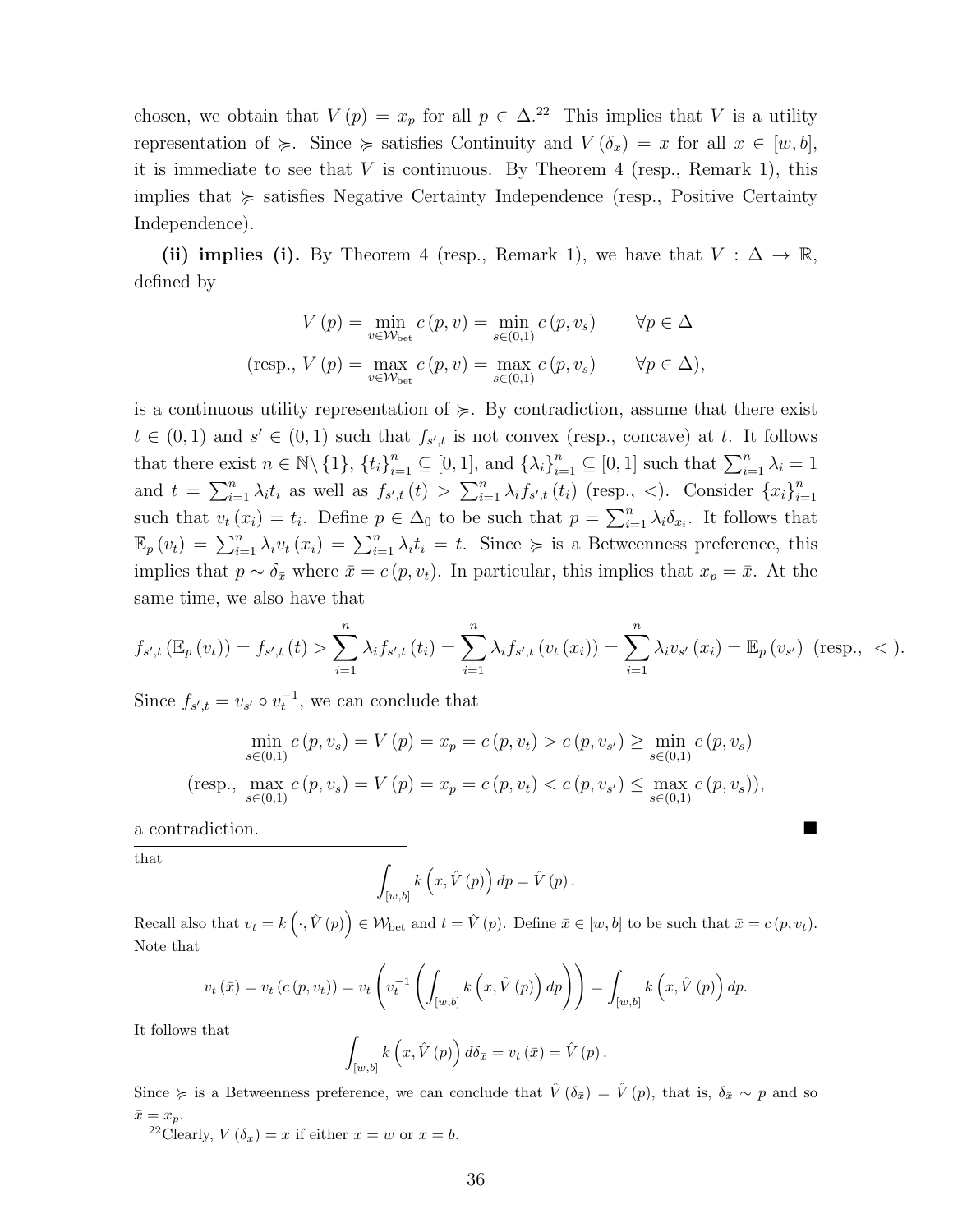chosen, we obtain that $V(p) = x_p$ for all $p \in \Delta$.[22] This implies that $V$ is a utility representation of $\succcurlyeq$. Since $\succcurlyeq$ satisfies Continuity and $V(\delta_x) = x$ for all $x \in [w,b]$, it is immediate to see that $V$ is continuous. By Theorem 4 (resp., Remark 1), this implies that $\succcurlyeq$ satisfies Negative Certainty Independence (resp., Positive Certainty Independence).

**(ii) implies (i).** By Theorem 4 (resp., Remark 1), we have that $V : \Delta \to \mathbb{R}$, defined by

$$V(p) = \min_{v \in \mathcal{W}_{\text{bet}}} c(p,v) = \min_{s \in (0,1)} c(p, v_s) \qquad \forall p \in \Delta$$

$$(\text{resp., } V(p) = \max_{v \in \mathcal{W}_{\text{bet}}} c(p,v) = \max_{s \in (0,1)} c(p, v_s) \qquad \forall p \in \Delta),$$

is a continuous utility representation of $\succcurlyeq$. By contradiction, assume that there exist $t \in (0,1)$ and $s' \in (0,1)$ such that $f_{s',t}$ is not convex (resp., concave) at $t$. It follows that there exist $n \in \mathbb{N} \setminus \{1\}$, $\{t_i\}_{i=1}^n \subseteq [0,1]$, and $\{\lambda_i\}_{i=1}^n \subseteq [0,1]$ such that $\sum_{i=1}^n \lambda_i = 1$ and $t = \sum_{i=1}^n \lambda_i t_i$ as well as $f_{s',t}(t) > \sum_{i=1}^n \lambda_i f_{s',t}(t_i)$ (resp., $<$). Consider $\{x_i\}_{i=1}^n$ such that $v_t(x_i) = t_i$. Define $p \in \Delta_0$ to be such that $p = \sum_{i=1}^n \lambda_i \delta_{x_i}$. It follows that $\mathbb{E}_p(v_t) = \sum_{i=1}^n \lambda_i v_t(x_i) = \sum_{i=1}^n \lambda_i t_i = t$. Since $\succcurlyeq$ is a Betweenness preference, this implies that $p \sim \delta_{\bar{x}}$ where $\bar{x} = c(p, v_t)$. In particular, this implies that $x_p = \bar{x}$. At the same time, we also have that

$$f_{s',t}(\mathbb{E}_p(v_t)) = f_{s',t}(t) > \sum_{i=1}^n \lambda_i f_{s',t}(t_i) = \sum_{i=1}^n \lambda_i f_{s',t}(v_t(x_i)) = \sum_{i=1}^n \lambda_i v_{s'}(x_i) = \mathbb{E}_p(v_{s'}) \ \ (\text{resp., } <).$$

Since $f_{s',t} = v_{s'} \circ v_t^{-1}$, we can conclude that

$$\min_{s \in (0,1)} c(p, v_s) = V(p) = x_p = c(p, v_t) > c(p, v_{s'}) \geq \min_{s \in (0,1)} c(p, v_s)$$

$$(\text{resp., } \max_{s \in (0,1)} c(p, v_s) = V(p) = x_p = c(p, v_t) < c(p, v_{s'}) \leq \max_{s \in (0,1)} c(p, v_s)),$$

a contradiction. ∎

---

that

$$\int_{[w,b]} k\left(x, \hat{V}(p)\right) dp = \hat{V}(p).$$

Recall also that $v_t = k\left(\cdot, \hat{V}(p)\right) \in \mathcal{W}_{\text{bet}}$ and $t = \hat{V}(p)$. Define $\bar{x} \in [w,b]$ to be such that $\bar{x} = c(p, v_t)$. Note that

$$v_t(\bar{x}) = v_t(c(p, v_t)) = v_t\left(v_t^{-1}\left(\int_{[w,b]} k\left(x, \hat{V}(p)\right) dp\right)\right) = \int_{[w,b]} k\left(x, \hat{V}(p)\right) dp.$$

It follows that

$$\int_{[w,b]} k\left(x, \hat{V}(p)\right) d\delta_{\bar{x}} = v_t(\bar{x}) = \hat{V}(p).$$

Since $\succcurlyeq$ is a Betweenness preference, we can conclude that $\hat{V}(\delta_{\bar{x}}) = \hat{V}(p)$, that is, $\delta_{\bar{x}} \sim p$ and so $\bar{x} = x_p$.

[22] Clearly, $V(\delta_x) = x$ if either $x = w$ or $x = b$.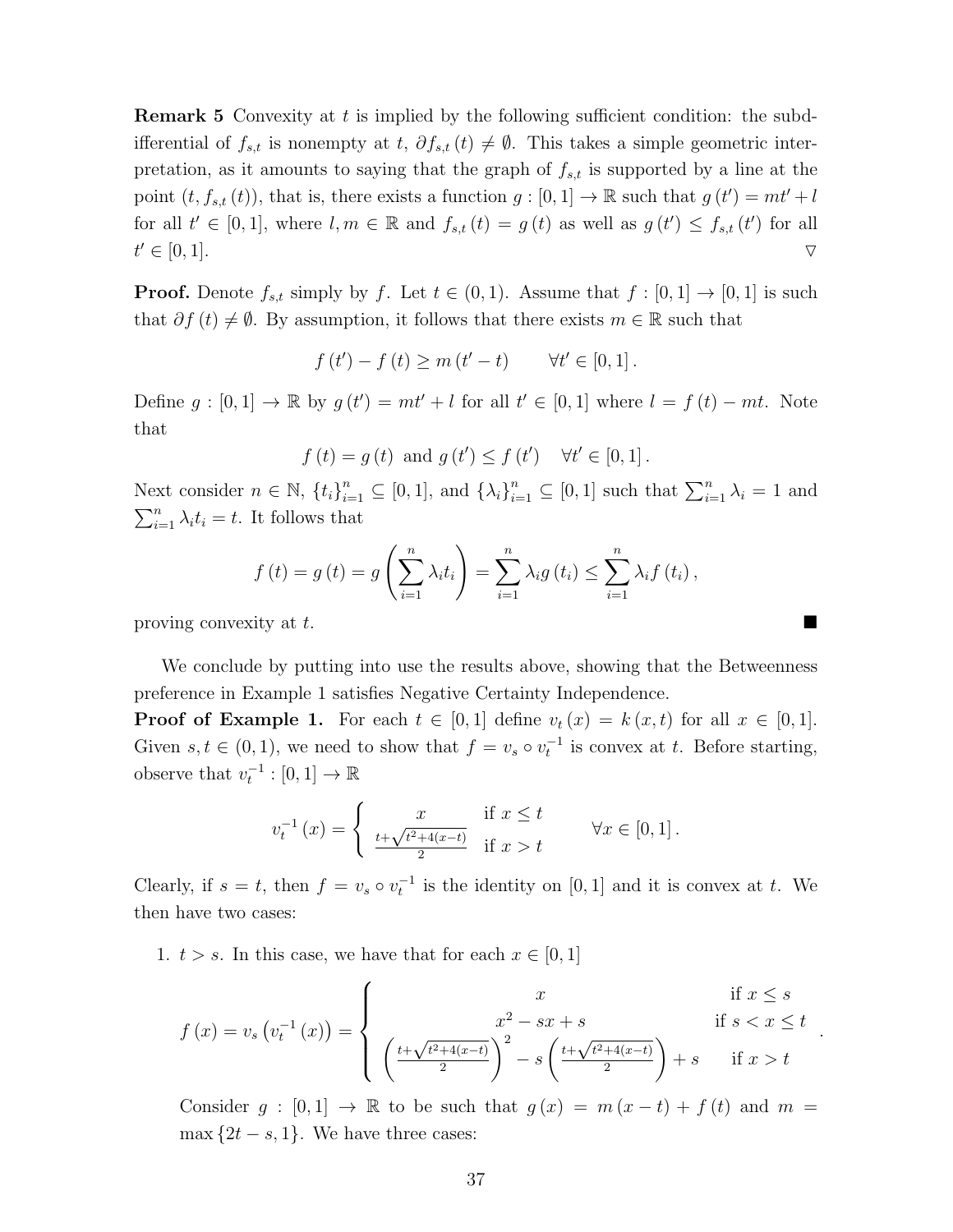**Remark 5** Convexity at $t$ is implied by the following sufficient condition: the subdifferential of $f_{s,t}$ is nonempty at $t$, $\partial f_{s,t}(t) \neq \emptyset$. This takes a simple geometric interpretation, as it amounts to saying that the graph of $f_{s,t}$ is supported by a line at the point $(t, f_{s,t}(t))$, that is, there exists a function $g : [0,1] \to \mathbb{R}$ such that $g(t') = mt' + l$ for all $t' \in [0,1]$, where $l, m \in \mathbb{R}$ and $f_{s,t}(t) = g(t)$ as well as $g(t') \leq f_{s,t}(t')$ for all $t' \in [0,1]$. $\triangledown$

**Proof.** Denote $f_{s,t}$ simply by $f$. Let $t \in (0,1)$. Assume that $f : [0,1] \to [0,1]$ is such that $\partial f(t) \neq \emptyset$. By assumption, it follows that there exists $m \in \mathbb{R}$ such that

$$f(t') - f(t) \geq m(t' - t) \qquad \forall t' \in [0,1].$$

Define $g : [0,1] \to \mathbb{R}$ by $g(t') = mt' + l$ for all $t' \in [0,1]$ where $l = f(t) - mt$. Note that

$$f(t) = g(t) \text{ and } g(t') \leq f(t') \quad \forall t' \in [0,1].$$

Next consider $n \in \mathbb{N}$, $\{t_i\}_{i=1}^n \subseteq [0,1]$, and $\{\lambda_i\}_{i=1}^n \subseteq [0,1]$ such that $\sum_{i=1}^n \lambda_i = 1$ and $\sum_{i=1}^n \lambda_i t_i = t$. It follows that

$$f(t) = g(t) = g\left(\sum_{i=1}^n \lambda_i t_i\right) = \sum_{i=1}^n \lambda_i g(t_i) \leq \sum_{i=1}^n \lambda_i f(t_i),$$

proving convexity at $t$. ∎

We conclude by putting into use the results above, showing that the Betweenness preference in Example 1 satisfies Negative Certainty Independence.

**Proof of Example 1.** For each $t \in [0,1]$ define $v_t(x) = k(x,t)$ for all $x \in [0,1]$. Given $s, t \in (0,1)$, we need to show that $f = v_s \circ v_t^{-1}$ is convex at $t$. Before starting, observe that $v_t^{-1} : [0,1] \to \mathbb{R}$

$$v_t^{-1}(x) = \begin{cases} x & \text{if } x \leq t \\ \frac{t + \sqrt{t^2 + 4(x-t)}}{2} & \text{if } x > t \end{cases} \qquad \forall x \in [0,1].$$

Clearly, if $s = t$, then $f = v_s \circ v_t^{-1}$ is the identity on $[0,1]$ and it is convex at $t$. We then have two cases:

1. $t > s$. In this case, we have that for each $x \in [0,1]$

$$f(x) = v_s\left(v_t^{-1}(x)\right) = \begin{cases} x & \text{if } x \leq s \\ x^2 - sx + s & \text{if } s < x \leq t \\ \left(\frac{t+\sqrt{t^2+4(x-t)}}{2}\right)^2 - s\left(\frac{t+\sqrt{t^2+4(x-t)}}{2}\right) + s & \text{if } x > t \end{cases}.$$

Consider $g : [0,1] \to \mathbb{R}$ to be such that $g(x) = m(x-t) + f(t)$ and $m = \max\{2t - s, 1\}$. We have three cases: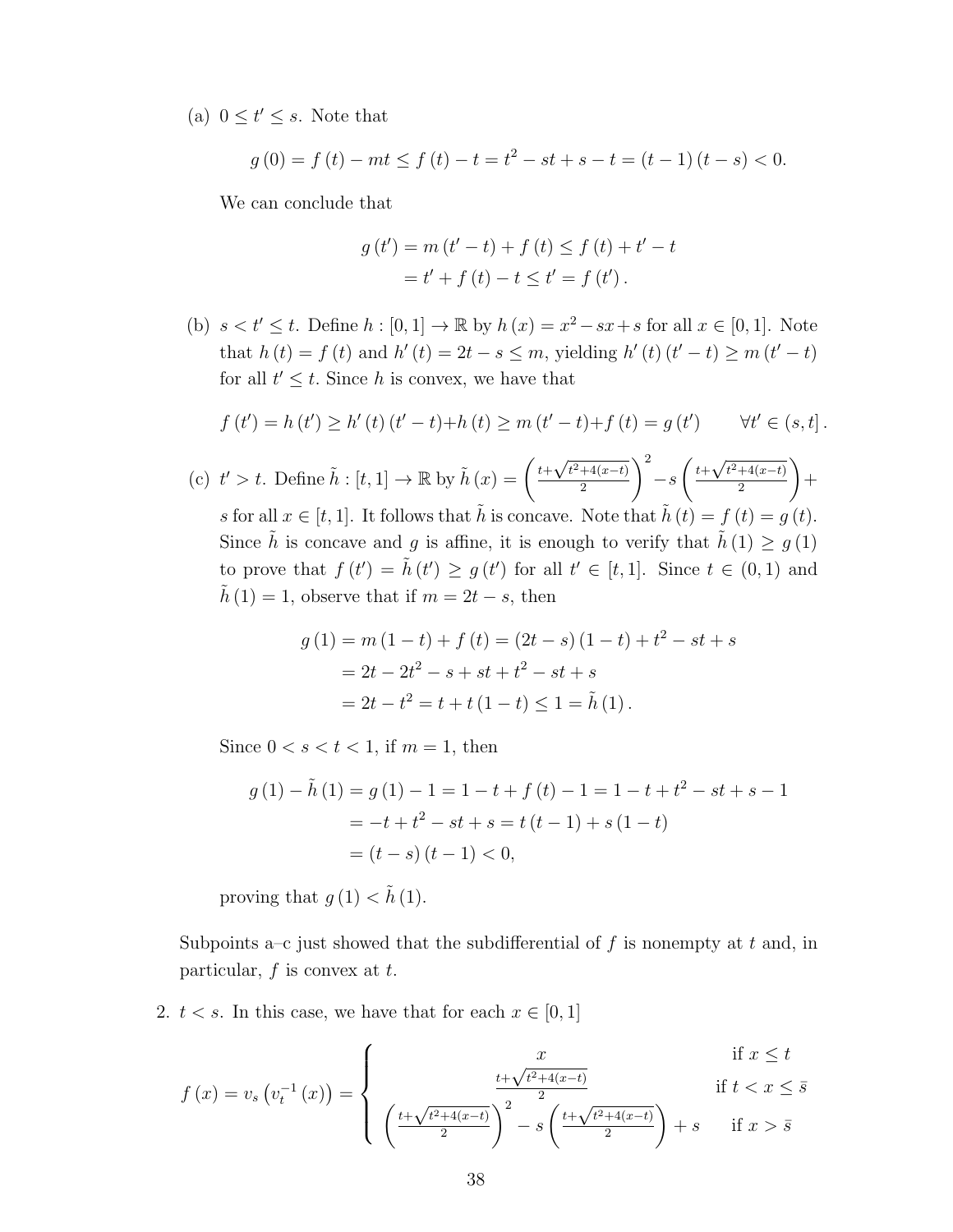(a) $0 \leq t' \leq s$. Note that

$$g(0) = f(t) - mt \leq f(t) - t = t^2 - st + s - t = (t-1)(t-s) < 0.$$

We can conclude that

$$\begin{aligned} g(t') &= m(t'-t) + f(t) \leq f(t) + t' - t \\ &= t' + f(t) - t \leq t' = f(t'). \end{aligned}$$

(b) $s < t' \leq t$. Define $h : [0,1] \to \mathbb{R}$ by $h(x) = x^2 - sx + s$ for all $x \in [0,1]$. Note that $h(t) = f(t)$ and $h'(t) = 2t - s \leq m$, yielding $h'(t)(t'-t) \geq m(t'-t)$ for all $t' \leq t$. Since $h$ is convex, we have that

$$f(t') = h(t') \geq h'(t)(t'-t) + h(t) \geq m(t'-t) + f(t) = g(t') \qquad \forall t' \in (s,t].$$

(c) $t' > t$. Define $\tilde{h} : [t,1] \to \mathbb{R}$ by $\tilde{h}(x) = \left(\frac{t+\sqrt{t^2+4(x-t)}}{2}\right)^2 - s\left(\frac{t+\sqrt{t^2+4(x-t)}}{2}\right) + s$ for all $x \in [t,1]$. It follows that $\tilde{h}$ is concave. Note that $\tilde{h}(t) = f(t) = g(t)$. Since $\tilde{h}$ is concave and $g$ is affine, it is enough to verify that $\tilde{h}(1) \geq g(1)$ to prove that $f(t') = \tilde{h}(t') \geq g(t')$ for all $t' \in [t,1]$. Since $t \in (0,1)$ and $\tilde{h}(1) = 1$, observe that if $m = 2t - s$, then

$$\begin{aligned} g(1) &= m(1-t) + f(t) = (2t-s)(1-t) + t^2 - st + s \\ &= 2t - 2t^2 - s + st + t^2 - st + s \\ &= 2t - t^2 = t + t(1-t) \leq 1 = \tilde{h}(1). \end{aligned}$$

Since $0 < s < t < 1$, if $m = 1$, then

$$\begin{aligned} g(1) - \tilde{h}(1) &= g(1) - 1 = 1 - t + f(t) - 1 = 1 - t + t^2 - st + s - 1 \\ &= -t + t^2 - st + s = t(t-1) + s(1-t) \\ &= (t-s)(t-1) < 0, \end{aligned}$$

proving that $g(1) < \tilde{h}(1)$.

Subpoints a–c just showed that the subdifferential of $f$ is nonempty at $t$ and, in particular, $f$ is convex at $t$.

2. $t < s$. In this case, we have that for each $x \in [0,1]$

$$f(x) = v_s\left(v_t^{-1}(x)\right) = \begin{cases} x & \text{if } x \leq t \\ \frac{t+\sqrt{t^2+4(x-t)}}{2} & \text{if } t < x \leq \bar{s} \\ \left(\frac{t+\sqrt{t^2+4(x-t)}}{2}\right)^2 - s\left(\frac{t+\sqrt{t^2+4(x-t)}}{2}\right) + s & \text{if } x > \bar{s} \end{cases}$$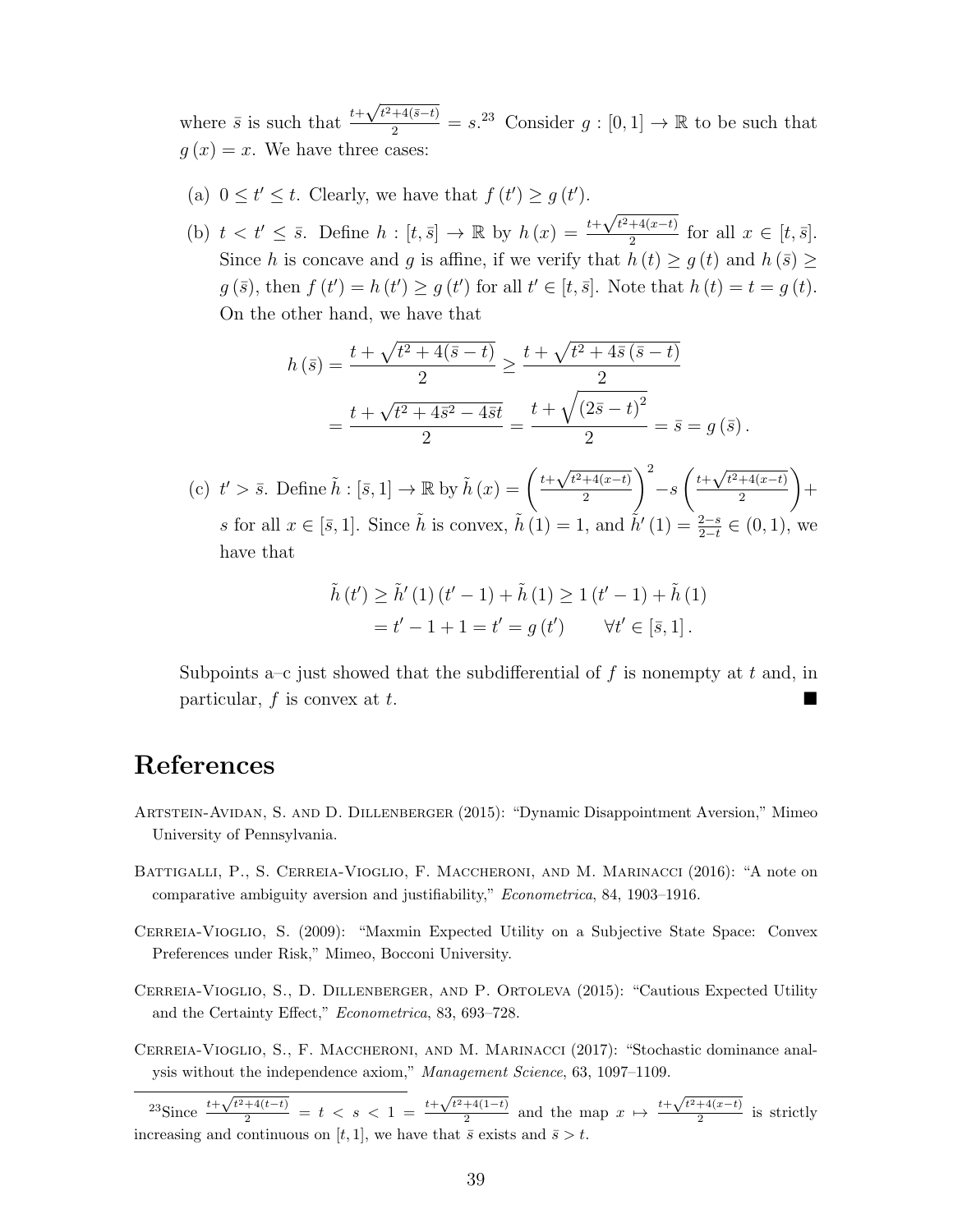where $\bar{s}$ is such that $\frac{t+\sqrt{t^2+4(\bar{s}-t)}}{2} = s$.[23] Consider $g : [0,1] \to \mathbb{R}$ to be such that $g(x) = x$. We have three cases:

(a) $0 \leq t' \leq t$. Clearly, we have that $f(t') \geq g(t')$.

(b) $t < t' \leq \bar{s}$. Define $h : [t, \bar{s}] \to \mathbb{R}$ by $h(x) = \frac{t+\sqrt{t^2+4(x-t)}}{2}$ for all $x \in [t, \bar{s}]$. Since $h$ is concave and $g$ is affine, if we verify that $h(t) \geq g(t)$ and $h(\bar{s}) \geq g(\bar{s})$, then $f(t') = h(t') \geq g(t')$ for all $t' \in [t, \bar{s}]$. Note that $h(t) = t = g(t)$. On the other hand, we have that

$$h(\bar{s}) = \frac{t+\sqrt{t^2+4(\bar{s}-t)}}{2} \geq \frac{t+\sqrt{t^2+4\bar{s}(\bar{s}-t)}}{2}$$
$$= \frac{t+\sqrt{t^2+4\bar{s}^2-4\bar{s}t}}{2} = \frac{t+\sqrt{(2\bar{s}-t)^2}}{2} = \bar{s} = g(\bar{s}).$$

(c) $t' > \bar{s}$. Define $\tilde{h} : [\bar{s}, 1] \to \mathbb{R}$ by $\tilde{h}(x) = \left(\frac{t+\sqrt{t^2+4(x-t)}}{2}\right)^2 - s\left(\frac{t+\sqrt{t^2+4(x-t)}}{2}\right) + s$ for all $x \in [\bar{s}, 1]$. Since $\tilde{h}$ is convex, $\tilde{h}(1) = 1$, and $\tilde{h}'(1) = \frac{2-s}{2-t} \in (0,1)$, we have that

$$\tilde{h}(t') \geq \tilde{h}'(1)(t'-1) + \tilde{h}(1) \geq 1(t'-1) + \tilde{h}(1)$$
$$= t' - 1 + 1 = t' = g(t') \qquad \forall t' \in [\bar{s}, 1].$$

Subpoints a–c just showed that the subdifferential of $f$ is nonempty at $t$ and, in particular, $f$ is convex at $t$. ∎

# References

Artstein-Avidan, S. and D. Dillenberger (2015): "Dynamic Disappointment Aversion," Mimeo University of Pennsylvania.

Battigalli, P., S. Cerreia-Vioglio, F. Maccheroni, and M. Marinacci (2016): "A note on comparative ambiguity aversion and justifiability," *Econometrica*, 84, 1903–1916.

Cerreia-Vioglio, S. (2009): "Maxmin Expected Utility on a Subjective State Space: Convex Preferences under Risk," Mimeo, Bocconi University.

Cerreia-Vioglio, S., D. Dillenberger, and P. Ortoleva (2015): "Cautious Expected Utility and the Certainty Effect," *Econometrica*, 83, 693–728.

Cerreia-Vioglio, S., F. Maccheroni, and M. Marinacci (2017): "Stochastic dominance analysis without the independence axiom," *Management Science*, 63, 1097–1109.

---

[23] Since $\frac{t+\sqrt{t^2+4(t-t)}}{2} = t < s < 1 = \frac{t+\sqrt{t^2+4(1-t)}}{2}$ and the map $x \mapsto \frac{t+\sqrt{t^2+4(x-t)}}{2}$ is strictly increasing and continuous on $[t,1]$, we have that $\bar{s}$ exists and $\bar{s} > t$.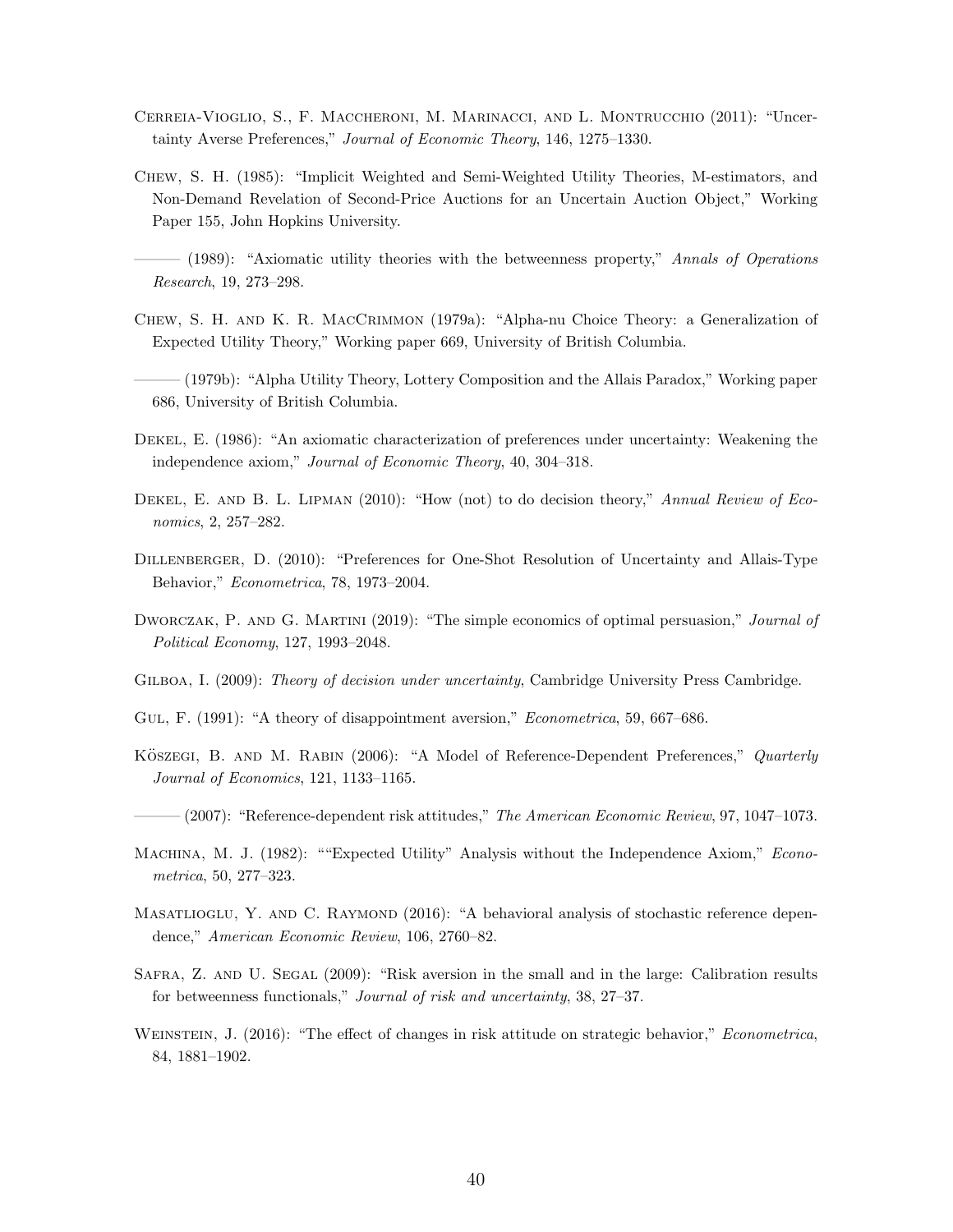Cerreia-Vioglio, S., F. Maccheroni, M. Marinacci, and L. Montrucchio (2011): "Uncertainty Averse Preferences," *Journal of Economic Theory*, 146, 1275–1330.

Chew, S. H. (1985): "Implicit Weighted and Semi-Weighted Utility Theories, M-estimators, and Non-Demand Revelation of Second-Price Auctions for an Uncertain Auction Object," Working Paper 155, John Hopkins University.

——— (1989): "Axiomatic utility theories with the betweenness property," *Annals of Operations Research*, 19, 273–298.

Chew, S. H. and K. R. MacCrimmon (1979a): "Alpha-nu Choice Theory: a Generalization of Expected Utility Theory," Working paper 669, University of British Columbia.

——— (1979b): "Alpha Utility Theory, Lottery Composition and the Allais Paradox," Working paper 686, University of British Columbia.

Dekel, E. (1986): "An axiomatic characterization of preferences under uncertainty: Weakening the independence axiom," *Journal of Economic Theory*, 40, 304–318.

Dekel, E. and B. L. Lipman (2010): "How (not) to do decision theory," *Annual Review of Economics*, 2, 257–282.

Dillenberger, D. (2010): "Preferences for One-Shot Resolution of Uncertainty and Allais-Type Behavior," *Econometrica*, 78, 1973–2004.

Dworczak, P. and G. Martini (2019): "The simple economics of optimal persuasion," *Journal of Political Economy*, 127, 1993–2048.

Gilboa, I. (2009): *Theory of decision under uncertainty*, Cambridge University Press Cambridge.

Gul, F. (1991): "A theory of disappointment aversion," *Econometrica*, 59, 667–686.

Kőszegi, B. and M. Rabin (2006): "A Model of Reference-Dependent Preferences," *Quarterly Journal of Economics*, 121, 1133–1165.

——— (2007): "Reference-dependent risk attitudes," *The American Economic Review*, 97, 1047–1073.

Machina, M. J. (1982): ""Expected Utility" Analysis without the Independence Axiom," *Econometrica*, 50, 277–323.

Masatlioglu, Y. and C. Raymond (2016): "A behavioral analysis of stochastic reference dependence," *American Economic Review*, 106, 2760–82.

Safra, Z. and U. Segal (2009): "Risk aversion in the small and in the large: Calibration results for betweenness functionals," *Journal of risk and uncertainty*, 38, 27–37.

Weinstein, J. (2016): "The effect of changes in risk attitude on strategic behavior," *Econometrica*, 84, 1881–1902.